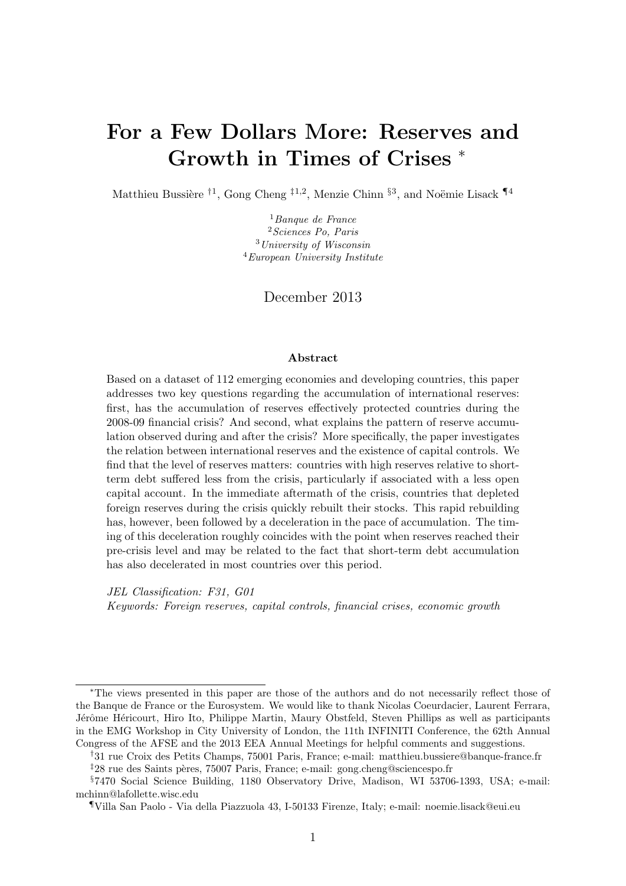# For a Few Dollars More: Reserves and Growth in Times of Crises [*]

Matthieu Bussière [†1], Gong Cheng [‡1,2], Menzie Chinn [§3], and Noëmie Lisack [¶4]

[1] *Banque de France*
[2] *Sciences Po, Paris*
[3] *University of Wisconsin*
[4] *European University Institute*

December 2013

**Abstract**

Based on a dataset of 112 emerging economies and developing countries, this paper addresses two key questions regarding the accumulation of international reserves: first, has the accumulation of reserves effectively protected countries during the 2008-09 financial crisis? And second, what explains the pattern of reserve accumulation observed during and after the crisis? More specifically, the paper investigates the relation between international reserves and the existence of capital controls. We find that the level of reserves matters: countries with high reserves relative to short-term debt suffered less from the crisis, particularly if associated with a less open capital account. In the immediate aftermath of the crisis, countries that depleted foreign reserves during the crisis quickly rebuilt their stocks. This rapid rebuilding has, however, been followed by a deceleration in the pace of accumulation. The timing of this deceleration roughly coincides with the point when reserves reached their pre-crisis level and may be related to the fact that short-term debt accumulation has also decelerated in most countries over this period.

*JEL Classification: F31, G01*
*Keywords: Foreign reserves, capital controls, financial crises, economic growth*

---

[*] The views presented in this paper are those of the authors and do not necessarily reflect those of the Banque de France or the Eurosystem. We would like to thank Nicolas Coeurdacier, Laurent Ferrara, Jérôme Héricourt, Hiro Ito, Philippe Martin, Maury Obstfeld, Steven Phillips as well as participants in the EMG Workshop in City University of London, the 11th INFINITI Conference, the 62th Annual Congress of the AFSE and the 2013 EEA Annual Meetings for helpful comments and suggestions.

[†] 31 rue Croix des Petits Champs, 75001 Paris, France; e-mail: matthieu.bussiere@banque-france.fr

[‡] 28 rue des Saints pères, 75007 Paris, France; e-mail: gong.cheng@sciencespo.fr

[§] 7470 Social Science Building, 1180 Observatory Drive, Madison, WI 53706-1393, USA; e-mail: mchinn@lafollette.wisc.edu

[¶] Villa San Paolo - Via della Piazzuola 43, I-50133 Firenze, Italy; e-mail: noemie.lisack@eui.eu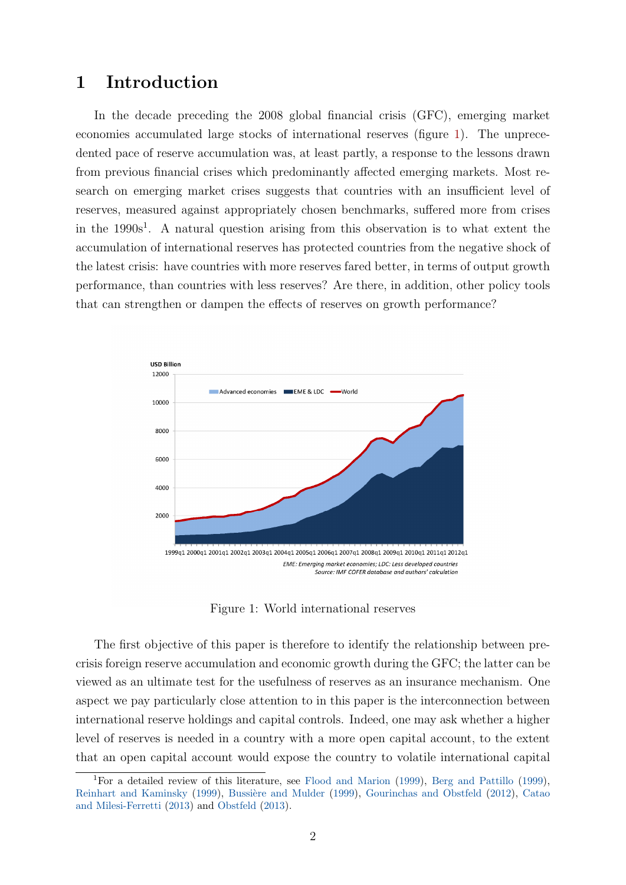# 1 Introduction

In the decade preceding the 2008 global financial crisis (GFC), emerging market economies accumulated large stocks of international reserves (figure 1). The unprecedented pace of reserve accumulation was, at least partly, a response to the lessons drawn from previous financial crises which predominantly affected emerging markets. Most research on emerging market crises suggests that countries with an insufficient level of reserves, measured against appropriately chosen benchmarks, suffered more from crises in the 1990s[1]. A natural question arising from this observation is to what extent the accumulation of international reserves has protected countries from the negative shock of the latest crisis: have countries with more reserves fared better, in terms of output growth performance, than countries with less reserves? Are there, in addition, other policy tools that can strengthen or dampen the effects of reserves on growth performance?

Figure 1: World international reserves

The first objective of this paper is therefore to identify the relationship between pre-crisis foreign reserve accumulation and economic growth during the GFC; the latter can be viewed as an ultimate test for the usefulness of reserves as an insurance mechanism. One aspect we pay particularly close attention to in this paper is the interconnection between international reserve holdings and capital controls. Indeed, one may ask whether a higher level of reserves is needed in a country with a more open capital account, to the extent that an open capital account would expose the country to volatile international capital

[1] For a detailed review of this literature, see Flood and Marion (1999), Berg and Pattillo (1999), Reinhart and Kaminsky (1999), Bussière and Mulder (1999), Gourinchas and Obstfeld (2012), Catao and Milesi-Ferretti (2013) and Obstfeld (2013).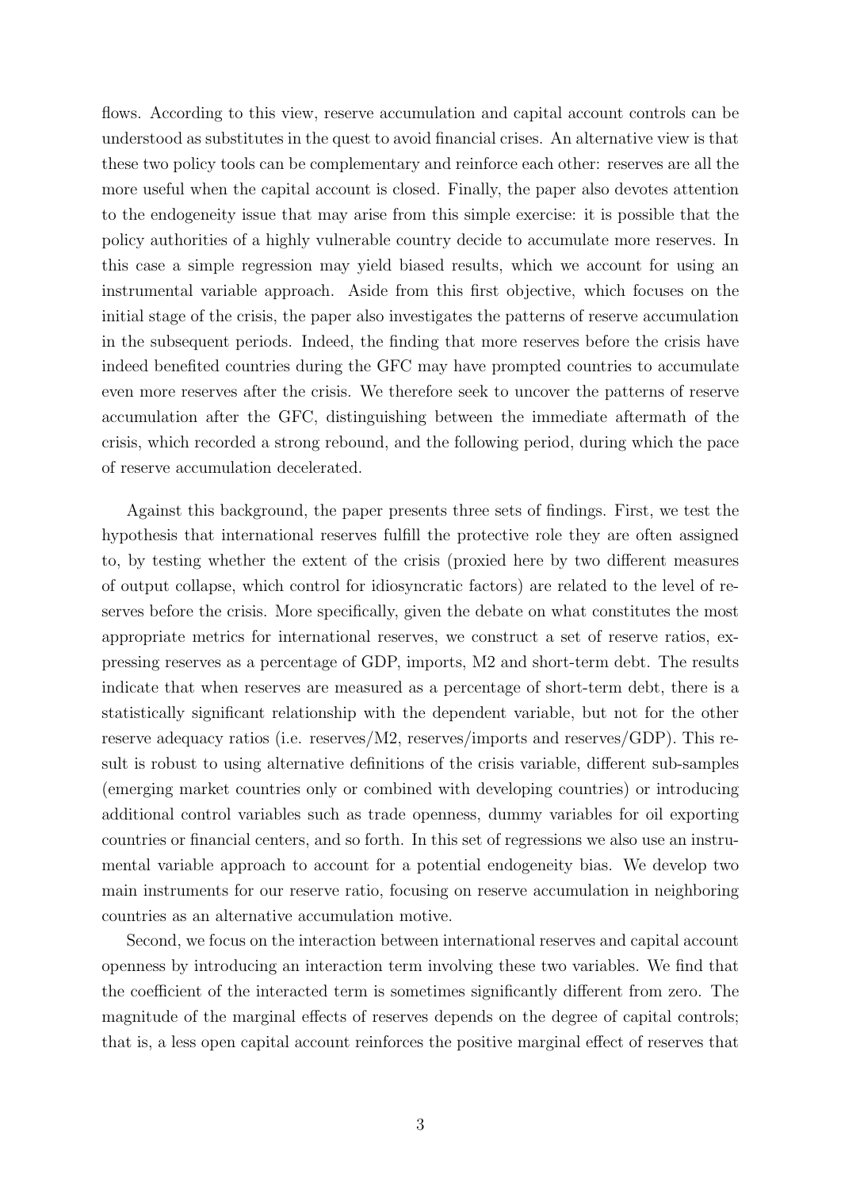flows. According to this view, reserve accumulation and capital account controls can be understood as substitutes in the quest to avoid financial crises. An alternative view is that these two policy tools can be complementary and reinforce each other: reserves are all the more useful when the capital account is closed. Finally, the paper also devotes attention to the endogeneity issue that may arise from this simple exercise: it is possible that the policy authorities of a highly vulnerable country decide to accumulate more reserves. In this case a simple regression may yield biased results, which we account for using an instrumental variable approach. Aside from this first objective, which focuses on the initial stage of the crisis, the paper also investigates the patterns of reserve accumulation in the subsequent periods. Indeed, the finding that more reserves before the crisis have indeed benefited countries during the GFC may have prompted countries to accumulate even more reserves after the crisis. We therefore seek to uncover the patterns of reserve accumulation after the GFC, distinguishing between the immediate aftermath of the crisis, which recorded a strong rebound, and the following period, during which the pace of reserve accumulation decelerated.

Against this background, the paper presents three sets of findings. First, we test the hypothesis that international reserves fulfill the protective role they are often assigned to, by testing whether the extent of the crisis (proxied here by two different measures of output collapse, which control for idiosyncratic factors) are related to the level of reserves before the crisis. More specifically, given the debate on what constitutes the most appropriate metrics for international reserves, we construct a set of reserve ratios, expressing reserves as a percentage of GDP, imports, M2 and short-term debt. The results indicate that when reserves are measured as a percentage of short-term debt, there is a statistically significant relationship with the dependent variable, but not for the other reserve adequacy ratios (i.e. reserves/M2, reserves/imports and reserves/GDP). This result is robust to using alternative definitions of the crisis variable, different sub-samples (emerging market countries only or combined with developing countries) or introducing additional control variables such as trade openness, dummy variables for oil exporting countries or financial centers, and so forth. In this set of regressions we also use an instrumental variable approach to account for a potential endogeneity bias. We develop two main instruments for our reserve ratio, focusing on reserve accumulation in neighboring countries as an alternative accumulation motive.

Second, we focus on the interaction between international reserves and capital account openness by introducing an interaction term involving these two variables. We find that the coefficient of the interacted term is sometimes significantly different from zero. The magnitude of the marginal effects of reserves depends on the degree of capital controls; that is, a less open capital account reinforces the positive marginal effect of reserves that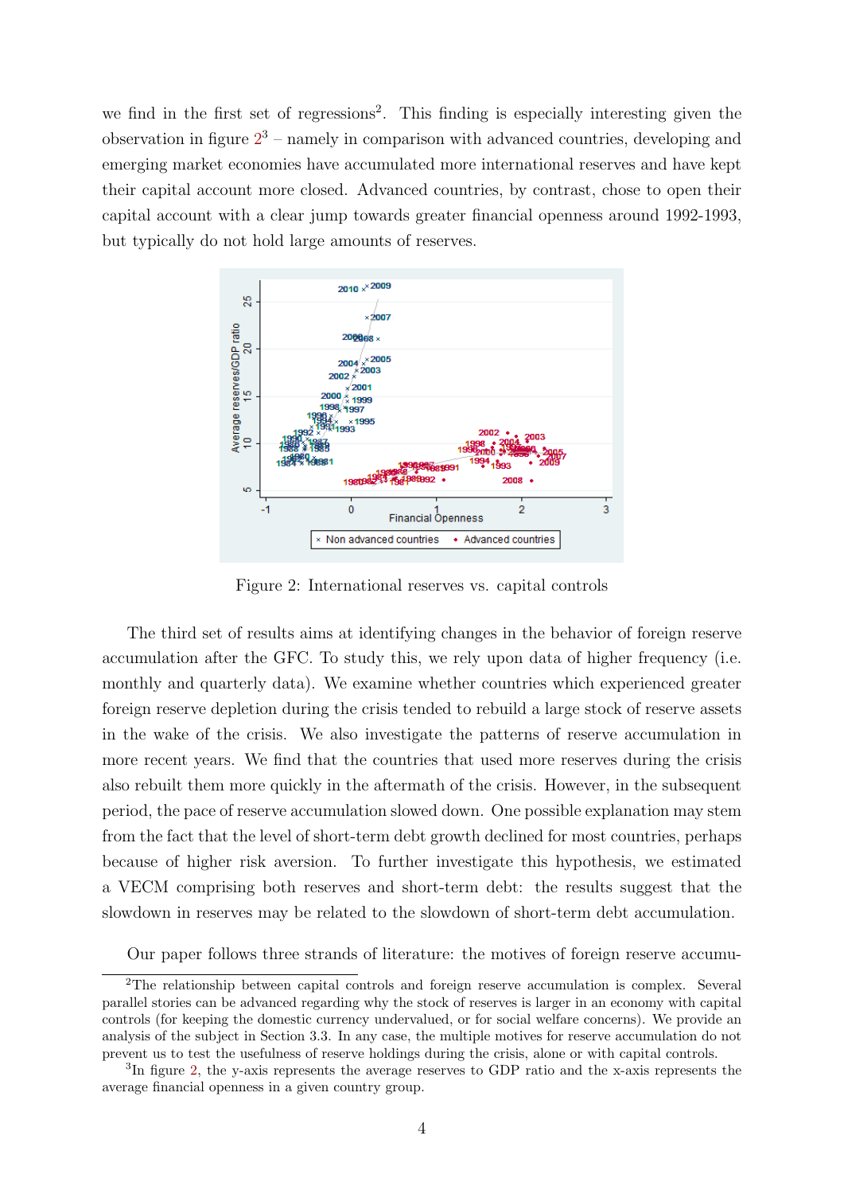we find in the first set of regressions[2]. This finding is especially interesting given the observation in figure 2[3] – namely in comparison with advanced countries, developing and emerging market economies have accumulated more international reserves and have kept their capital account more closed. Advanced countries, by contrast, chose to open their capital account with a clear jump towards greater financial openness around 1992-1993, but typically do not hold large amounts of reserves.

Figure 2: International reserves vs. capital controls

The third set of results aims at identifying changes in the behavior of foreign reserve accumulation after the GFC. To study this, we rely upon data of higher frequency (i.e. monthly and quarterly data). We examine whether countries which experienced greater foreign reserve depletion during the crisis tended to rebuild a large stock of reserve assets in the wake of the crisis. We also investigate the patterns of reserve accumulation in more recent years. We find that the countries that used more reserves during the crisis also rebuilt them more quickly in the aftermath of the crisis. However, in the subsequent period, the pace of reserve accumulation slowed down. One possible explanation may stem from the fact that the level of short-term debt growth declined for most countries, perhaps because of higher risk aversion. To further investigate this hypothesis, we estimated a VECM comprising both reserves and short-term debt: the results suggest that the slowdown in reserves may be related to the slowdown of short-term debt accumulation.

Our paper follows three strands of literature: the motives of foreign reserve accumu-

[2]The relationship between capital controls and foreign reserve accumulation is complex. Several parallel stories can be advanced regarding why the stock of reserves is larger in an economy with capital controls (for keeping the domestic currency undervalued, or for social welfare concerns). We provide an analysis of the subject in Section 3.3. In any case, the multiple motives for reserve accumulation do not prevent us to test the usefulness of reserve holdings during the crisis, alone or with capital controls.

[3]In figure 2, the y-axis represents the average reserves to GDP ratio and the x-axis represents the average financial openness in a given country group.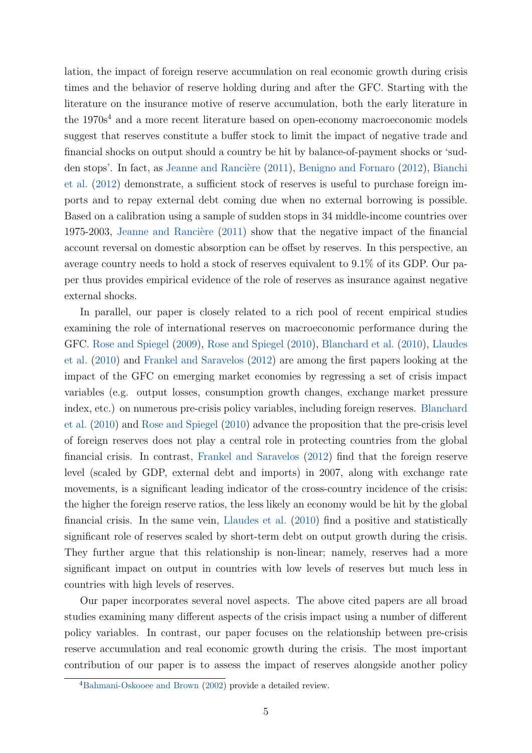lation, the impact of foreign reserve accumulation on real economic growth during crisis times and the behavior of reserve holding during and after the GFC. Starting with the literature on the insurance motive of reserve accumulation, both the early literature in the 1970s[4] and a more recent literature based on open-economy macroeconomic models suggest that reserves constitute a buffer stock to limit the impact of negative trade and financial shocks on output should a country be hit by balance-of-payment shocks or 'sudden stops'. In fact, as Jeanne and Rancière (2011), Benigno and Fornaro (2012), Bianchi et al. (2012) demonstrate, a sufficient stock of reserves is useful to purchase foreign imports and to repay external debt coming due when no external borrowing is possible. Based on a calibration using a sample of sudden stops in 34 middle-income countries over 1975-2003, Jeanne and Rancière (2011) show that the negative impact of the financial account reversal on domestic absorption can be offset by reserves. In this perspective, an average country needs to hold a stock of reserves equivalent to 9.1% of its GDP. Our paper thus provides empirical evidence of the role of reserves as insurance against negative external shocks.

In parallel, our paper is closely related to a rich pool of recent empirical studies examining the role of international reserves on macroeconomic performance during the GFC. Rose and Spiegel (2009), Rose and Spiegel (2010), Blanchard et al. (2010), Llaudes et al. (2010) and Frankel and Saravelos (2012) are among the first papers looking at the impact of the GFC on emerging market economies by regressing a set of crisis impact variables (e.g. output losses, consumption growth changes, exchange market pressure index, etc.) on numerous pre-crisis policy variables, including foreign reserves. Blanchard et al. (2010) and Rose and Spiegel (2010) advance the proposition that the pre-crisis level of foreign reserves does not play a central role in protecting countries from the global financial crisis. In contrast, Frankel and Saravelos (2012) find that the foreign reserve level (scaled by GDP, external debt and imports) in 2007, along with exchange rate movements, is a significant leading indicator of the cross-country incidence of the crisis: the higher the foreign reserve ratios, the less likely an economy would be hit by the global financial crisis. In the same vein, Llaudes et al. (2010) find a positive and statistically significant role of reserves scaled by short-term debt on output growth during the crisis. They further argue that this relationship is non-linear; namely, reserves had a more significant impact on output in countries with low levels of reserves but much less in countries with high levels of reserves.

Our paper incorporates several novel aspects. The above cited papers are all broad studies examining many different aspects of the crisis impact using a number of different policy variables. In contrast, our paper focuses on the relationship between pre-crisis reserve accumulation and real economic growth during the crisis. The most important contribution of our paper is to assess the impact of reserves alongside another policy

[4] Bahmani-Oskooee and Brown (2002) provide a detailed review.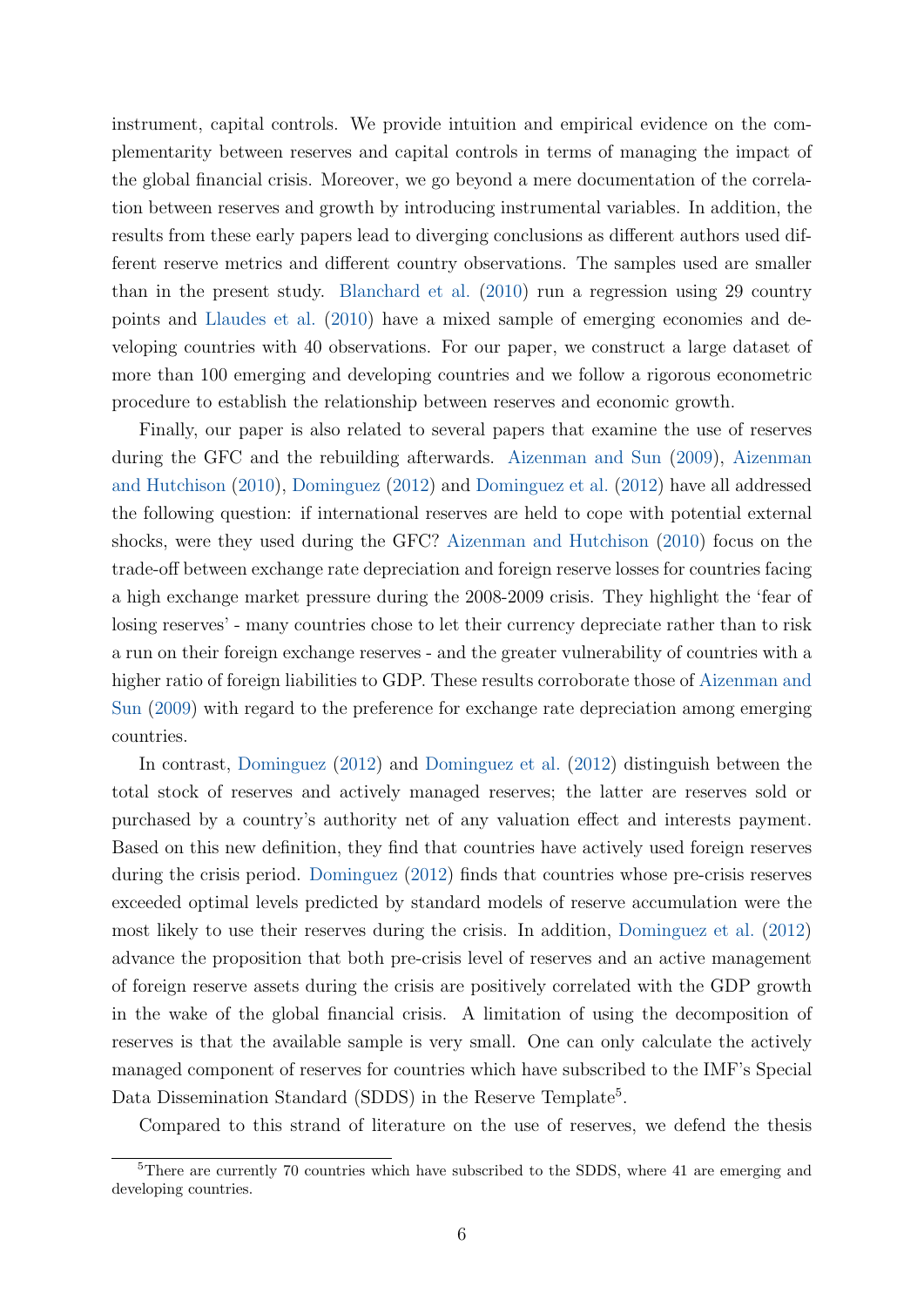instrument, capital controls. We provide intuition and empirical evidence on the complementarity between reserves and capital controls in terms of managing the impact of the global financial crisis. Moreover, we go beyond a mere documentation of the correlation between reserves and growth by introducing instrumental variables. In addition, the results from these early papers lead to diverging conclusions as different authors used different reserve metrics and different country observations. The samples used are smaller than in the present study. Blanchard et al. (2010) run a regression using 29 country points and Llaudes et al. (2010) have a mixed sample of emerging economies and developing countries with 40 observations. For our paper, we construct a large dataset of more than 100 emerging and developing countries and we follow a rigorous econometric procedure to establish the relationship between reserves and economic growth.

Finally, our paper is also related to several papers that examine the use of reserves during the GFC and the rebuilding afterwards. Aizenman and Sun (2009), Aizenman and Hutchison (2010), Dominguez (2012) and Dominguez et al. (2012) have all addressed the following question: if international reserves are held to cope with potential external shocks, were they used during the GFC? Aizenman and Hutchison (2010) focus on the trade-off between exchange rate depreciation and foreign reserve losses for countries facing a high exchange market pressure during the 2008-2009 crisis. They highlight the 'fear of losing reserves' - many countries chose to let their currency depreciate rather than to risk a run on their foreign exchange reserves - and the greater vulnerability of countries with a higher ratio of foreign liabilities to GDP. These results corroborate those of Aizenman and Sun (2009) with regard to the preference for exchange rate depreciation among emerging countries.

In contrast, Dominguez (2012) and Dominguez et al. (2012) distinguish between the total stock of reserves and actively managed reserves; the latter are reserves sold or purchased by a country's authority net of any valuation effect and interests payment. Based on this new definition, they find that countries have actively used foreign reserves during the crisis period. Dominguez (2012) finds that countries whose pre-crisis reserves exceeded optimal levels predicted by standard models of reserve accumulation were the most likely to use their reserves during the crisis. In addition, Dominguez et al. (2012) advance the proposition that both pre-crisis level of reserves and an active management of foreign reserve assets during the crisis are positively correlated with the GDP growth in the wake of the global financial crisis. A limitation of using the decomposition of reserves is that the available sample is very small. One can only calculate the actively managed component of reserves for countries which have subscribed to the IMF's Special Data Dissemination Standard (SDDS) in the Reserve Template[5].

Compared to this strand of literature on the use of reserves, we defend the thesis

[5]There are currently 70 countries which have subscribed to the SDDS, where 41 are emerging and developing countries.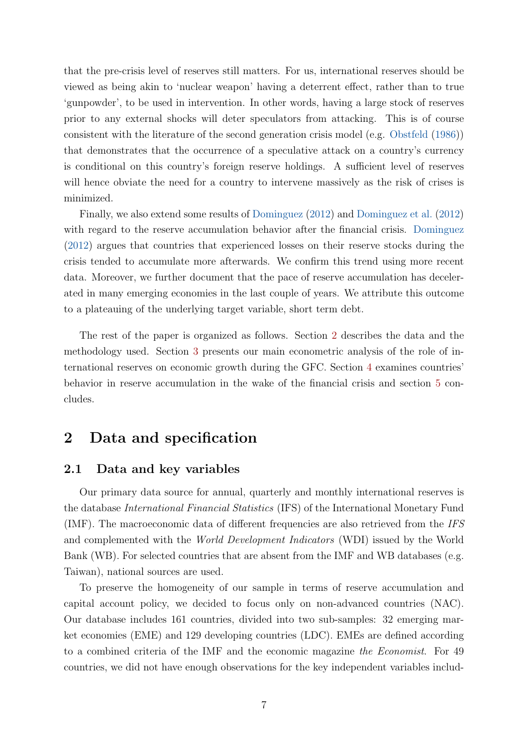that the pre-crisis level of reserves still matters. For us, international reserves should be viewed as being akin to 'nuclear weapon' having a deterrent effect, rather than to true 'gunpowder', to be used in intervention. In other words, having a large stock of reserves prior to any external shocks will deter speculators from attacking. This is of course consistent with the literature of the second generation crisis model (e.g. Obstfeld (1986)) that demonstrates that the occurrence of a speculative attack on a country's currency is conditional on this country's foreign reserve holdings. A sufficient level of reserves will hence obviate the need for a country to intervene massively as the risk of crises is minimized.

Finally, we also extend some results of Dominguez (2012) and Dominguez et al. (2012) with regard to the reserve accumulation behavior after the financial crisis. Dominguez (2012) argues that countries that experienced losses on their reserve stocks during the crisis tended to accumulate more afterwards. We confirm this trend using more recent data. Moreover, we further document that the pace of reserve accumulation has decelerated in many emerging economies in the last couple of years. We attribute this outcome to a plateauing of the underlying target variable, short term debt.

The rest of the paper is organized as follows. Section 2 describes the data and the methodology used. Section 3 presents our main econometric analysis of the role of international reserves on economic growth during the GFC. Section 4 examines countries' behavior in reserve accumulation in the wake of the financial crisis and section 5 concludes.

## 2 Data and specification

### 2.1 Data and key variables

Our primary data source for annual, quarterly and monthly international reserves is the database *International Financial Statistics* (IFS) of the International Monetary Fund (IMF). The macroeconomic data of different frequencies are also retrieved from the *IFS* and complemented with the *World Development Indicators* (WDI) issued by the World Bank (WB). For selected countries that are absent from the IMF and WB databases (e.g. Taiwan), national sources are used.

To preserve the homogeneity of our sample in terms of reserve accumulation and capital account policy, we decided to focus only on non-advanced countries (NAC). Our database includes 161 countries, divided into two sub-samples: 32 emerging market economies (EME) and 129 developing countries (LDC). EMEs are defined according to a combined criteria of the IMF and the economic magazine *the Economist*. For 49 countries, we did not have enough observations for the key independent variables includ-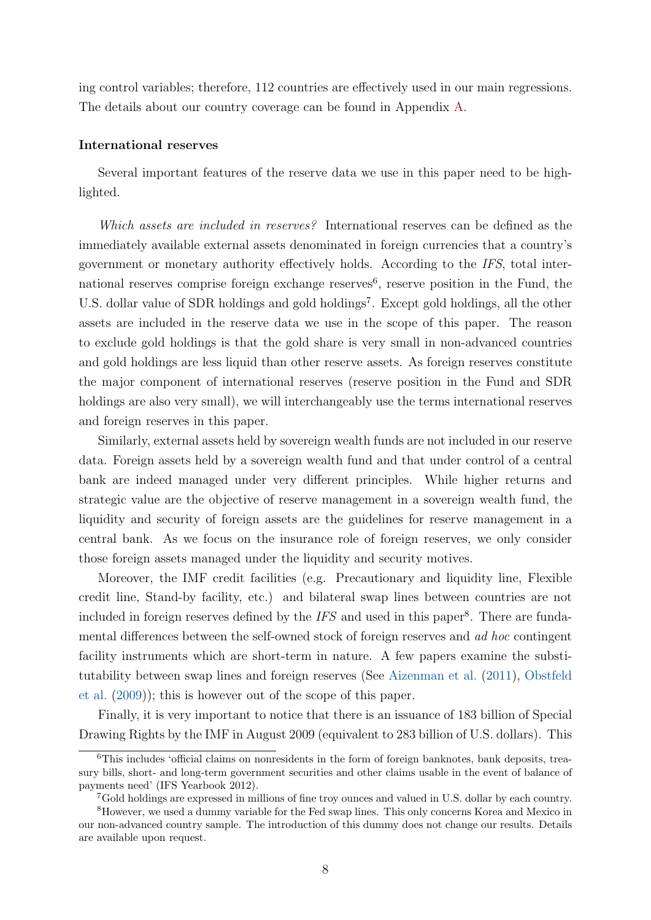ing control variables; therefore, 112 countries are effectively used in our main regressions. The details about our country coverage can be found in Appendix A.

**International reserves**

Several important features of the reserve data we use in this paper need to be highlighted.

*Which assets are included in reserves?* International reserves can be defined as the immediately available external assets denominated in foreign currencies that a country's government or monetary authority effectively holds. According to the *IFS*, total international reserves comprise foreign exchange reserves[6], reserve position in the Fund, the U.S. dollar value of SDR holdings and gold holdings[7]. Except gold holdings, all the other assets are included in the reserve data we use in the scope of this paper. The reason to exclude gold holdings is that the gold share is very small in non-advanced countries and gold holdings are less liquid than other reserve assets. As foreign reserves constitute the major component of international reserves (reserve position in the Fund and SDR holdings are also very small), we will interchangeably use the terms international reserves and foreign reserves in this paper.

Similarly, external assets held by sovereign wealth funds are not included in our reserve data. Foreign assets held by a sovereign wealth fund and that under control of a central bank are indeed managed under very different principles. While higher returns and strategic value are the objective of reserve management in a sovereign wealth fund, the liquidity and security of foreign assets are the guidelines for reserve management in a central bank. As we focus on the insurance role of foreign reserves, we only consider those foreign assets managed under the liquidity and security motives.

Moreover, the IMF credit facilities (e.g. Precautionary and liquidity line, Flexible credit line, Stand-by facility, etc.) and bilateral swap lines between countries are not included in foreign reserves defined by the *IFS* and used in this paper[8]. There are fundamental differences between the self-owned stock of foreign reserves and *ad hoc* contingent facility instruments which are short-term in nature. A few papers examine the substitutability between swap lines and foreign reserves (See Aizenman et al. (2011), Obstfeld et al. (2009)); this is however out of the scope of this paper.

Finally, it is very important to notice that there is an issuance of 183 billion of Special Drawing Rights by the IMF in August 2009 (equivalent to 283 billion of U.S. dollars). This

[6] This includes 'official claims on nonresidents in the form of foreign banknotes, bank deposits, treasury bills, short- and long-term government securities and other claims usable in the event of balance of payments need' (IFS Yearbook 2012).

[7] Gold holdings are expressed in millions of fine troy ounces and valued in U.S. dollar by each country.

[8] However, we used a dummy variable for the Fed swap lines. This only concerns Korea and Mexico in our non-advanced country sample. The introduction of this dummy does not change our results. Details are available upon request.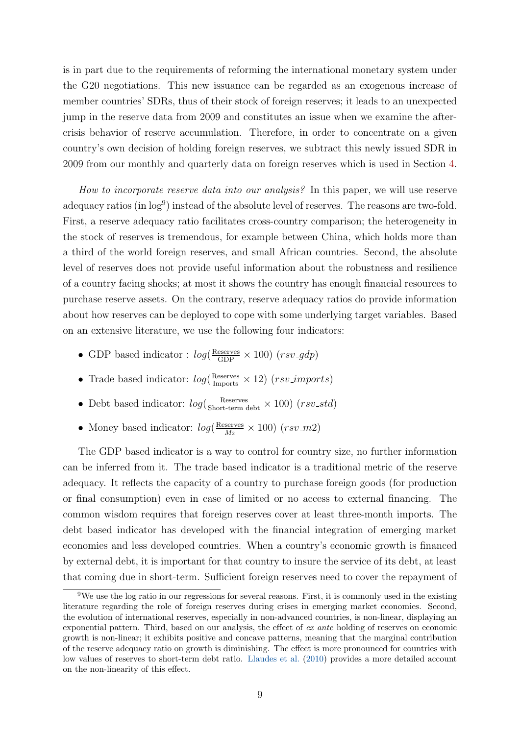is in part due to the requirements of reforming the international monetary system under the G20 negotiations. This new issuance can be regarded as an exogenous increase of member countries' SDRs, thus of their stock of foreign reserves; it leads to an unexpected jump in the reserve data from 2009 and constitutes an issue when we examine the after-crisis behavior of reserve accumulation. Therefore, in order to concentrate on a given country's own decision of holding foreign reserves, we subtract this newly issued SDR in 2009 from our monthly and quarterly data on foreign reserves which is used in Section 4.

*How to incorporate reserve data into our analysis?* In this paper, we will use reserve adequacy ratios (in log[9]) instead of the absolute level of reserves. The reasons are two-fold. First, a reserve adequacy ratio facilitates cross-country comparison; the heterogeneity in the stock of reserves is tremendous, for example between China, which holds more than a third of the world foreign reserves, and small African countries. Second, the absolute level of reserves does not provide useful information about the robustness and resilience of a country facing shocks; at most it shows the country has enough financial resources to purchase reserve assets. On the contrary, reserve adequacy ratios do provide information about how reserves can be deployed to cope with some underlying target variables. Based on an extensive literature, we use the following four indicators:

- GDP based indicator : $log(\frac{\text{Reserves}}{\text{GDP}} \times 100)$ ($rsv\_gdp$)
- Trade based indicator: $log(\frac{\text{Reserves}}{\text{Imports}} \times 12)$ ($rsv\_imports$)
- Debt based indicator: $log(\frac{\text{Reserves}}{\text{Short-term debt}} \times 100)$ ($rsv\_std$)
- Money based indicator: $log(\frac{\text{Reserves}}{M_2} \times 100)$ ($rsv\_m2$)

The GDP based indicator is a way to control for country size, no further information can be inferred from it. The trade based indicator is a traditional metric of the reserve adequacy. It reflects the capacity of a country to purchase foreign goods (for production or final consumption) even in case of limited or no access to external financing. The common wisdom requires that foreign reserves cover at least three-month imports. The debt based indicator has developed with the financial integration of emerging market economies and less developed countries. When a country's economic growth is financed by external debt, it is important for that country to insure the service of its debt, at least that coming due in short-term. Sufficient foreign reserves need to cover the repayment of

[9] We use the log ratio in our regressions for several reasons. First, it is commonly used in the existing literature regarding the role of foreign reserves during crises in emerging market economies. Second, the evolution of international reserves, especially in non-advanced countries, is non-linear, displaying an exponential pattern. Third, based on our analysis, the effect of *ex ante* holding of reserves on economic growth is non-linear; it exhibits positive and concave patterns, meaning that the marginal contribution of the reserve adequacy ratio on growth is diminishing. The effect is more pronounced for countries with low values of reserves to short-term debt ratio. Llaudes et al. (2010) provides a more detailed account on the non-linearity of this effect.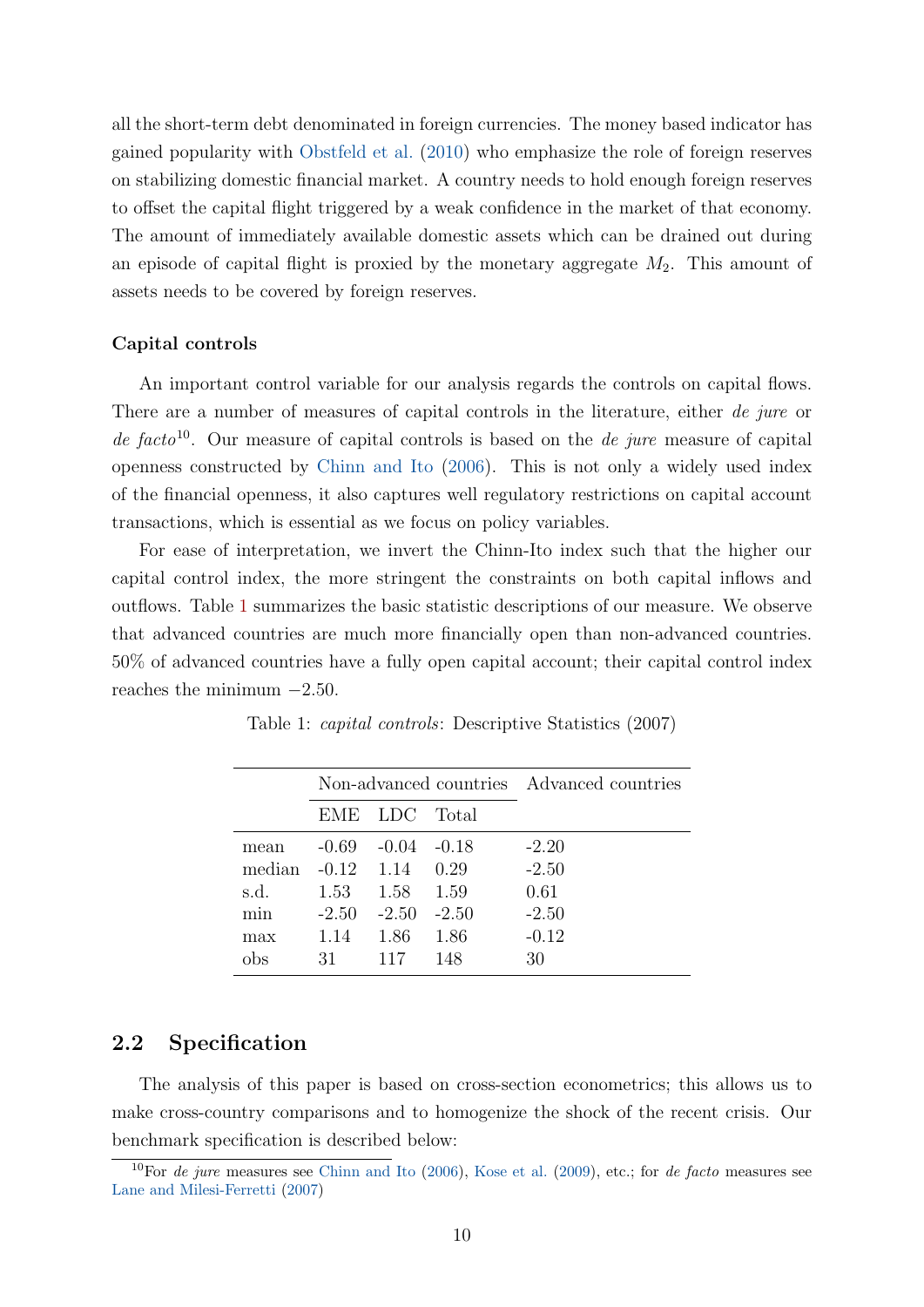all the short-term debt denominated in foreign currencies. The money based indicator has gained popularity with Obstfeld et al. (2010) who emphasize the role of foreign reserves on stabilizing domestic financial market. A country needs to hold enough foreign reserves to offset the capital flight triggered by a weak confidence in the market of that economy. The amount of immediately available domestic assets which can be drained out during an episode of capital flight is proxied by the monetary aggregate $M_2$. This amount of assets needs to be covered by foreign reserves.

#### Capital controls

An important control variable for our analysis regards the controls on capital flows. There are a number of measures of capital controls in the literature, either *de jure* or *de facto*[10]. Our measure of capital controls is based on the *de jure* measure of capital openness constructed by Chinn and Ito (2006). This is not only a widely used index of the financial openness, it also captures well regulatory restrictions on capital account transactions, which is essential as we focus on policy variables.

For ease of interpretation, we invert the Chinn-Ito index such that the higher our capital control index, the more stringent the constraints on both capital inflows and outflows. Table 1 summarizes the basic statistic descriptions of our measure. We observe that advanced countries are much more financially open than non-advanced countries. 50% of advanced countries have a fully open capital account; their capital control index reaches the minimum −2.50.

Table 1: *capital controls*: Descriptive Statistics (2007)

| | Non-advanced countries | | | Advanced countries |
|---|---|---|---|---|
| | EME | LDC | Total | |
| mean | -0.69 | -0.04 | -0.18 | -2.20 |
| median | -0.12 | 1.14 | 0.29 | -2.50 |
| s.d. | 1.53 | 1.58 | 1.59 | 0.61 |
| min | -2.50 | -2.50 | -2.50 | -2.50 |
| max | 1.14 | 1.86 | 1.86 | -0.12 |
| obs | 31 | 117 | 148 | 30 |

## 2.2 Specification

The analysis of this paper is based on cross-section econometrics; this allows us to make cross-country comparisons and to homogenize the shock of the recent crisis. Our benchmark specification is described below:

[10] For *de jure* measures see Chinn and Ito (2006), Kose et al. (2009), etc.; for *de facto* measures see Lane and Milesi-Ferretti (2007)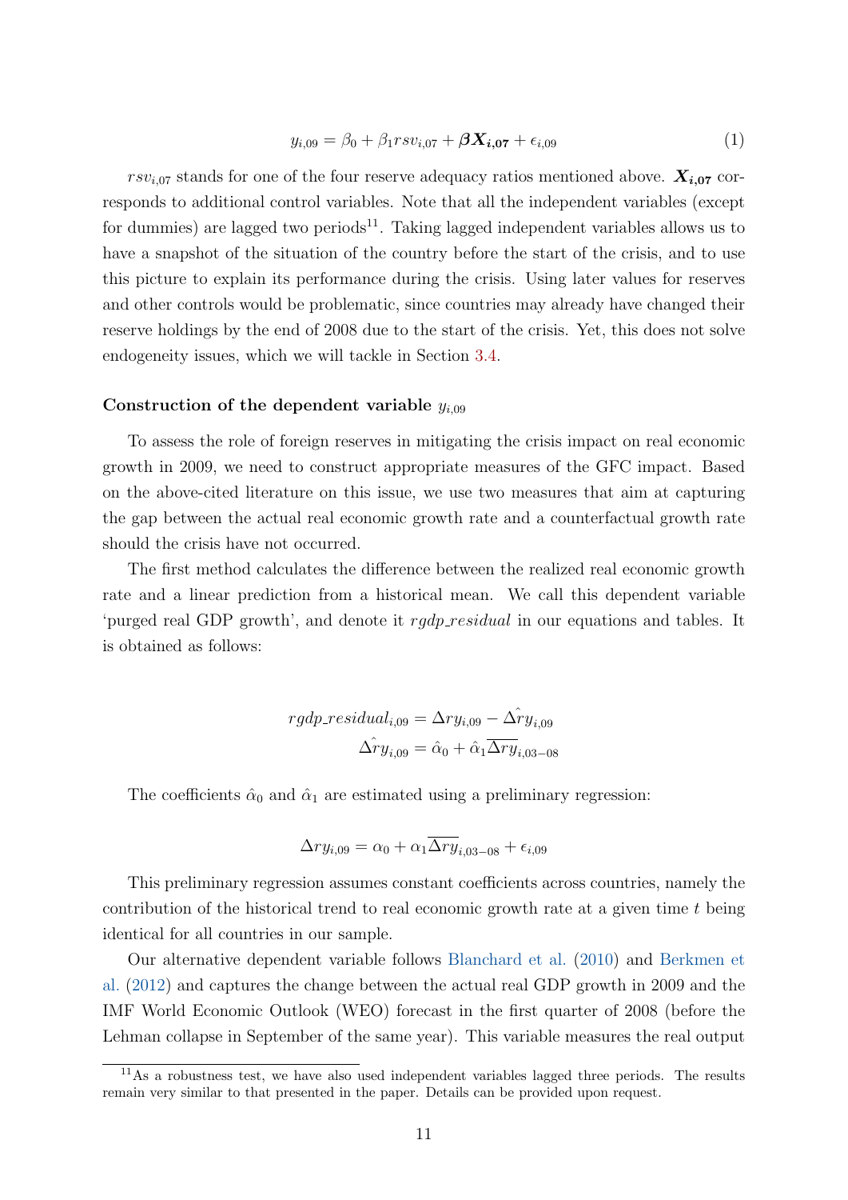$$y_{i,09} = \beta_0 + \beta_1 rsv_{i,07} + \boldsymbol{\beta X_{i,07}} + \epsilon_{i,09} \tag{1}$$

$rsv_{i,07}$ stands for one of the four reserve adequacy ratios mentioned above. $\boldsymbol{X_{i,07}}$ corresponds to additional control variables. Note that all the independent variables (except for dummies) are lagged two periods[11]. Taking lagged independent variables allows us to have a snapshot of the situation of the country before the start of the crisis, and to use this picture to explain its performance during the crisis. Using later values for reserves and other controls would be problematic, since countries may already have changed their reserve holdings by the end of 2008 due to the start of the crisis. Yet, this does not solve endogeneity issues, which we will tackle in Section 3.4.

**Construction of the dependent variable $y_{i,09}$**

To assess the role of foreign reserves in mitigating the crisis impact on real economic growth in 2009, we need to construct appropriate measures of the GFC impact. Based on the above-cited literature on this issue, we use two measures that aim at capturing the gap between the actual real economic growth rate and a counterfactual growth rate should the crisis have not occurred.

The first method calculates the difference between the realized real economic growth rate and a linear prediction from a historical mean. We call this dependent variable 'purged real GDP growth', and denote it *rgdp_residual* in our equations and tables. It is obtained as follows:

$$rgdp\_residual_{i,09} = \Delta ry_{i,09} - \hat{\Delta ry}_{i,09}$$
$$\hat{\Delta ry}_{i,09} = \hat{\alpha}_0 + \hat{\alpha}_1 \overline{\Delta ry}_{i,03-08}$$

The coefficients $\hat{\alpha}_0$ and $\hat{\alpha}_1$ are estimated using a preliminary regression:

$$\Delta ry_{i,09} = \alpha_0 + \alpha_1 \overline{\Delta ry}_{i,03-08} + \epsilon_{i,09}$$

This preliminary regression assumes constant coefficients across countries, namely the contribution of the historical trend to real economic growth rate at a given time $t$ being identical for all countries in our sample.

Our alternative dependent variable follows Blanchard et al. (2010) and Berkmen et al. (2012) and captures the change between the actual real GDP growth in 2009 and the IMF World Economic Outlook (WEO) forecast in the first quarter of 2008 (before the Lehman collapse in September of the same year). This variable measures the real output

[11] As a robustness test, we have also used independent variables lagged three periods. The results remain very similar to that presented in the paper. Details can be provided upon request.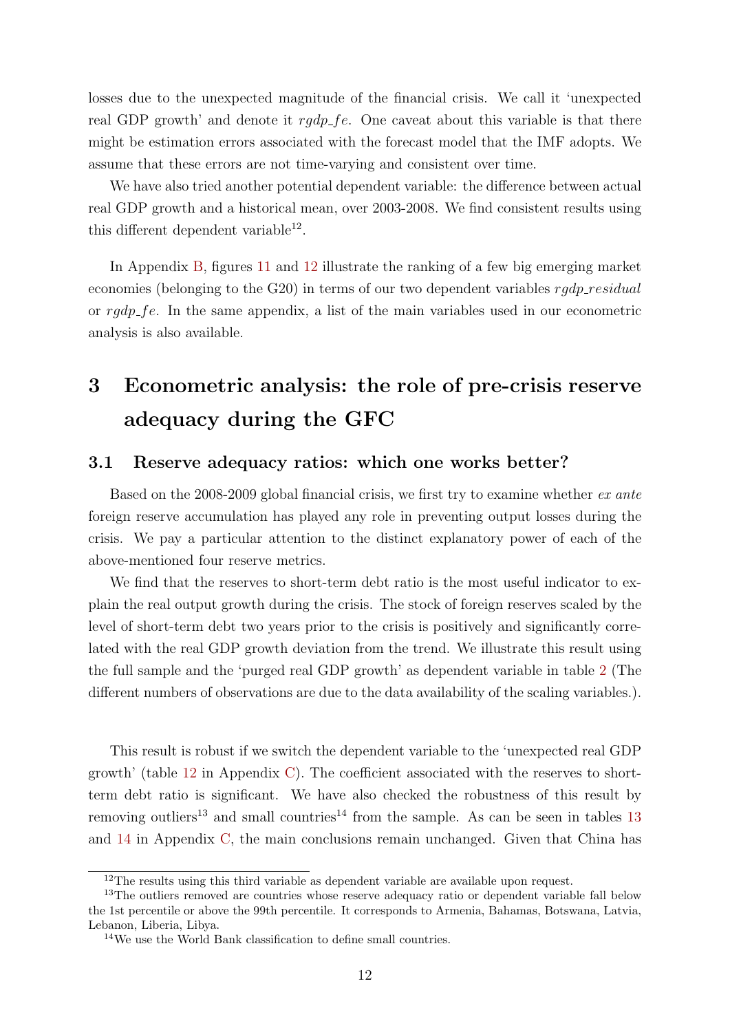losses due to the unexpected magnitude of the financial crisis. We call it 'unexpected real GDP growth' and denote it $rgdp\_fe$. One caveat about this variable is that there might be estimation errors associated with the forecast model that the IMF adopts. We assume that these errors are not time-varying and consistent over time.

We have also tried another potential dependent variable: the difference between actual real GDP growth and a historical mean, over 2003-2008. We find consistent results using this different dependent variable[12].

In Appendix B, figures 11 and 12 illustrate the ranking of a few big emerging market economies (belonging to the G20) in terms of our two dependent variables $rgdp\_residual$ or $rgdp\_fe$. In the same appendix, a list of the main variables used in our econometric analysis is also available.

# 3 Econometric analysis: the role of pre-crisis reserve adequacy during the GFC

## 3.1 Reserve adequacy ratios: which one works better?

Based on the 2008-2009 global financial crisis, we first try to examine whether *ex ante* foreign reserve accumulation has played any role in preventing output losses during the crisis. We pay a particular attention to the distinct explanatory power of each of the above-mentioned four reserve metrics.

We find that the reserves to short-term debt ratio is the most useful indicator to explain the real output growth during the crisis. The stock of foreign reserves scaled by the level of short-term debt two years prior to the crisis is positively and significantly correlated with the real GDP growth deviation from the trend. We illustrate this result using the full sample and the 'purged real GDP growth' as dependent variable in table 2 (The different numbers of observations are due to the data availability of the scaling variables.).

This result is robust if we switch the dependent variable to the 'unexpected real GDP growth' (table 12 in Appendix C). The coefficient associated with the reserves to short-term debt ratio is significant. We have also checked the robustness of this result by removing outliers[13] and small countries[14] from the sample. As can be seen in tables 13 and 14 in Appendix C, the main conclusions remain unchanged. Given that China has

[12] The results using this third variable as dependent variable are available upon request.

[13] The outliers removed are countries whose reserve adequacy ratio or dependent variable fall below the 1st percentile or above the 99th percentile. It corresponds to Armenia, Bahamas, Botswana, Latvia, Lebanon, Liberia, Libya.

[14] We use the World Bank classification to define small countries.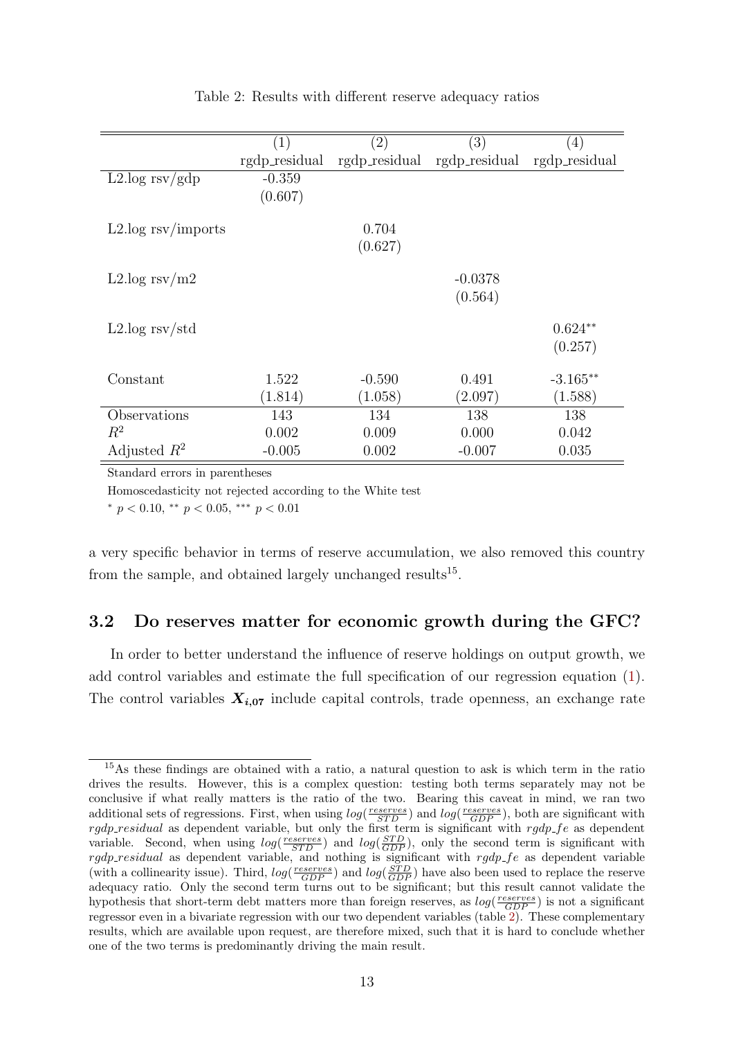Table 2: Results with different reserve adequacy ratios

| | (1) | (2) | (3) | (4) |
|---|---|---|---|---|
| | rgdp_residual | rgdp_residual | rgdp_residual | rgdp_residual |
| L2.log rsv/gdp | -0.359 | | | |
| | (0.607) | | | |
| L2.log rsv/imports | | 0.704 | | |
| | | (0.627) | | |
| L2.log rsv/m2 | | | -0.0378 | |
| | | | (0.564) | |
| L2.log rsv/std | | | | $0.624^{**}$ |
| | | | | (0.257) |
| Constant | 1.522 | -0.590 | 0.491 | $-3.165^{**}$ |
| | (1.814) | (1.058) | (2.097) | (1.588) |
| Observations | 143 | 134 | 138 | 138 |
| $R^2$ | 0.002 | 0.009 | 0.000 | 0.042 |
| Adjusted $R^2$ | -0.005 | 0.002 | -0.007 | 0.035 |

Standard errors in parentheses

Homoscedasticity not rejected according to the White test

$^{*}$ $p < 0.10$, $^{**}$ $p < 0.05$, $^{***}$ $p < 0.01$

a very specific behavior in terms of reserve accumulation, we also removed this country from the sample, and obtained largely unchanged results[15].

## 3.2 Do reserves matter for economic growth during the GFC?

In order to better understand the influence of reserve holdings on output growth, we add control variables and estimate the full specification of our regression equation (1). The control variables $\boldsymbol{X_{i,07}}$ include capital controls, trade openness, an exchange rate

[15] As these findings are obtained with a ratio, a natural question to ask is which term in the ratio drives the results. However, this is a complex question: testing both terms separately may not be conclusive if what really matters is the ratio of the two. Bearing this caveat in mind, we ran two additional sets of regressions. First, when using $log(\frac{reserves}{STD})$ and $log(\frac{reserves}{GDP})$, both are significant with *rgdp_residual* as dependent variable, but only the first term is significant with *rgdp_fe* as dependent variable. Second, when using $log(\frac{reserves}{STD})$ and $log(\frac{STD}{GDP})$, only the second term is significant with *rgdp_residual* as dependent variable, and nothing is significant with *rgdp_fe* as dependent variable (with a collinearity issue). Third, $log(\frac{reserves}{GDP})$ and $log(\frac{STD}{GDP})$ have also been used to replace the reserve adequacy ratio. Only the second term turns out to be significant; but this result cannot validate the hypothesis that short-term debt matters more than foreign reserves, as $log(\frac{reserves}{GDP})$ is not a significant regressor even in a bivariate regression with our two dependent variables (table 2). These complementary results, which are available upon request, are therefore mixed, such that it is hard to conclude whether one of the two terms is predominantly driving the main result.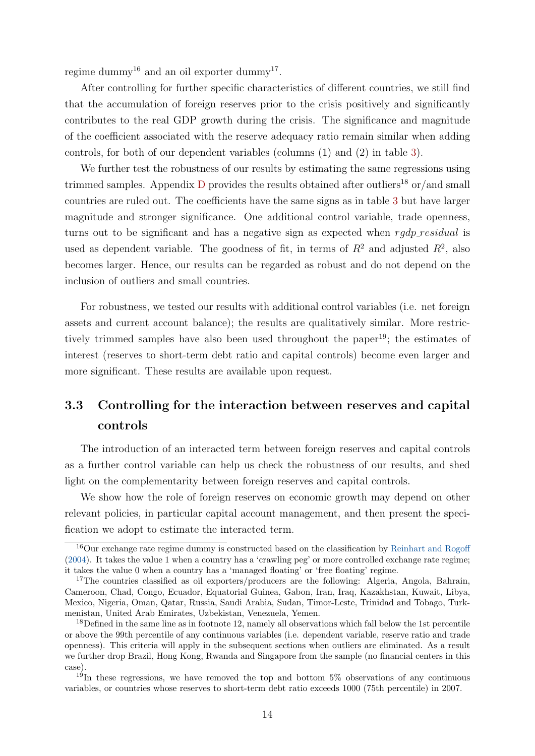regime dummy[16] and an oil exporter dummy[17].

After controlling for further specific characteristics of different countries, we still find that the accumulation of foreign reserves prior to the crisis positively and significantly contributes to the real GDP growth during the crisis. The significance and magnitude of the coefficient associated with the reserve adequacy ratio remain similar when adding controls, for both of our dependent variables (columns (1) and (2) in table 3).

We further test the robustness of our results by estimating the same regressions using trimmed samples. Appendix D provides the results obtained after outliers[18] or/and small countries are ruled out. The coefficients have the same signs as in table 3 but have larger magnitude and stronger significance. One additional control variable, trade openness, turns out to be significant and has a negative sign as expected when *rgdp_residual* is used as dependent variable. The goodness of fit, in terms of $R^2$ and adjusted $R^2$, also becomes larger. Hence, our results can be regarded as robust and do not depend on the inclusion of outliers and small countries.

For robustness, we tested our results with additional control variables (i.e. net foreign assets and current account balance); the results are qualitatively similar. More restrictively trimmed samples have also been used throughout the paper[19]; the estimates of interest (reserves to short-term debt ratio and capital controls) become even larger and more significant. These results are available upon request.

## 3.3 Controlling for the interaction between reserves and capital controls

The introduction of an interacted term between foreign reserves and capital controls as a further control variable can help us check the robustness of our results, and shed light on the complementarity between foreign reserves and capital controls.

We show how the role of foreign reserves on economic growth may depend on other relevant policies, in particular capital account management, and then present the specification we adopt to estimate the interacted term.

---

[16] Our exchange rate regime dummy is constructed based on the classification by Reinhart and Rogoff (2004). It takes the value 1 when a country has a 'crawling peg' or more controlled exchange rate regime; it takes the value 0 when a country has a 'managed floating' or 'free floating' regime.

[17] The countries classified as oil exporters/producers are the following: Algeria, Angola, Bahrain, Cameroon, Chad, Congo, Ecuador, Equatorial Guinea, Gabon, Iran, Iraq, Kazakhstan, Kuwait, Libya, Mexico, Nigeria, Oman, Qatar, Russia, Saudi Arabia, Sudan, Timor-Leste, Trinidad and Tobago, Turkmenistan, United Arab Emirates, Uzbekistan, Venezuela, Yemen.

[18] Defined in the same line as in footnote 12, namely all observations which fall below the 1st percentile or above the 99th percentile of any continuous variables (i.e. dependent variable, reserve ratio and trade openness). This criteria will apply in the subsequent sections when outliers are eliminated. As a result we further drop Brazil, Hong Kong, Rwanda and Singapore from the sample (no financial centers in this case).

[19] In these regressions, we have removed the top and bottom 5% observations of any continuous variables, or countries whose reserves to short-term debt ratio exceeds 1000 (75th percentile) in 2007.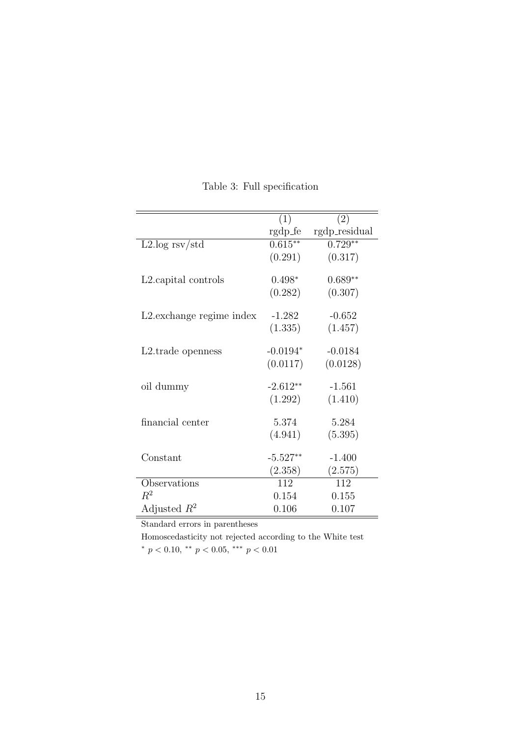Table 3: Full specification

| | (1) | (2) |
|---|---|---|
| | rgdp_fe | rgdp_residual |
| L2.log rsv/std | 0.615** | 0.729** |
| | (0.291) | (0.317) |
| L2.capital controls | 0.498* | 0.689** |
| | (0.282) | (0.307) |
| L2.exchange regime index | -1.282 | -0.652 |
| | (1.335) | (1.457) |
| L2.trade openness | -0.0194* | -0.0184 |
| | (0.0117) | (0.0128) |
| oil dummy | -2.612** | -1.561 |
| | (1.292) | (1.410) |
| financial center | 5.374 | 5.284 |
| | (4.941) | (5.395) |
| Constant | -5.527** | -1.400 |
| | (2.358) | (2.575) |
| Observations | 112 | 112 |
| $R^2$ | 0.154 | 0.155 |
| Adjusted $R^2$ | 0.106 | 0.107 |

Standard errors in parentheses

Homoscedasticity not rejected according to the White test

$^{*}$ $p < 0.10$, $^{**}$ $p < 0.05$, $^{***}$ $p < 0.01$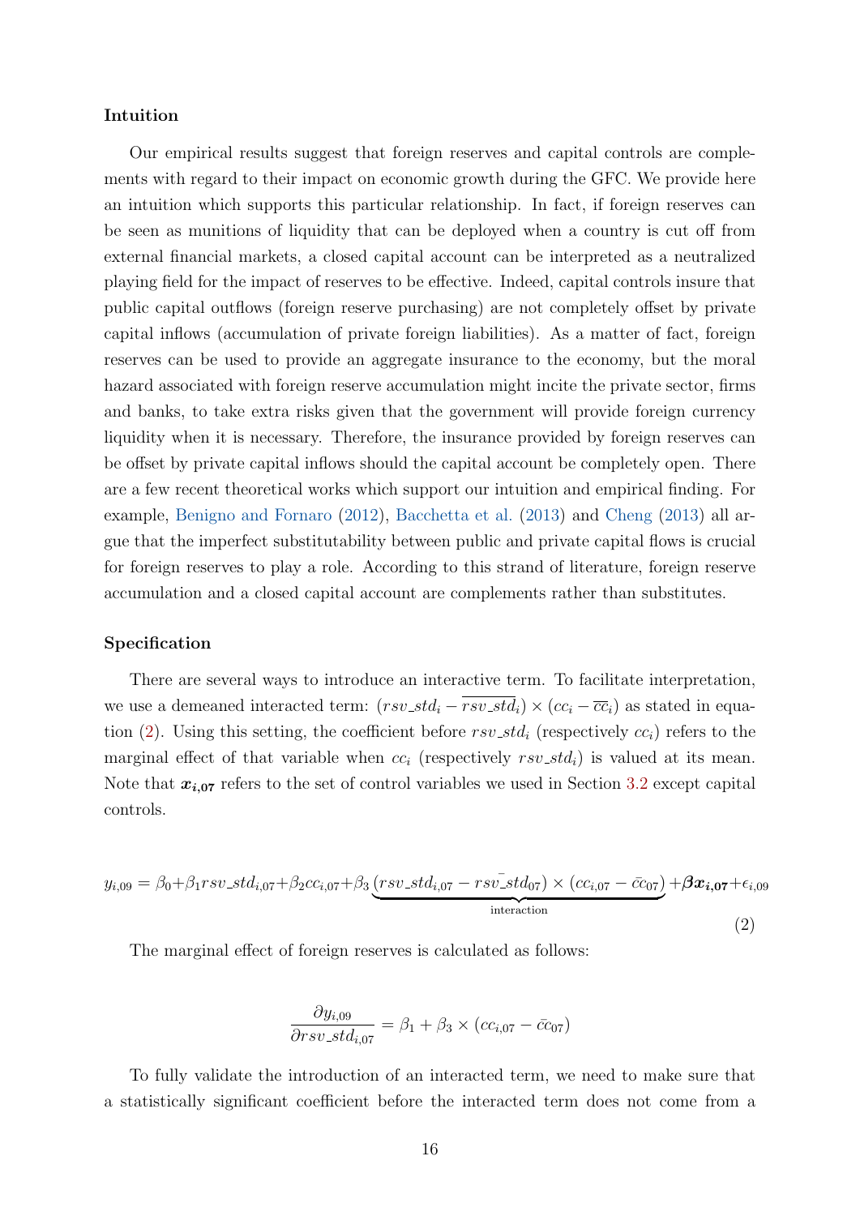**Intuition**

Our empirical results suggest that foreign reserves and capital controls are complements with regard to their impact on economic growth during the GFC. We provide here an intuition which supports this particular relationship. In fact, if foreign reserves can be seen as munitions of liquidity that can be deployed when a country is cut off from external financial markets, a closed capital account can be interpreted as a neutralized playing field for the impact of reserves to be effective. Indeed, capital controls insure that public capital outflows (foreign reserve purchasing) are not completely offset by private capital inflows (accumulation of private foreign liabilities). As a matter of fact, foreign reserves can be used to provide an aggregate insurance to the economy, but the moral hazard associated with foreign reserve accumulation might incite the private sector, firms and banks, to take extra risks given that the government will provide foreign currency liquidity when it is necessary. Therefore, the insurance provided by foreign reserves can be offset by private capital inflows should the capital account be completely open. There are a few recent theoretical works which support our intuition and empirical finding. For example, Benigno and Fornaro (2012), Bacchetta et al. (2013) and Cheng (2013) all argue that the imperfect substitutability between public and private capital flows is crucial for foreign reserves to play a role. According to this strand of literature, foreign reserve accumulation and a closed capital account are complements rather than substitutes.

**Specification**

There are several ways to introduce an interactive term. To facilitate interpretation, we use a demeaned interacted term: $(rsv\_std_i - \overline{rsv\_std_i}) \times (cc_i - \overline{cc}_i)$ as stated in equation (2). Using this setting, the coefficient before $rsv\_std_i$ (respectively $cc_i$) refers to the marginal effect of that variable when $cc_i$ (respectively $rsv\_std_i$) is valued at its mean. Note that $\boldsymbol{x_{i,07}}$ refers to the set of control variables we used in Section 3.2 except capital controls.

$$y_{i,09} = \beta_0 + \beta_1 rsv\_std_{i,07} + \beta_2 cc_{i,07} + \beta_3 \underbrace{(rsv\_std_{i,07} - \bar{rsv\_std}_{07}) \times (cc_{i,07} - \bar{cc}_{07})}_{\text{interaction}} + \boldsymbol{\beta x_{i,07}} + \epsilon_{i,09} \tag{2}$$

The marginal effect of foreign reserves is calculated as follows:

$$\frac{\partial y_{i,09}}{\partial rsv\_std_{i,07}} = \beta_1 + \beta_3 \times (cc_{i,07} - \bar{cc}_{07})$$

To fully validate the introduction of an interacted term, we need to make sure that a statistically significant coefficient before the interacted term does not come from a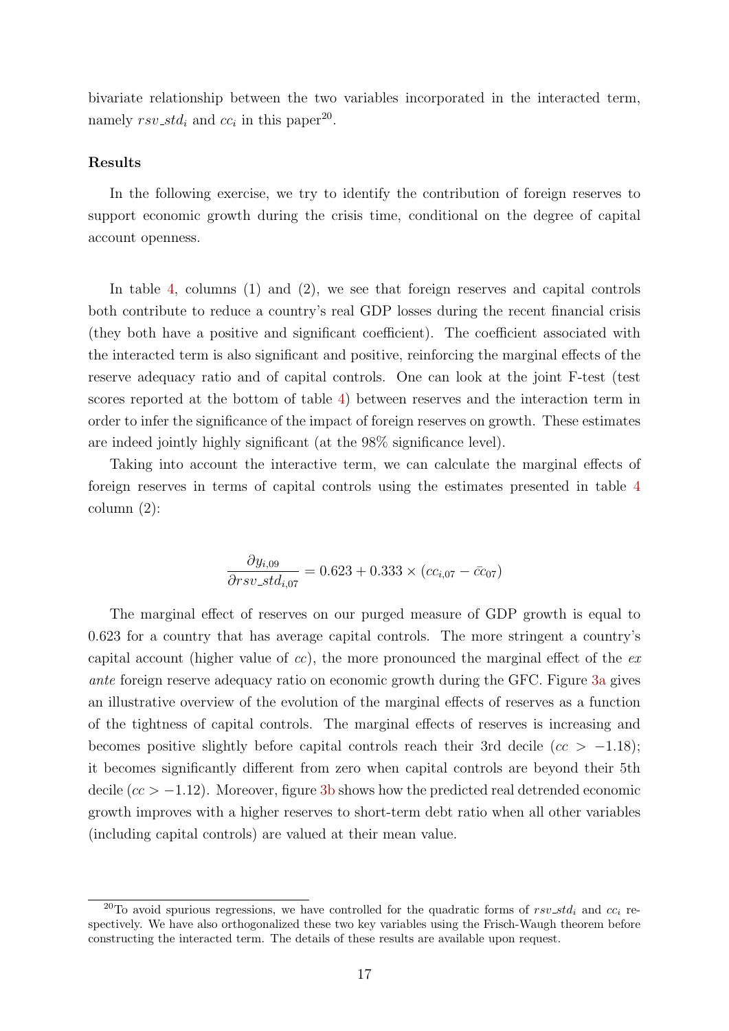bivariate relationship between the two variables incorporated in the interacted term, namely $rsv\_std_i$ and $cc_i$ in this paper[20].

**Results**

In the following exercise, we try to identify the contribution of foreign reserves to support economic growth during the crisis time, conditional on the degree of capital account openness.

In table 4, columns (1) and (2), we see that foreign reserves and capital controls both contribute to reduce a country's real GDP losses during the recent financial crisis (they both have a positive and significant coefficient). The coefficient associated with the interacted term is also significant and positive, reinforcing the marginal effects of the reserve adequacy ratio and of capital controls. One can look at the joint F-test (test scores reported at the bottom of table 4) between reserves and the interaction term in order to infer the significance of the impact of foreign reserves on growth. These estimates are indeed jointly highly significant (at the 98% significance level).

Taking into account the interactive term, we can calculate the marginal effects of foreign reserves in terms of capital controls using the estimates presented in table 4 column (2):

$$\frac{\partial y_{i,09}}{\partial rsv\_std_{i,07}} = 0.623 + 0.333 \times (cc_{i,07} - \bar{cc}_{07})$$

The marginal effect of reserves on our purged measure of GDP growth is equal to 0.623 for a country that has average capital controls. The more stringent a country's capital account (higher value of $cc$), the more pronounced the marginal effect of the *ex ante* foreign reserve adequacy ratio on economic growth during the GFC. Figure 3a gives an illustrative overview of the evolution of the marginal effects of reserves as a function of the tightness of capital controls. The marginal effects of reserves is increasing and becomes positive slightly before capital controls reach their 3rd decile ($cc > -1.18$); it becomes significantly different from zero when capital controls are beyond their 5th decile ($cc > -1.12$). Moreover, figure 3b shows how the predicted real detrended economic growth improves with a higher reserves to short-term debt ratio when all other variables (including capital controls) are valued at their mean value.

[20] To avoid spurious regressions, we have controlled for the quadratic forms of $rsv\_std_i$ and $cc_i$ respectively. We have also orthogonalized these two key variables using the Frisch-Waugh theorem before constructing the interacted term. The details of these results are available upon request.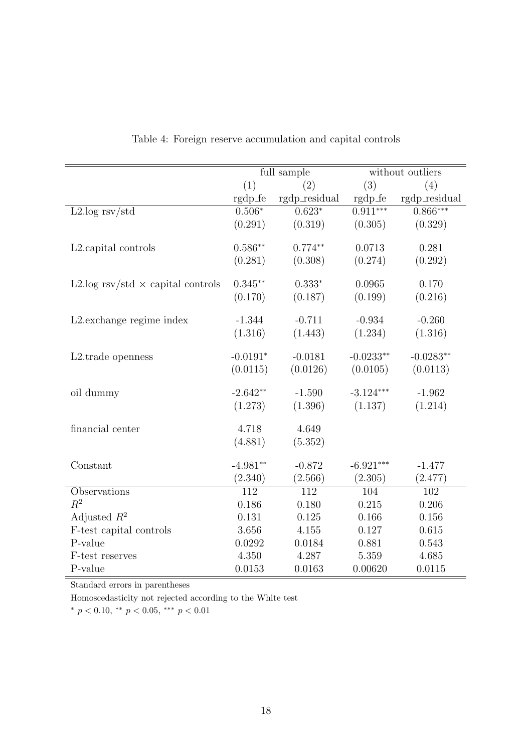Table 4: Foreign reserve accumulation and capital controls

| | full sample | | without outliers | |
|---|---|---|---|---|
| | (1) | (2) | (3) | (4) |
| | rgdp_fe | rgdp_residual | rgdp_fe | rgdp_residual |
| L2.log rsv/std | 0.506* | 0.623* | 0.911*** | 0.866*** |
| | (0.291) | (0.319) | (0.305) | (0.329) |
| L2.capital controls | 0.586** | 0.774** | 0.0713 | 0.281 |
| | (0.281) | (0.308) | (0.274) | (0.292) |
| L2.log rsv/std × capital controls | 0.345** | 0.333* | 0.0965 | 0.170 |
| | (0.170) | (0.187) | (0.199) | (0.216) |
| L2.exchange regime index | -1.344 | -0.711 | -0.934 | -0.260 |
| | (1.316) | (1.443) | (1.234) | (1.316) |
| L2.trade openness | -0.0191* | -0.0181 | -0.0233** | -0.0283** |
| | (0.0115) | (0.0126) | (0.0105) | (0.0113) |
| oil dummy | -2.642** | -1.590 | -3.124*** | -1.962 |
| | (1.273) | (1.396) | (1.137) | (1.214) |
| financial center | 4.718 | 4.649 | | |
| | (4.881) | (5.352) | | |
| Constant | -4.981** | -0.872 | -6.921*** | -1.477 |
| | (2.340) | (2.566) | (2.305) | (2.477) |
| Observations | 112 | 112 | 104 | 102 |
| $R^2$ | 0.186 | 0.180 | 0.215 | 0.206 |
| Adjusted $R^2$ | 0.131 | 0.125 | 0.166 | 0.156 |
| F-test capital controls | 3.656 | 4.155 | 0.127 | 0.615 |
| P-value | 0.0292 | 0.0184 | 0.881 | 0.543 |
| F-test reserves | 4.350 | 4.287 | 5.359 | 4.685 |
| P-value | 0.0153 | 0.0163 | 0.00620 | 0.0115 |

Standard errors in parentheses

Homoscedasticity not rejected according to the White test

* $p < 0.10$, ** $p < 0.05$, *** $p < 0.01$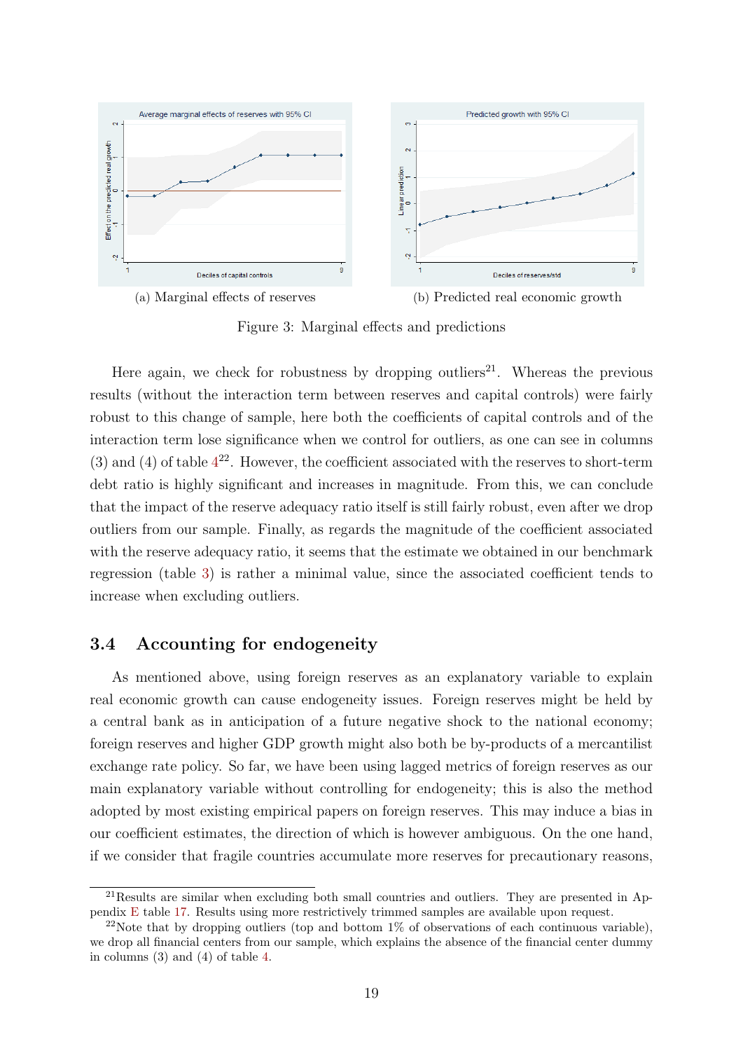(a) Marginal effects of reserves

(b) Predicted real economic growth

Figure 3: Marginal effects and predictions

Here again, we check for robustness by dropping outliers[21]. Whereas the previous results (without the interaction term between reserves and capital controls) were fairly robust to this change of sample, here both the coefficients of capital controls and of the interaction term lose significance when we control for outliers, as one can see in columns (3) and (4) of table 4[22]. However, the coefficient associated with the reserves to short-term debt ratio is highly significant and increases in magnitude. From this, we can conclude that the impact of the reserve adequacy ratio itself is still fairly robust, even after we drop outliers from our sample. Finally, as regards the magnitude of the coefficient associated with the reserve adequacy ratio, it seems that the estimate we obtained in our benchmark regression (table 3) is rather a minimal value, since the associated coefficient tends to increase when excluding outliers.

## 3.4 Accounting for endogeneity

As mentioned above, using foreign reserves as an explanatory variable to explain real economic growth can cause endogeneity issues. Foreign reserves might be held by a central bank as in anticipation of a future negative shock to the national economy; foreign reserves and higher GDP growth might also both be by-products of a mercantilist exchange rate policy. So far, we have been using lagged metrics of foreign reserves as our main explanatory variable without controlling for endogeneity; this is also the method adopted by most existing empirical papers on foreign reserves. This may induce a bias in our coefficient estimates, the direction of which is however ambiguous. On the one hand, if we consider that fragile countries accumulate more reserves for precautionary reasons,

[21] Results are similar when excluding both small countries and outliers. They are presented in Appendix E table 17. Results using more restrictively trimmed samples are available upon request.

[22] Note that by dropping outliers (top and bottom 1% of observations of each continuous variable), we drop all financial centers from our sample, which explains the absence of the financial center dummy in columns (3) and (4) of table 4.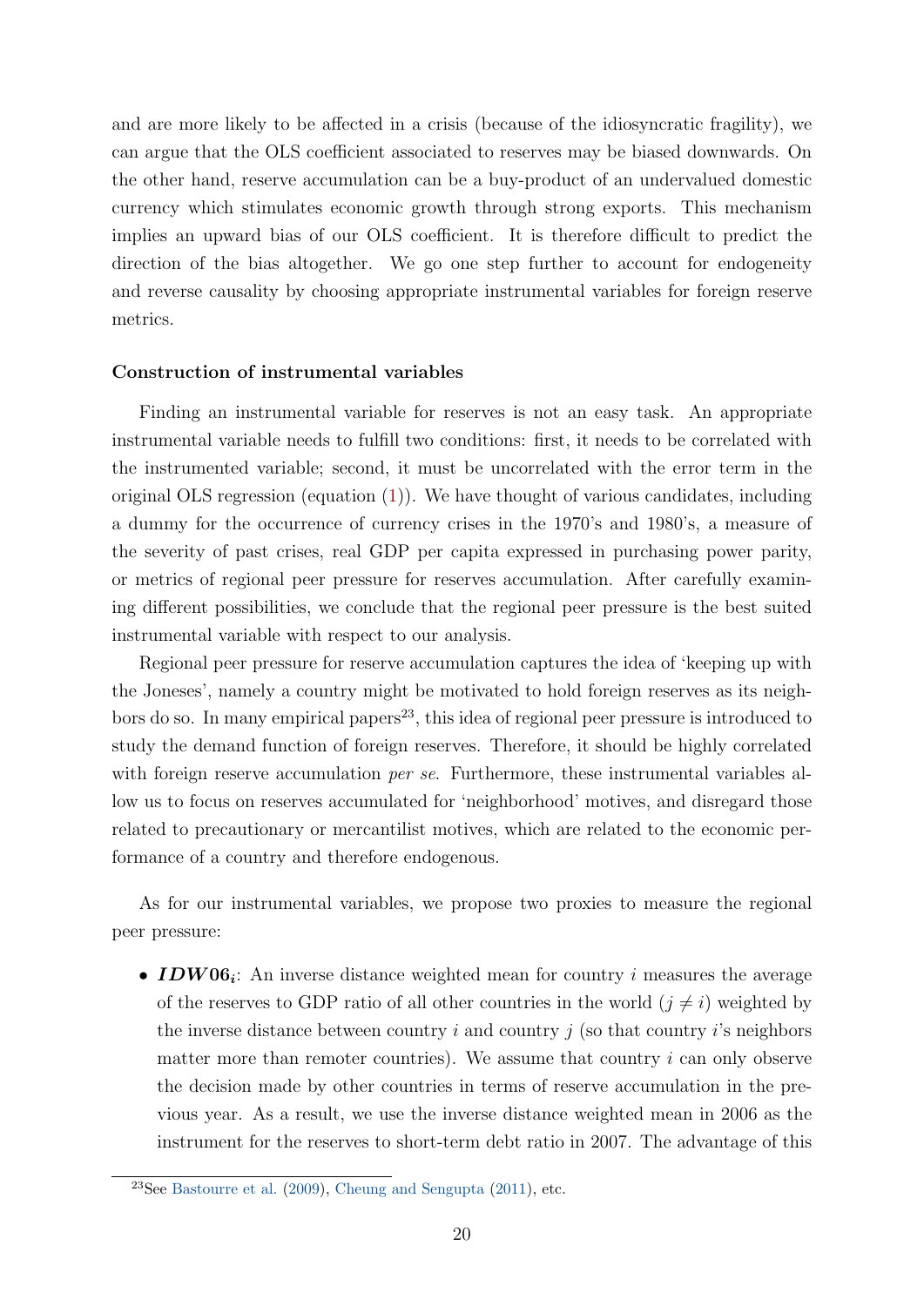and are more likely to be affected in a crisis (because of the idiosyncratic fragility), we can argue that the OLS coefficient associated to reserves may be biased downwards. On the other hand, reserve accumulation can be a buy-product of an undervalued domestic currency which stimulates economic growth through strong exports. This mechanism implies an upward bias of our OLS coefficient. It is therefore difficult to predict the direction of the bias altogether. We go one step further to account for endogeneity and reverse causality by choosing appropriate instrumental variables for foreign reserve metrics.

**Construction of instrumental variables**

Finding an instrumental variable for reserves is not an easy task. An appropriate instrumental variable needs to fulfill two conditions: first, it needs to be correlated with the instrumented variable; second, it must be uncorrelated with the error term in the original OLS regression (equation (1)). We have thought of various candidates, including a dummy for the occurrence of currency crises in the 1970's and 1980's, a measure of the severity of past crises, real GDP per capita expressed in purchasing power parity, or metrics of regional peer pressure for reserves accumulation. After carefully examining different possibilities, we conclude that the regional peer pressure is the best suited instrumental variable with respect to our analysis.

Regional peer pressure for reserve accumulation captures the idea of 'keeping up with the Joneses', namely a country might be motivated to hold foreign reserves as its neighbors do so. In many empirical papers[23], this idea of regional peer pressure is introduced to study the demand function of foreign reserves. Therefore, it should be highly correlated with foreign reserve accumulation *per se*. Furthermore, these instrumental variables allow us to focus on reserves accumulated for 'neighborhood' motives, and disregard those related to precautionary or mercantilist motives, which are related to the economic performance of a country and therefore endogenous.

As for our instrumental variables, we propose two proxies to measure the regional peer pressure:

- $\boldsymbol{IDW06_i}$: An inverse distance weighted mean for country $i$ measures the average of the reserves to GDP ratio of all other countries in the world ($j \neq i$) weighted by the inverse distance between country $i$ and country $j$ (so that country $i$'s neighbors matter more than remoter countries). We assume that country $i$ can only observe the decision made by other countries in terms of reserve accumulation in the previous year. As a result, we use the inverse distance weighted mean in 2006 as the instrument for the reserves to short-term debt ratio in 2007. The advantage of this

[23] See Bastourre et al. (2009), Cheung and Sengupta (2011), etc.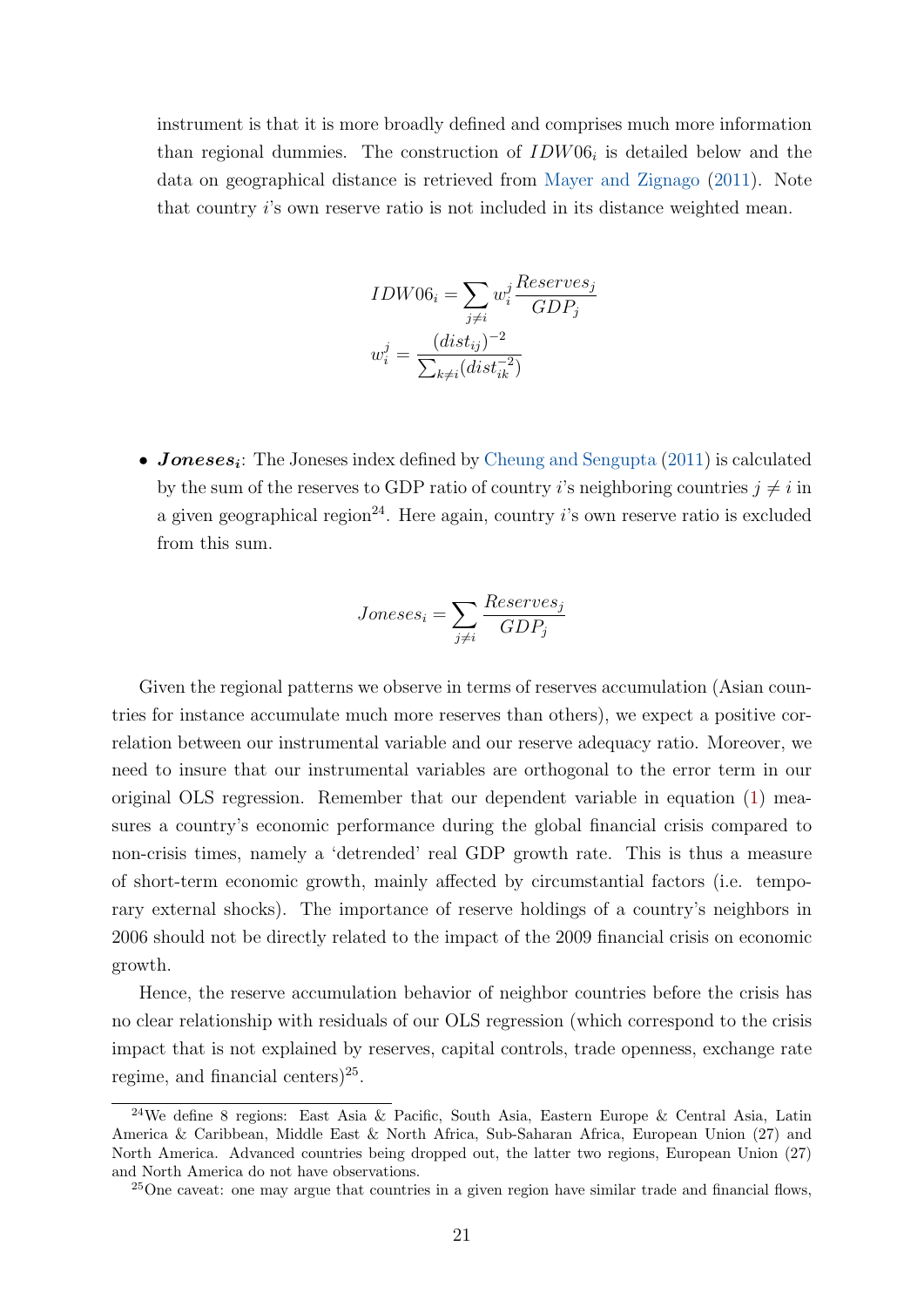instrument is that it is more broadly defined and comprises much more information than regional dummies. The construction of $IDW06_i$ is detailed below and the data on geographical distance is retrieved from Mayer and Zignago (2011). Note that country $i$'s own reserve ratio is not included in its distance weighted mean.

$$IDW06_i = \sum_{j \neq i} w_i^j \frac{Reserves_j}{GDP_j}$$

$$w_i^j = \frac{(dist_{ij})^{-2}}{\sum_{k \neq i}(dist_{ik}^{-2})}$$

- ***Joneses$_i$***: The Joneses index defined by Cheung and Sengupta (2011) is calculated by the sum of the reserves to GDP ratio of country $i$'s neighboring countries $j \neq i$ in a given geographical region[24]. Here again, country $i$'s own reserve ratio is excluded from this sum.

$$Joneses_i = \sum_{j \neq i} \frac{Reserves_j}{GDP_j}$$

Given the regional patterns we observe in terms of reserves accumulation (Asian countries for instance accumulate much more reserves than others), we expect a positive correlation between our instrumental variable and our reserve adequacy ratio. Moreover, we need to insure that our instrumental variables are orthogonal to the error term in our original OLS regression. Remember that our dependent variable in equation (1) measures a country's economic performance during the global financial crisis compared to non-crisis times, namely a 'detrended' real GDP growth rate. This is thus a measure of short-term economic growth, mainly affected by circumstantial factors (i.e. temporary external shocks). The importance of reserve holdings of a country's neighbors in 2006 should not be directly related to the impact of the 2009 financial crisis on economic growth.

Hence, the reserve accumulation behavior of neighbor countries before the crisis has no clear relationship with residuals of our OLS regression (which correspond to the crisis impact that is not explained by reserves, capital controls, trade openness, exchange rate regime, and financial centers)[25].

[24] We define 8 regions: East Asia & Pacific, South Asia, Eastern Europe & Central Asia, Latin America & Caribbean, Middle East & North Africa, Sub-Saharan Africa, European Union (27) and North America. Advanced countries being dropped out, the latter two regions, European Union (27) and North America do not have observations.

[25] One caveat: one may argue that countries in a given region have similar trade and financial flows,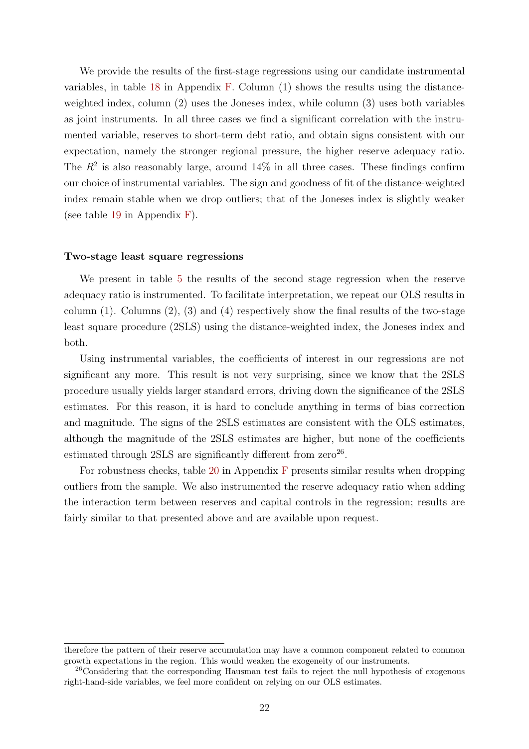We provide the results of the first-stage regressions using our candidate instrumental variables, in table 18 in Appendix F. Column (1) shows the results using the distance-weighted index, column (2) uses the Joneses index, while column (3) uses both variables as joint instruments. In all three cases we find a significant correlation with the instrumented variable, reserves to short-term debt ratio, and obtain signs consistent with our expectation, namely the stronger regional pressure, the higher reserve adequacy ratio. The $R^2$ is also reasonably large, around 14% in all three cases. These findings confirm our choice of instrumental variables. The sign and goodness of fit of the distance-weighted index remain stable when we drop outliers; that of the Joneses index is slightly weaker (see table 19 in Appendix F).

#### Two-stage least square regressions

We present in table 5 the results of the second stage regression when the reserve adequacy ratio is instrumented. To facilitate interpretation, we repeat our OLS results in column (1). Columns (2), (3) and (4) respectively show the final results of the two-stage least square procedure (2SLS) using the distance-weighted index, the Joneses index and both.

Using instrumental variables, the coefficients of interest in our regressions are not significant any more. This result is not very surprising, since we know that the 2SLS procedure usually yields larger standard errors, driving down the significance of the 2SLS estimates. For this reason, it is hard to conclude anything in terms of bias correction and magnitude. The signs of the 2SLS estimates are consistent with the OLS estimates, although the magnitude of the 2SLS estimates are higher, but none of the coefficients estimated through 2SLS are significantly different from zero[26].

For robustness checks, table 20 in Appendix F presents similar results when dropping outliers from the sample. We also instrumented the reserve adequacy ratio when adding the interaction term between reserves and capital controls in the regression; results are fairly similar to that presented above and are available upon request.

---

therefore the pattern of their reserve accumulation may have a common component related to common growth expectations in the region. This would weaken the exogeneity of our instruments.

[26] Considering that the corresponding Hausman test fails to reject the null hypothesis of exogenous right-hand-side variables, we feel more confident on relying on our OLS estimates.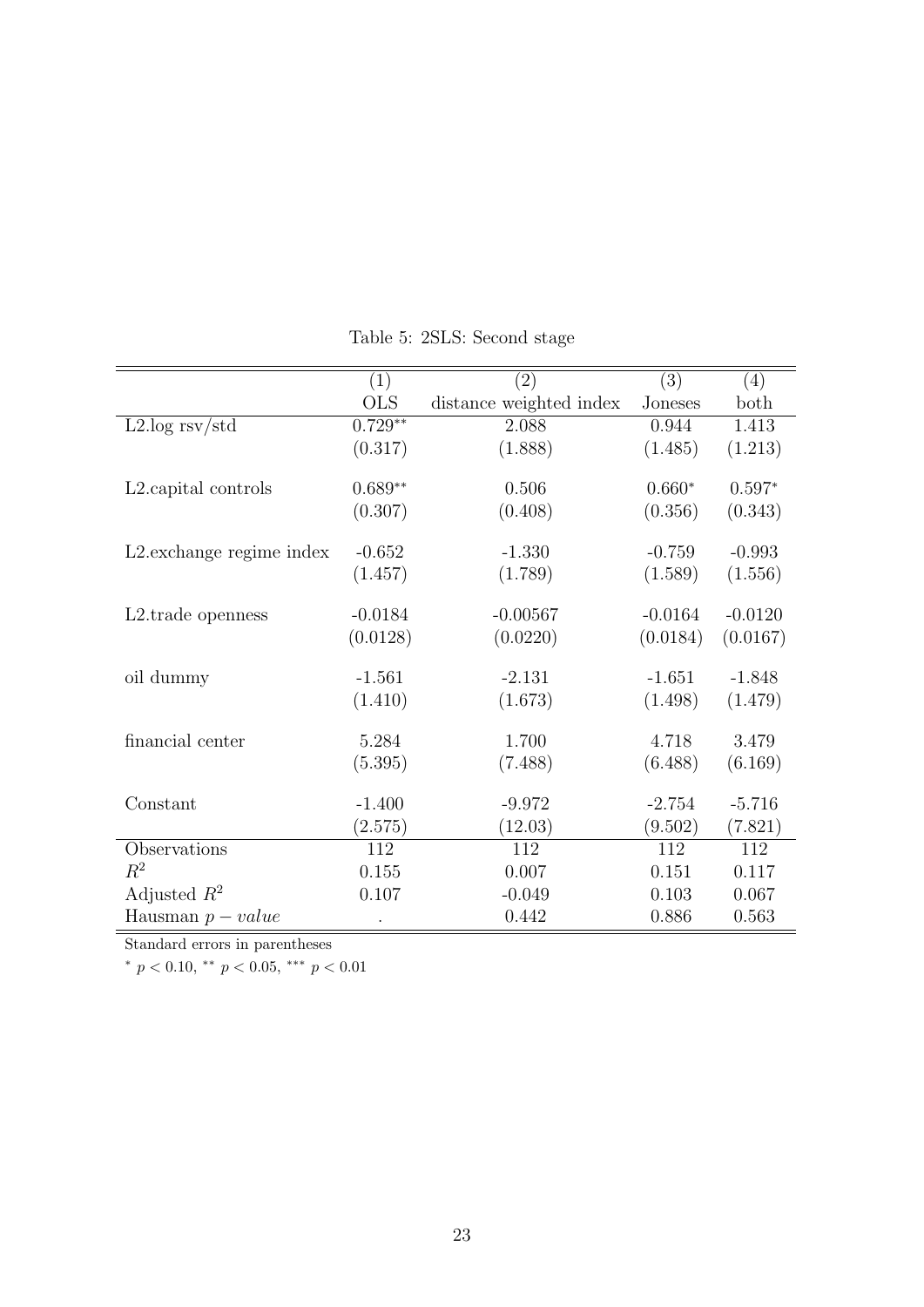Table 5: 2SLS: Second stage

| | (1) | (2) | (3) | (4) |
|---|---|---|---|---|
| | OLS | distance weighted index | Joneses | both |
| L2.log rsv/std | 0.729** | 2.088 | 0.944 | 1.413 |
| | (0.317) | (1.888) | (1.485) | (1.213) |
| L2.capital controls | 0.689** | 0.506 | 0.660* | 0.597* |
| | (0.307) | (0.408) | (0.356) | (0.343) |
| L2.exchange regime index | -0.652 | -1.330 | -0.759 | -0.993 |
| | (1.457) | (1.789) | (1.589) | (1.556) |
| L2.trade openness | -0.0184 | -0.00567 | -0.0164 | -0.0120 |
| | (0.0128) | (0.0220) | (0.0184) | (0.0167) |
| oil dummy | -1.561 | -2.131 | -1.651 | -1.848 |
| | (1.410) | (1.673) | (1.498) | (1.479) |
| financial center | 5.284 | 1.700 | 4.718 | 3.479 |
| | (5.395) | (7.488) | (6.488) | (6.169) |
| Constant | -1.400 | -9.972 | -2.754 | -5.716 |
| | (2.575) | (12.03) | (9.502) | (7.821) |
| Observations | 112 | 112 | 112 | 112 |
| $R^2$ | 0.155 | 0.007 | 0.151 | 0.117 |
| Adjusted $R^2$ | 0.107 | -0.049 | 0.103 | 0.067 |
| Hausman $p-value$ | . | 0.442 | 0.886 | 0.563 |

Standard errors in parentheses

$^{*}$ $p < 0.10$, $^{**}$ $p < 0.05$, $^{***}$ $p < 0.01$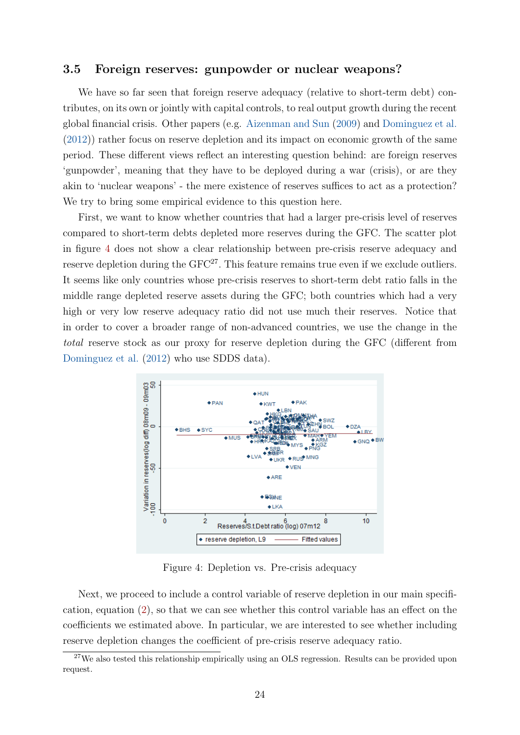### 3.5 Foreign reserves: gunpowder or nuclear weapons?

We have so far seen that foreign reserve adequacy (relative to short-term debt) contributes, on its own or jointly with capital controls, to real output growth during the recent global financial crisis. Other papers (e.g. Aizenman and Sun (2009) and Dominguez et al. (2012)) rather focus on reserve depletion and its impact on economic growth of the same period. These different views reflect an interesting question behind: are foreign reserves 'gunpowder', meaning that they have to be deployed during a war (crisis), or are they akin to 'nuclear weapons' - the mere existence of reserves suffices to act as a protection? We try to bring some empirical evidence to this question here.

First, we want to know whether countries that had a larger pre-crisis level of reserves compared to short-term debts depleted more reserves during the GFC. The scatter plot in figure 4 does not show a clear relationship between pre-crisis reserve adequacy and reserve depletion during the GFC[27]. This feature remains true even if we exclude outliers. It seems like only countries whose pre-crisis reserves to short-term debt ratio falls in the middle range depleted reserve assets during the GFC; both countries which had a very high or very low reserve adequacy ratio did not use much their reserves. Notice that in order to cover a broader range of non-advanced countries, we use the change in the *total* reserve stock as our proxy for reserve depletion during the GFC (different from Dominguez et al. (2012) who use SDDS data).

Figure 4: Depletion vs. Pre-crisis adequacy

Next, we proceed to include a control variable of reserve depletion in our main specification, equation (2), so that we can see whether this control variable has an effect on the coefficients we estimated above. In particular, we are interested to see whether including reserve depletion changes the coefficient of pre-crisis reserve adequacy ratio.

[27] We also tested this relationship empirically using an OLS regression. Results can be provided upon request.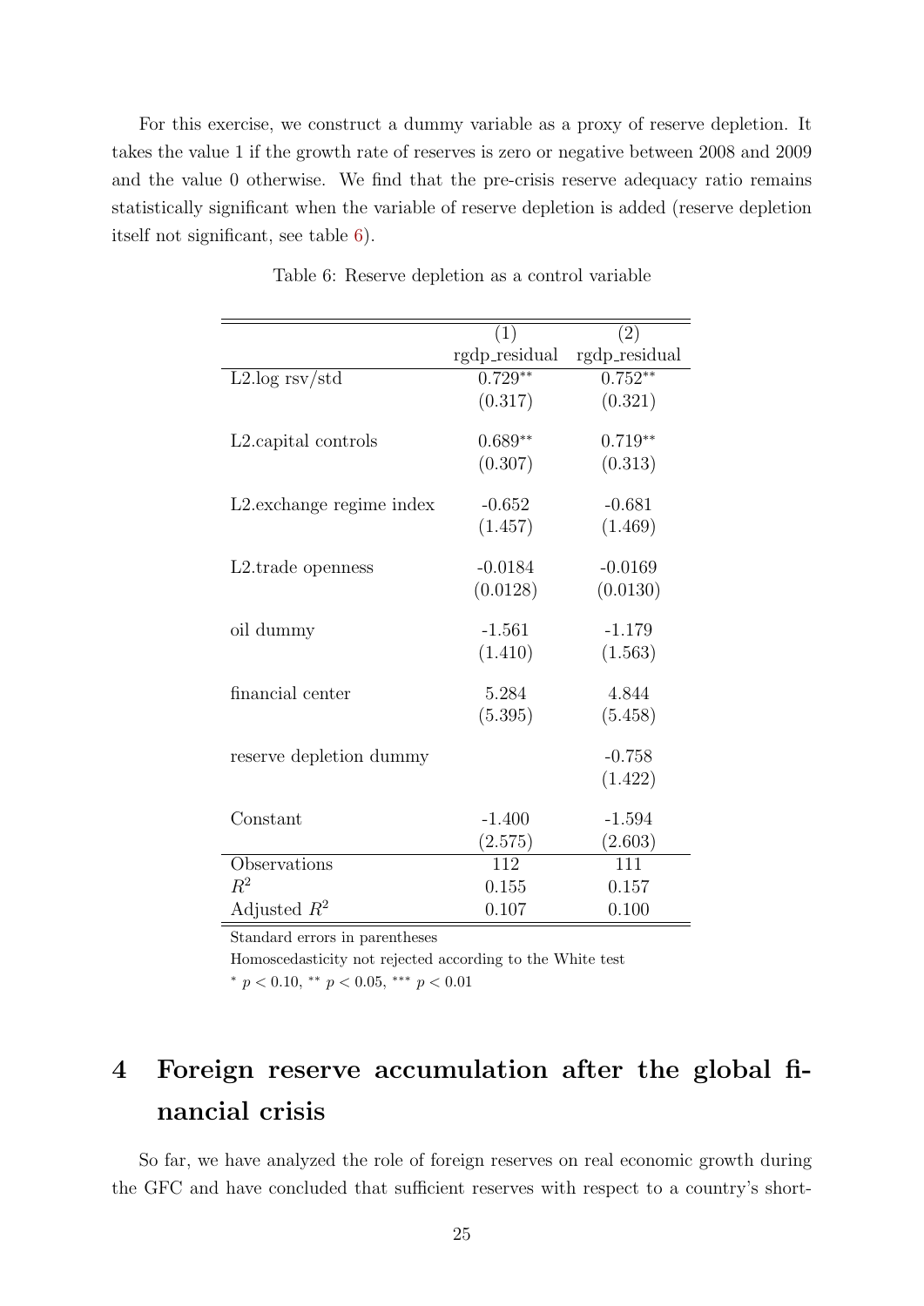For this exercise, we construct a dummy variable as a proxy of reserve depletion. It takes the value 1 if the growth rate of reserves is zero or negative between 2008 and 2009 and the value 0 otherwise. We find that the pre-crisis reserve adequacy ratio remains statistically significant when the variable of reserve depletion is added (reserve depletion itself not significant, see table 6).

Table 6: Reserve depletion as a control variable

| | (1) | (2) |
|---|---|---|
| | rgdp_residual | rgdp_residual |
| L2.log rsv/std | 0.729** | 0.752** |
| | (0.317) | (0.321) |
| L2.capital controls | 0.689** | 0.719** |
| | (0.307) | (0.313) |
| L2.exchange regime index | -0.652 | -0.681 |
| | (1.457) | (1.469) |
| L2.trade openness | -0.0184 | -0.0169 |
| | (0.0128) | (0.0130) |
| oil dummy | -1.561 | -1.179 |
| | (1.410) | (1.563) |
| financial center | 5.284 | 4.844 |
| | (5.395) | (5.458) |
| reserve depletion dummy | | -0.758 |
| | | (1.422) |
| Constant | -1.400 | -1.594 |
| | (2.575) | (2.603) |
| Observations | 112 | 111 |
| $R^2$ | 0.155 | 0.157 |
| Adjusted $R^2$ | 0.107 | 0.100 |

Standard errors in parentheses

Homoscedasticity not rejected according to the White test

* $p < 0.10$, ** $p < 0.05$, *** $p < 0.01$

# 4 Foreign reserve accumulation after the global financial crisis

So far, we have analyzed the role of foreign reserves on real economic growth during the GFC and have concluded that sufficient reserves with respect to a country's short-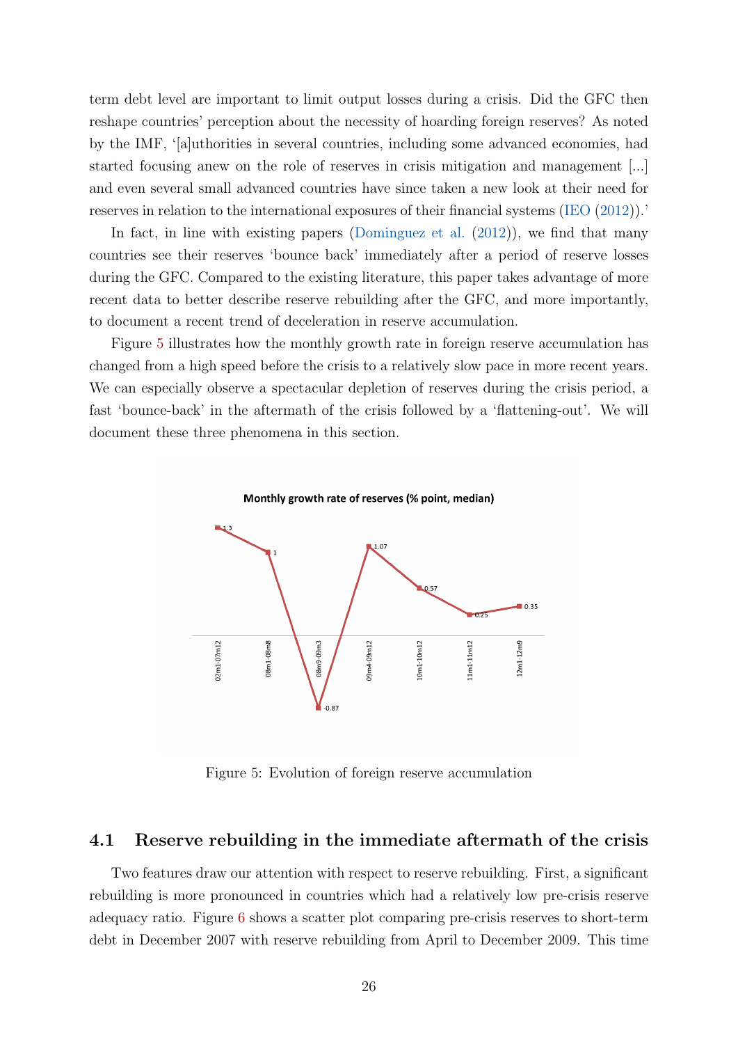term debt level are important to limit output losses during a crisis. Did the GFC then reshape countries' perception about the necessity of hoarding foreign reserves? As noted by the IMF, '[a]uthorities in several countries, including some advanced economies, had started focusing anew on the role of reserves in crisis mitigation and management [...] and even several small advanced countries have since taken a new look at their need for reserves in relation to the international exposures of their financial systems (IEO (2012)).'

In fact, in line with existing papers (Dominguez et al. (2012)), we find that many countries see their reserves 'bounce back' immediately after a period of reserve losses during the GFC. Compared to the existing literature, this paper takes advantage of more recent data to better describe reserve rebuilding after the GFC, and more importantly, to document a recent trend of deceleration in reserve accumulation.

Figure 5 illustrates how the monthly growth rate in foreign reserve accumulation has changed from a high speed before the crisis to a relatively slow pace in more recent years. We can especially observe a spectacular depletion of reserves during the crisis period, a fast 'bounce-back' in the aftermath of the crisis followed by a 'flattening-out'. We will document these three phenomena in this section.

**Monthly growth rate of reserves (% point, median)**

| Period | Growth rate |
|---|---|
| 02m1-07m12 | 1.3 |
| 08m1-08m8 | 1 |
| 08m9-09m3 | -0.87 |
| 09m4-09m12 | 1.07 |
| 10m1-10m12 | 0.57 |
| 11m1-11m12 | 0.25 |
| 12m1-12m9 | 0.35 |

Figure 5: Evolution of foreign reserve accumulation

## 4.1 Reserve rebuilding in the immediate aftermath of the crisis

Two features draw our attention with respect to reserve rebuilding. First, a significant rebuilding is more pronounced in countries which had a relatively low pre-crisis reserve adequacy ratio. Figure 6 shows a scatter plot comparing pre-crisis reserves to short-term debt in December 2007 with reserve rebuilding from April to December 2009. This time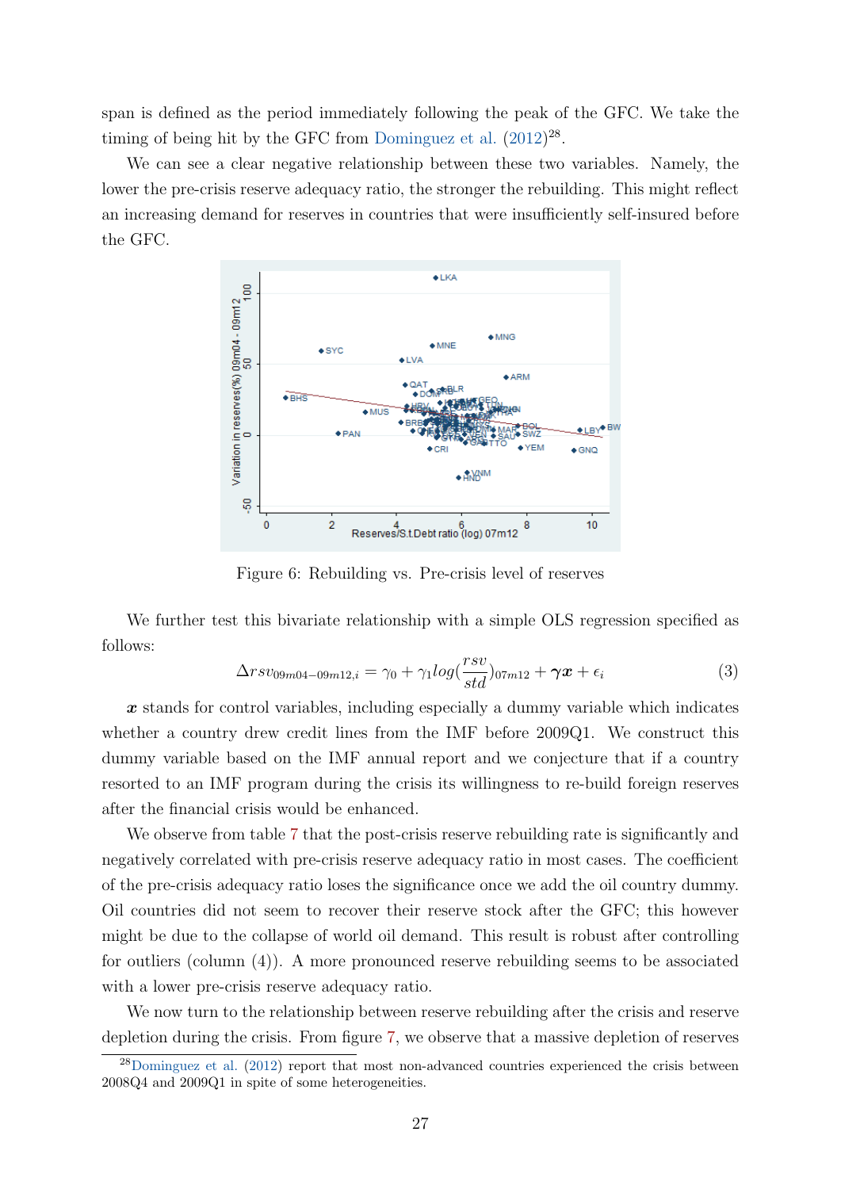span is defined as the period immediately following the peak of the GFC. We take the timing of being hit by the GFC from Dominguez et al. (2012)[28].

We can see a clear negative relationship between these two variables. Namely, the lower the pre-crisis reserve adequacy ratio, the stronger the rebuilding. This might reflect an increasing demand for reserves in countries that were insufficiently self-insured before the GFC.

Figure 6: Rebuilding vs. Pre-crisis level of reserves

We further test this bivariate relationship with a simple OLS regression specified as follows:

$$\Delta rsv_{09m04-09m12,i} = \gamma_0 + \gamma_1 log(\frac{rsv}{std})_{07m12} + \boldsymbol{\gamma x} + \epsilon_i \quad (3)$$

$\boldsymbol{x}$ stands for control variables, including especially a dummy variable which indicates whether a country drew credit lines from the IMF before 2009Q1. We construct this dummy variable based on the IMF annual report and we conjecture that if a country resorted to an IMF program during the crisis its willingness to re-build foreign reserves after the financial crisis would be enhanced.

We observe from table 7 that the post-crisis reserve rebuilding rate is significantly and negatively correlated with pre-crisis reserve adequacy ratio in most cases. The coefficient of the pre-crisis adequacy ratio loses the significance once we add the oil country dummy. Oil countries did not seem to recover their reserve stock after the GFC; this however might be due to the collapse of world oil demand. This result is robust after controlling for outliers (column (4)). A more pronounced reserve rebuilding seems to be associated with a lower pre-crisis reserve adequacy ratio.

We now turn to the relationship between reserve rebuilding after the crisis and reserve depletion during the crisis. From figure 7, we observe that a massive depletion of reserves

[28] Dominguez et al. (2012) report that most non-advanced countries experienced the crisis between 2008Q4 and 2009Q1 in spite of some heterogeneities.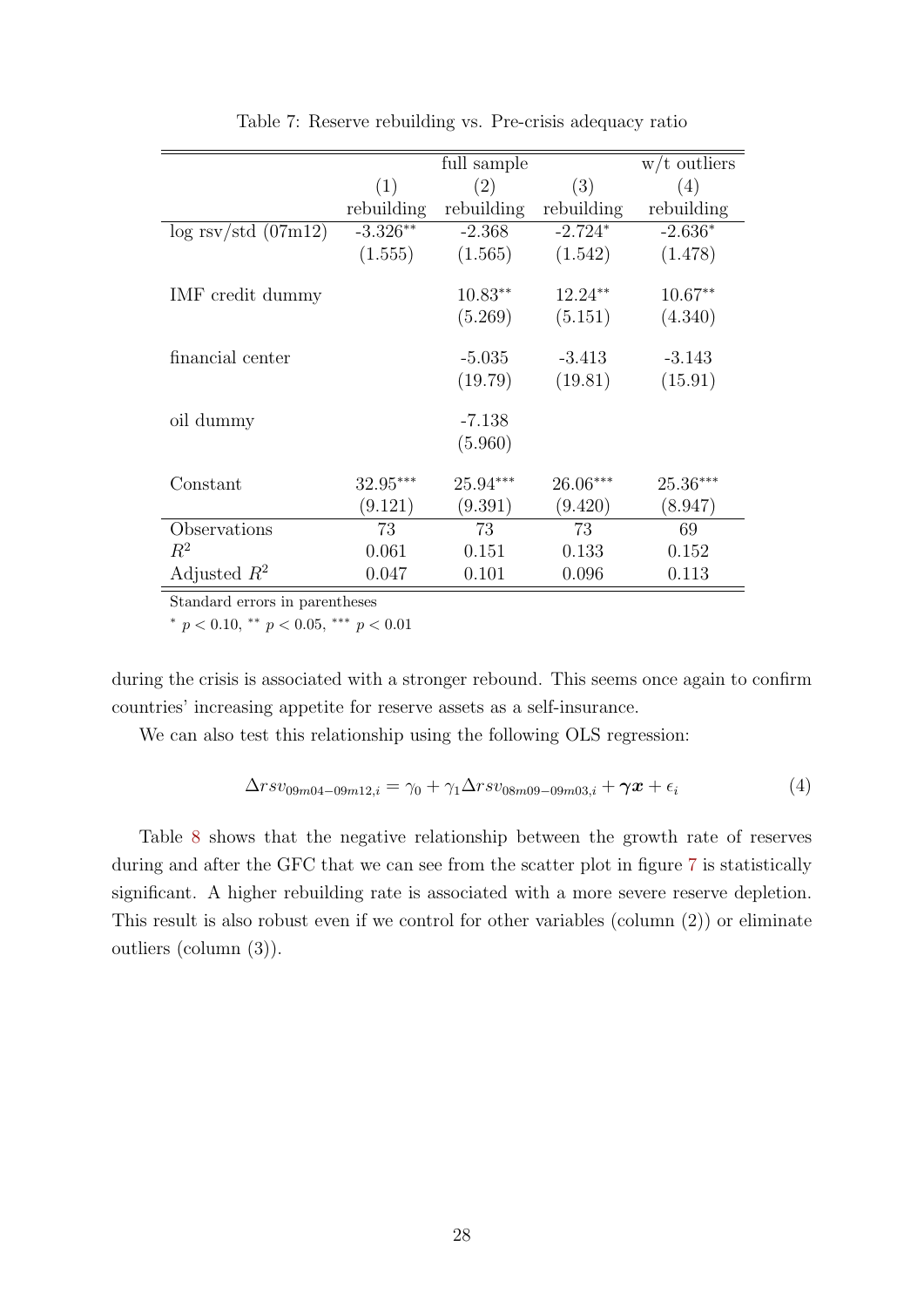Table 7: Reserve rebuilding vs. Pre-crisis adequacy ratio

| | | full sample | | w/t outliers |
|---|---|---|---|---|
| | (1) | (2) | (3) | (4) |
| | rebuilding | rebuilding | rebuilding | rebuilding |
| log rsv/std (07m12) | -3.326** | -2.368 | -2.724* | -2.636* |
| | (1.555) | (1.565) | (1.542) | (1.478) |
| IMF credit dummy | | 10.83** | 12.24** | 10.67** |
| | | (5.269) | (5.151) | (4.340) |
| financial center | | -5.035 | -3.413 | -3.143 |
| | | (19.79) | (19.81) | (15.91) |
| oil dummy | | -7.138 | | |
| | | (5.960) | | |
| Constant | 32.95*** | 25.94*** | 26.06*** | 25.36*** |
| | (9.121) | (9.391) | (9.420) | (8.947) |
| Observations | 73 | 73 | 73 | 69 |
| $R^2$ | 0.061 | 0.151 | 0.133 | 0.152 |
| Adjusted $R^2$ | 0.047 | 0.101 | 0.096 | 0.113 |

Standard errors in parentheses

* $p < 0.10$, ** $p < 0.05$, *** $p < 0.01$

during the crisis is associated with a stronger rebound. This seems once again to confirm countries' increasing appetite for reserve assets as a self-insurance.

We can also test this relationship using the following OLS regression:

$$\Delta rsv_{09m04-09m12,i} = \gamma_0 + \gamma_1 \Delta rsv_{08m09-09m03,i} + \boldsymbol{\gamma x} + \epsilon_i \tag{4}$$

Table 8 shows that the negative relationship between the growth rate of reserves during and after the GFC that we can see from the scatter plot in figure 7 is statistically significant. A higher rebuilding rate is associated with a more severe reserve depletion. This result is also robust even if we control for other variables (column (2)) or eliminate outliers (column (3)).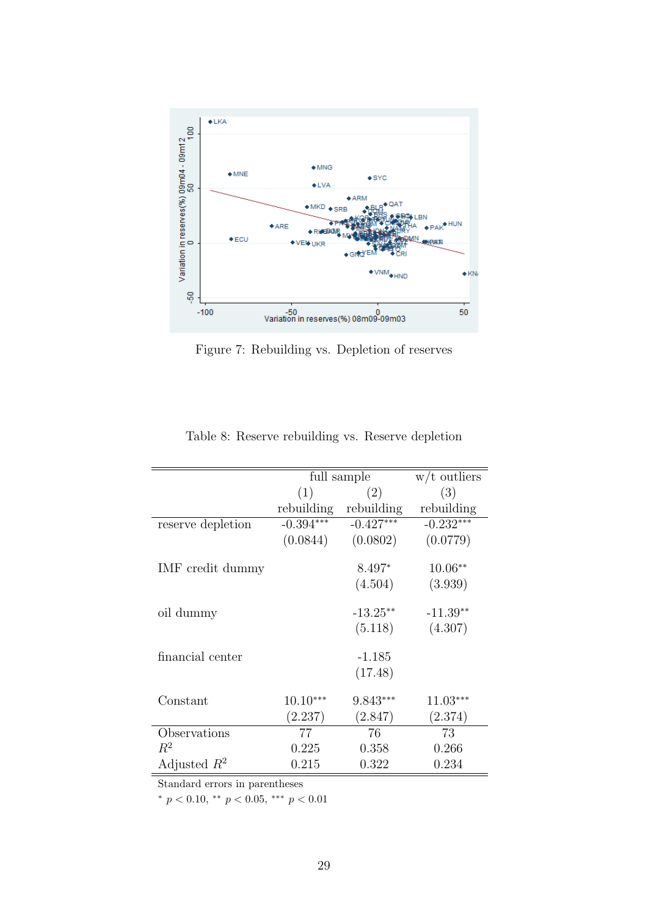Figure 7: Rebuilding vs. Depletion of reserves

Table 8: Reserve rebuilding vs. Reserve depletion

| | full sample | | w/t outliers |
|---|---|---|---|
| | (1) | (2) | (3) |
| | rebuilding | rebuilding | rebuilding |
| reserve depletion | -0.394*** | -0.427*** | -0.232*** |
| | (0.0844) | (0.0802) | (0.0779) |
| IMF credit dummy | | 8.497* | 10.06** |
| | | (4.504) | (3.939) |
| oil dummy | | -13.25** | -11.39** |
| | | (5.118) | (4.307) |
| financial center | | -1.185 | |
| | | (17.48) | |
| Constant | 10.10*** | 9.843*** | 11.03*** |
| | (2.237) | (2.847) | (2.374) |
| Observations | 77 | 76 | 73 |
| $R^2$ | 0.225 | 0.358 | 0.266 |
| Adjusted $R^2$ | 0.215 | 0.322 | 0.234 |

Standard errors in parentheses

* $p < 0.10$, ** $p < 0.05$, *** $p < 0.01$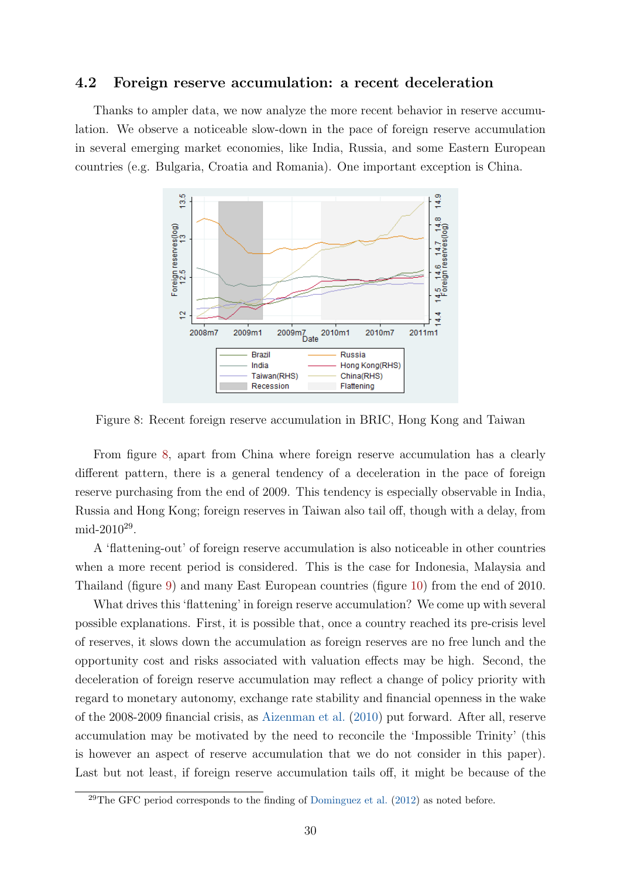## 4.2 Foreign reserve accumulation: a recent deceleration

Thanks to ampler data, we now analyze the more recent behavior in reserve accumulation. We observe a noticeable slow-down in the pace of foreign reserve accumulation in several emerging market economies, like India, Russia, and some Eastern European countries (e.g. Bulgaria, Croatia and Romania). One important exception is China.

Figure 8: Recent foreign reserve accumulation in BRIC, Hong Kong and Taiwan

From figure 8, apart from China where foreign reserve accumulation has a clearly different pattern, there is a general tendency of a deceleration in the pace of foreign reserve purchasing from the end of 2009. This tendency is especially observable in India, Russia and Hong Kong; foreign reserves in Taiwan also tail off, though with a delay, from mid-2010[29].

A 'flattening-out' of foreign reserve accumulation is also noticeable in other countries when a more recent period is considered. This is the case for Indonesia, Malaysia and Thailand (figure 9) and many East European countries (figure 10) from the end of 2010.

What drives this 'flattening' in foreign reserve accumulation? We come up with several possible explanations. First, it is possible that, once a country reached its pre-crisis level of reserves, it slows down the accumulation as foreign reserves are no free lunch and the opportunity cost and risks associated with valuation effects may be high. Second, the deceleration of foreign reserve accumulation may reflect a change of policy priority with regard to monetary autonomy, exchange rate stability and financial openness in the wake of the 2008-2009 financial crisis, as Aizenman et al. (2010) put forward. After all, reserve accumulation may be motivated by the need to reconcile the 'Impossible Trinity' (this is however an aspect of reserve accumulation that we do not consider in this paper). Last but not least, if foreign reserve accumulation tails off, it might be because of the

[29] The GFC period corresponds to the finding of Dominguez et al. (2012) as noted before.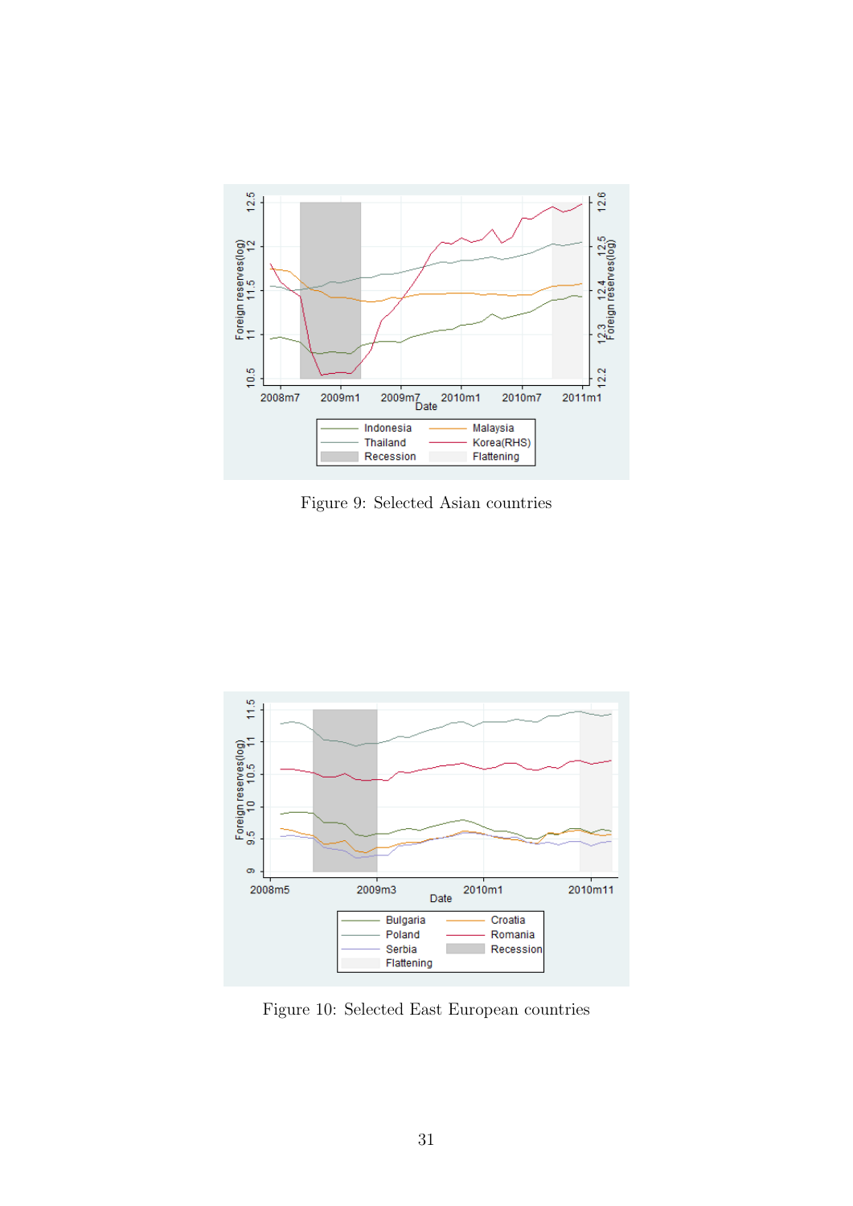Figure 9: Selected Asian countries

Figure 10: Selected East European countries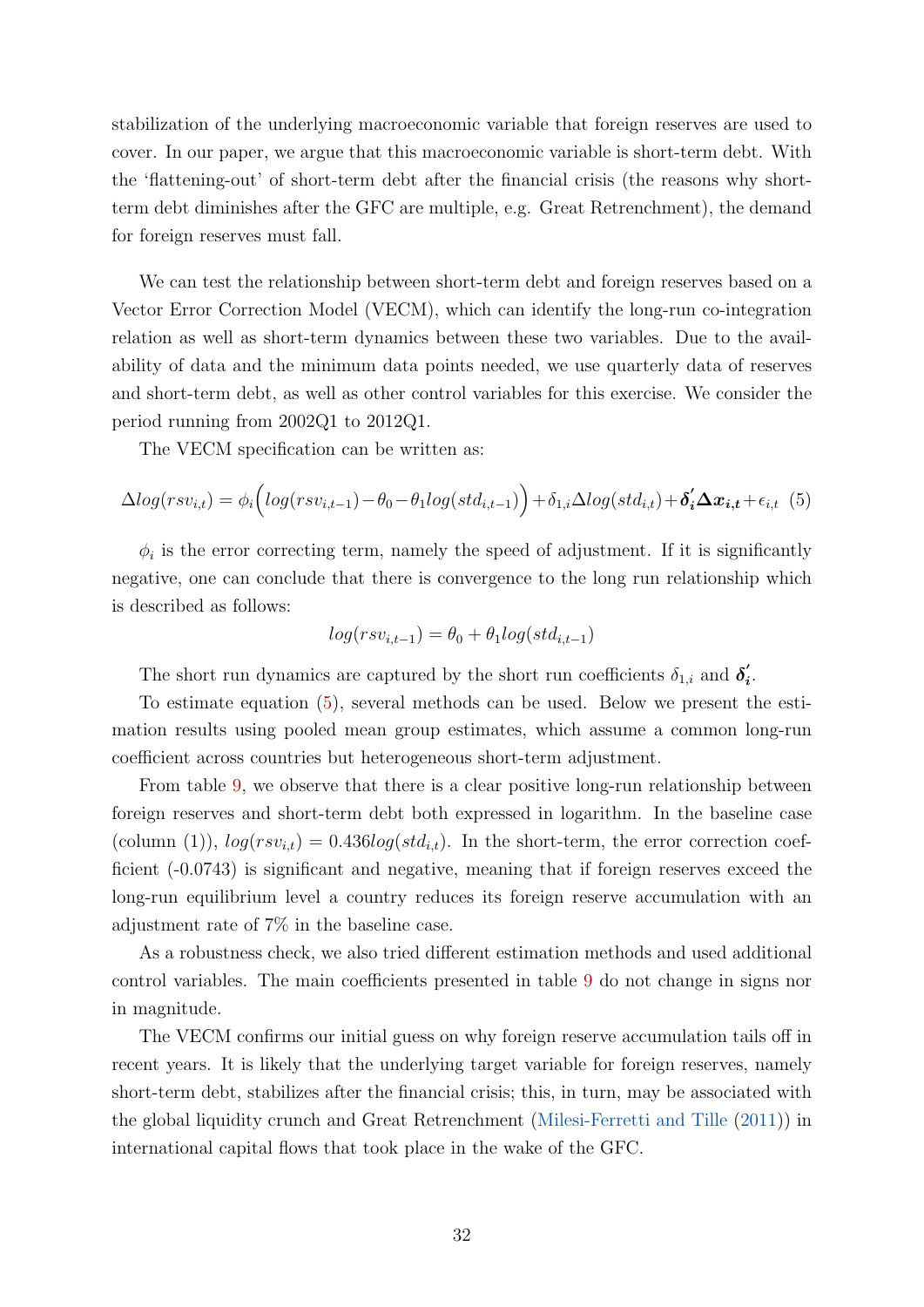stabilization of the underlying macroeconomic variable that foreign reserves are used to cover. In our paper, we argue that this macroeconomic variable is short-term debt. With the 'flattening-out' of short-term debt after the financial crisis (the reasons why short-term debt diminishes after the GFC are multiple, e.g. Great Retrenchment), the demand for foreign reserves must fall.

We can test the relationship between short-term debt and foreign reserves based on a Vector Error Correction Model (VECM), which can identify the long-run co-integration relation as well as short-term dynamics between these two variables. Due to the availability of data and the minimum data points needed, we use quarterly data of reserves and short-term debt, as well as other control variables for this exercise. We consider the period running from 2002Q1 to 2012Q1.

The VECM specification can be written as:

$$\Delta log(rsv_{i,t}) = \phi_i\Big(log(rsv_{i,t-1}) - \theta_0 - \theta_1 log(std_{i,t-1})\Big) + \delta_{1,i}\Delta log(std_{i,t}) + \boldsymbol{\delta_i'}\boldsymbol{\Delta x_{i,t}} + \epsilon_{i,t} \quad (5)$$

$\phi_i$ is the error correcting term, namely the speed of adjustment. If it is significantly negative, one can conclude that there is convergence to the long run relationship which is described as follows:

$$log(rsv_{i,t-1}) = \theta_0 + \theta_1 log(std_{i,t-1})$$

The short run dynamics are captured by the short run coefficients $\delta_{1,i}$ and $\boldsymbol{\delta_i'}$.

To estimate equation (5), several methods can be used. Below we present the estimation results using pooled mean group estimates, which assume a common long-run coefficient across countries but heterogeneous short-term adjustment.

From table 9, we observe that there is a clear positive long-run relationship between foreign reserves and short-term debt both expressed in logarithm. In the baseline case (column (1)), $log(rsv_{i,t}) = 0.436 log(std_{i,t})$. In the short-term, the error correction coefficient (-0.0743) is significant and negative, meaning that if foreign reserves exceed the long-run equilibrium level a country reduces its foreign reserve accumulation with an adjustment rate of 7% in the baseline case.

As a robustness check, we also tried different estimation methods and used additional control variables. The main coefficients presented in table 9 do not change in signs nor in magnitude.

The VECM confirms our initial guess on why foreign reserve accumulation tails off in recent years. It is likely that the underlying target variable for foreign reserves, namely short-term debt, stabilizes after the financial crisis; this, in turn, may be associated with the global liquidity crunch and Great Retrenchment (Milesi-Ferretti and Tille (2011)) in international capital flows that took place in the wake of the GFC.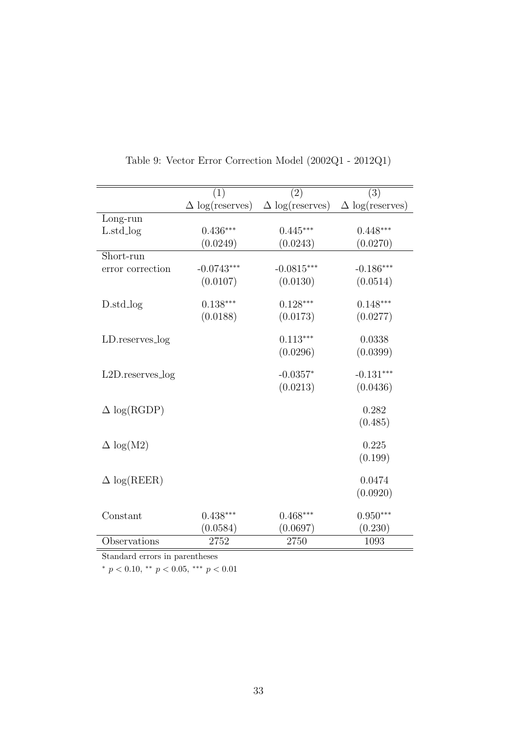Table 9: Vector Error Correction Model (2002Q1 - 2012Q1)

| | (1) | (2) | (3) |
|---|---|---|---|
| | $\Delta$ log(reserves) | $\Delta$ log(reserves) | $\Delta$ log(reserves) |
| Long-run | | | |
| L.std_log | 0.436*** | 0.445*** | 0.448*** |
| | (0.0249) | (0.0243) | (0.0270) |
| Short-run | | | |
| error correction | -0.0743*** | -0.0815*** | -0.186*** |
| | (0.0107) | (0.0130) | (0.0514) |
| D.std_log | 0.138*** | 0.128*** | 0.148*** |
| | (0.0188) | (0.0173) | (0.0277) |
| LD.reserves_log | | 0.113*** | 0.0338 |
| | | (0.0296) | (0.0399) |
| L2D.reserves_log | | -0.0357* | -0.131*** |
| | | (0.0213) | (0.0436) |
| $\Delta$ log(RGDP) | | | 0.282 |
| | | | (0.485) |
| $\Delta$ log(M2) | | | 0.225 |
| | | | (0.199) |
| $\Delta$ log(REER) | | | 0.0474 |
| | | | (0.0920) |
| Constant | 0.438*** | 0.468*** | 0.950*** |
| | (0.0584) | (0.0697) | (0.230) |
| Observations | 2752 | 2750 | 1093 |

Standard errors in parentheses

* $p < 0.10$, ** $p < 0.05$, *** $p < 0.01$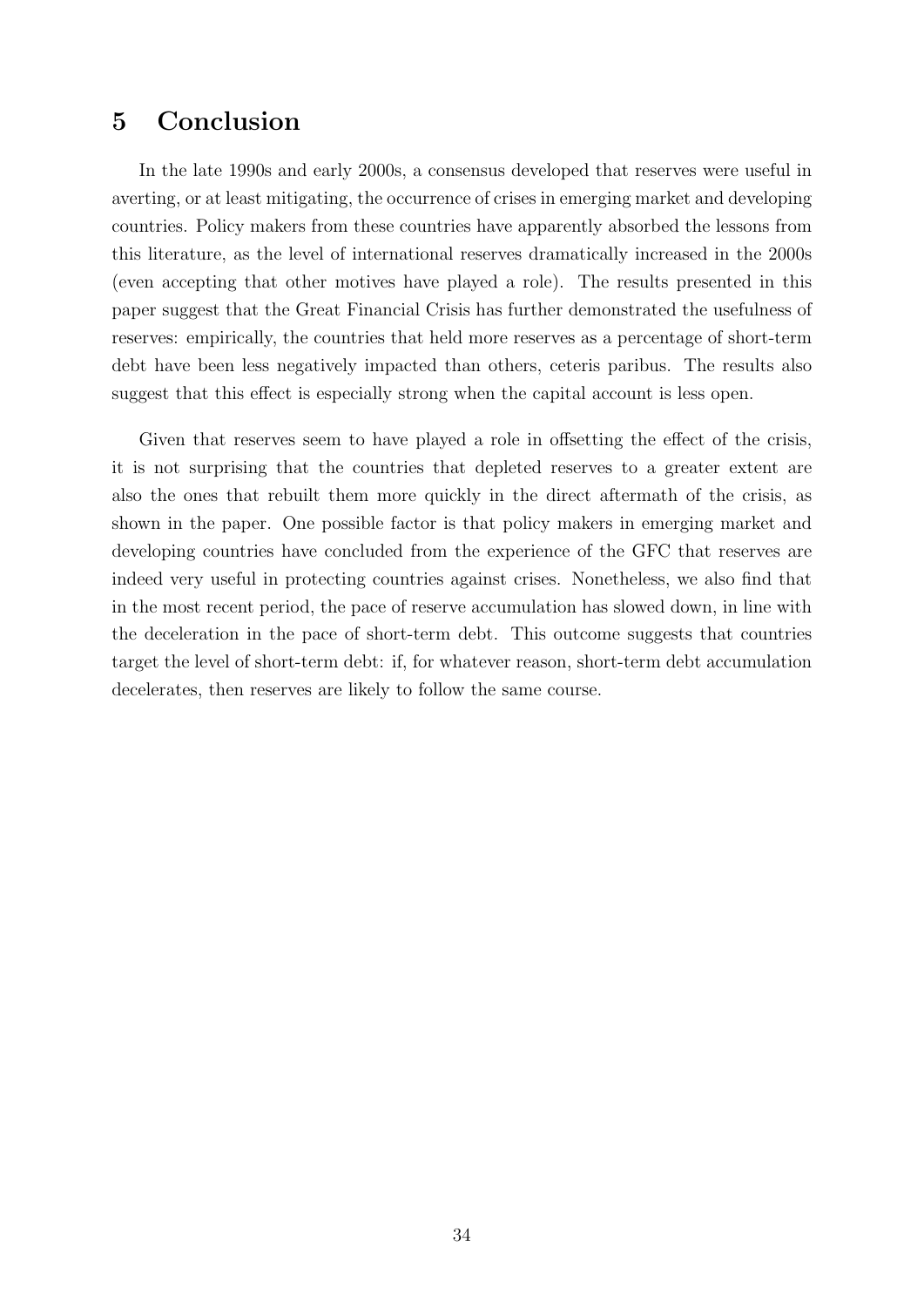# 5 Conclusion

In the late 1990s and early 2000s, a consensus developed that reserves were useful in averting, or at least mitigating, the occurrence of crises in emerging market and developing countries. Policy makers from these countries have apparently absorbed the lessons from this literature, as the level of international reserves dramatically increased in the 2000s (even accepting that other motives have played a role). The results presented in this paper suggest that the Great Financial Crisis has further demonstrated the usefulness of reserves: empirically, the countries that held more reserves as a percentage of short-term debt have been less negatively impacted than others, ceteris paribus. The results also suggest that this effect is especially strong when the capital account is less open.

Given that reserves seem to have played a role in offsetting the effect of the crisis, it is not surprising that the countries that depleted reserves to a greater extent are also the ones that rebuilt them more quickly in the direct aftermath of the crisis, as shown in the paper. One possible factor is that policy makers in emerging market and developing countries have concluded from the experience of the GFC that reserves are indeed very useful in protecting countries against crises. Nonetheless, we also find that in the most recent period, the pace of reserve accumulation has slowed down, in line with the deceleration in the pace of short-term debt. This outcome suggests that countries target the level of short-term debt: if, for whatever reason, short-term debt accumulation decelerates, then reserves are likely to follow the same course.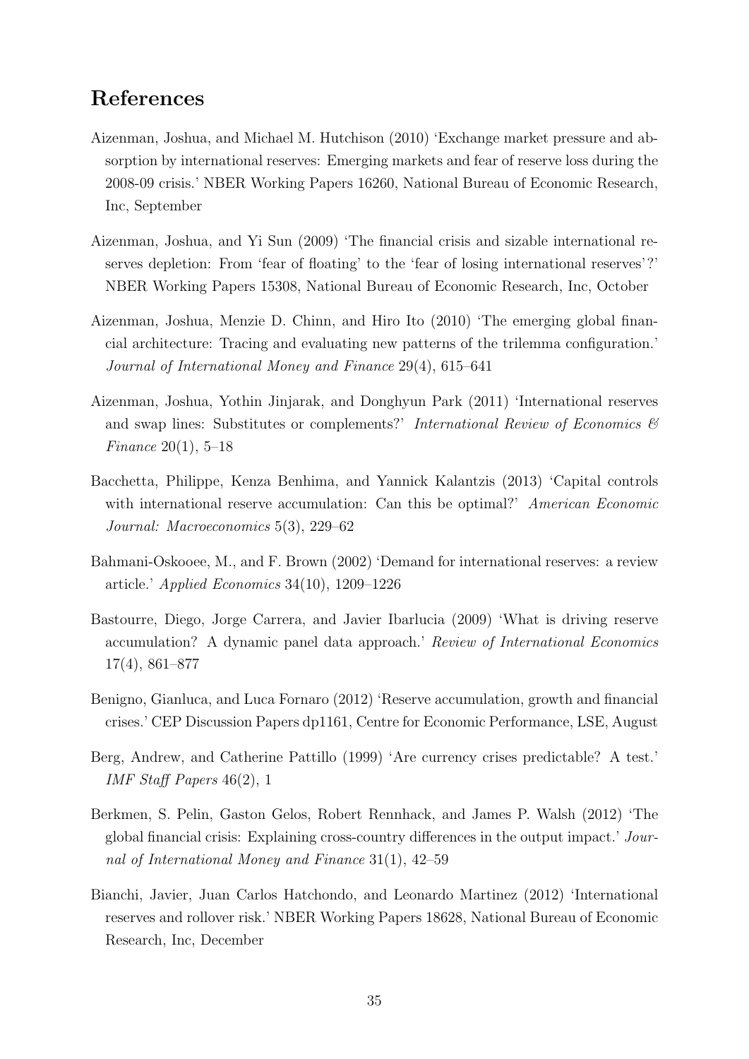## References

Aizenman, Joshua, and Michael M. Hutchison (2010) 'Exchange market pressure and absorption by international reserves: Emerging markets and fear of reserve loss during the 2008-09 crisis.' NBER Working Papers 16260, National Bureau of Economic Research, Inc, September

Aizenman, Joshua, and Yi Sun (2009) 'The financial crisis and sizable international reserves depletion: From 'fear of floating' to the 'fear of losing international reserves'?' NBER Working Papers 15308, National Bureau of Economic Research, Inc, October

Aizenman, Joshua, Menzie D. Chinn, and Hiro Ito (2010) 'The emerging global financial architecture: Tracing and evaluating new patterns of the trilemma configuration.' *Journal of International Money and Finance* 29(4), 615–641

Aizenman, Joshua, Yothin Jinjarak, and Donghyun Park (2011) 'International reserves and swap lines: Substitutes or complements?' *International Review of Economics & Finance* 20(1), 5–18

Bacchetta, Philippe, Kenza Benhima, and Yannick Kalantzis (2013) 'Capital controls with international reserve accumulation: Can this be optimal?' *American Economic Journal: Macroeconomics* 5(3), 229–62

Bahmani-Oskooee, M., and F. Brown (2002) 'Demand for international reserves: a review article.' *Applied Economics* 34(10), 1209–1226

Bastourre, Diego, Jorge Carrera, and Javier Ibarlucia (2009) 'What is driving reserve accumulation? A dynamic panel data approach.' *Review of International Economics* 17(4), 861–877

Benigno, Gianluca, and Luca Fornaro (2012) 'Reserve accumulation, growth and financial crises.' CEP Discussion Papers dp1161, Centre for Economic Performance, LSE, August

Berg, Andrew, and Catherine Pattillo (1999) 'Are currency crises predictable? A test.' *IMF Staff Papers* 46(2), 1

Berkmen, S. Pelin, Gaston Gelos, Robert Rennhack, and James P. Walsh (2012) 'The global financial crisis: Explaining cross-country differences in the output impact.' *Journal of International Money and Finance* 31(1), 42–59

Bianchi, Javier, Juan Carlos Hatchondo, and Leonardo Martinez (2012) 'International reserves and rollover risk.' NBER Working Papers 18628, National Bureau of Economic Research, Inc, December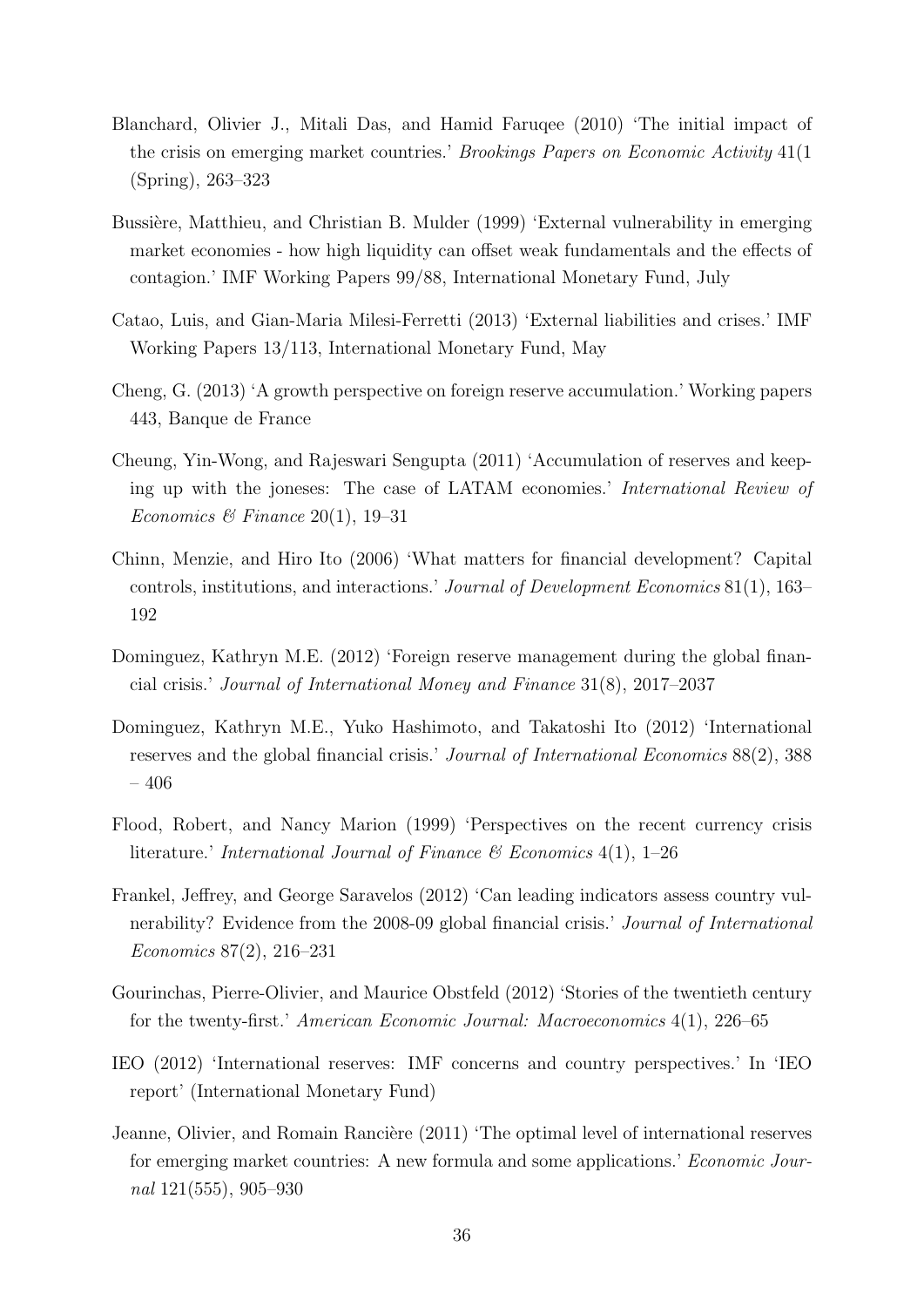Blanchard, Olivier J., Mitali Das, and Hamid Faruqee (2010) 'The initial impact of the crisis on emerging market countries.' *Brookings Papers on Economic Activity* 41(1 (Spring), 263–323

Bussière, Matthieu, and Christian B. Mulder (1999) 'External vulnerability in emerging market economies - how high liquidity can offset weak fundamentals and the effects of contagion.' IMF Working Papers 99/88, International Monetary Fund, July

Catao, Luis, and Gian-Maria Milesi-Ferretti (2013) 'External liabilities and crises.' IMF Working Papers 13/113, International Monetary Fund, May

Cheng, G. (2013) 'A growth perspective on foreign reserve accumulation.' Working papers 443, Banque de France

Cheung, Yin-Wong, and Rajeswari Sengupta (2011) 'Accumulation of reserves and keeping up with the joneses: The case of LATAM economies.' *International Review of Economics & Finance* 20(1), 19–31

Chinn, Menzie, and Hiro Ito (2006) 'What matters for financial development? Capital controls, institutions, and interactions.' *Journal of Development Economics* 81(1), 163–192

Dominguez, Kathryn M.E. (2012) 'Foreign reserve management during the global financial crisis.' *Journal of International Money and Finance* 31(8), 2017–2037

Dominguez, Kathryn M.E., Yuko Hashimoto, and Takatoshi Ito (2012) 'International reserves and the global financial crisis.' *Journal of International Economics* 88(2), 388 – 406

Flood, Robert, and Nancy Marion (1999) 'Perspectives on the recent currency crisis literature.' *International Journal of Finance & Economics* 4(1), 1–26

Frankel, Jeffrey, and George Saravelos (2012) 'Can leading indicators assess country vulnerability? Evidence from the 2008-09 global financial crisis.' *Journal of International Economics* 87(2), 216–231

Gourinchas, Pierre-Olivier, and Maurice Obstfeld (2012) 'Stories of the twentieth century for the twenty-first.' *American Economic Journal: Macroeconomics* 4(1), 226–65

IEO (2012) 'International reserves: IMF concerns and country perspectives.' In 'IEO report' (International Monetary Fund)

Jeanne, Olivier, and Romain Rancière (2011) 'The optimal level of international reserves for emerging market countries: A new formula and some applications.' *Economic Journal* 121(555), 905–930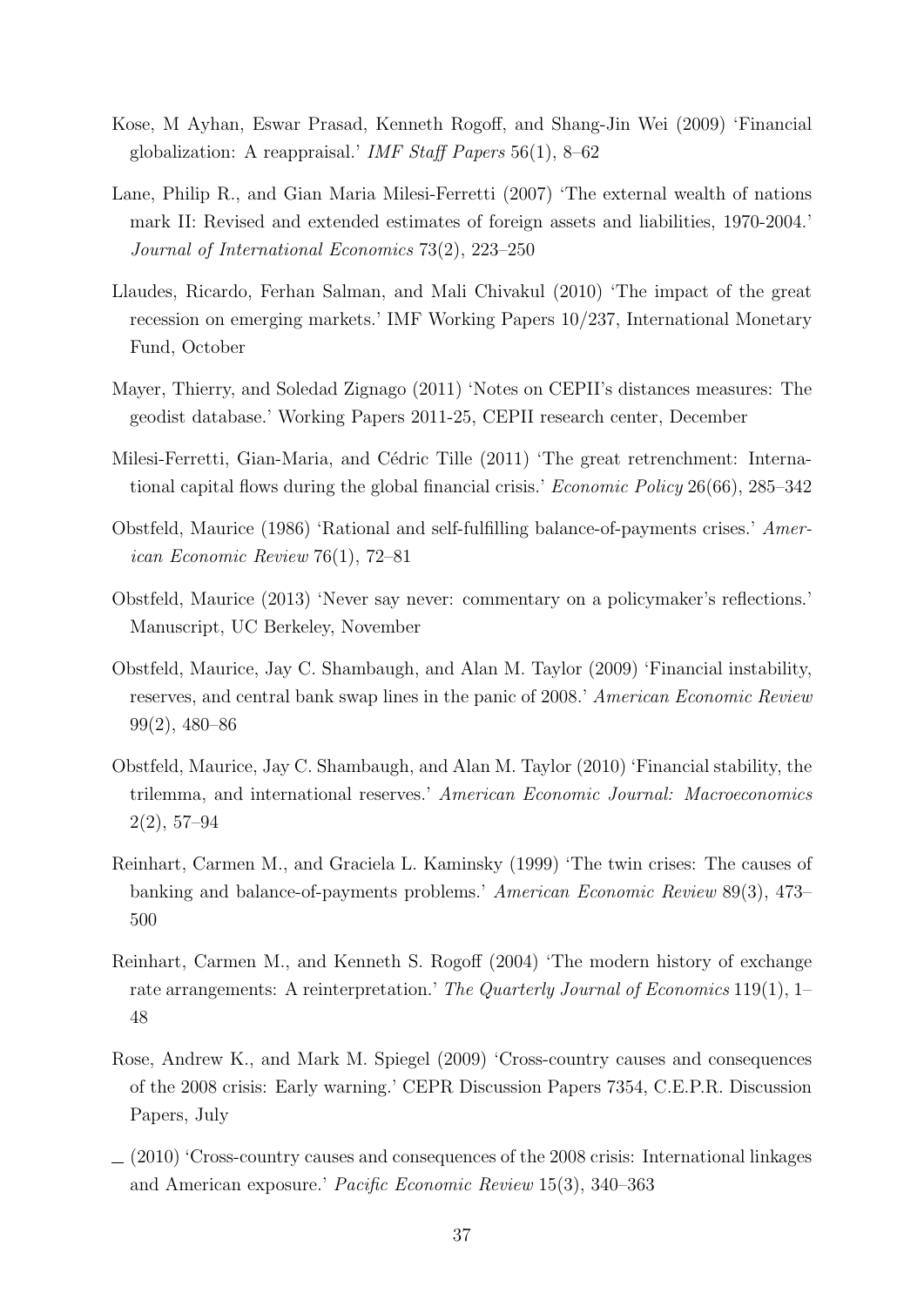Kose, M Ayhan, Eswar Prasad, Kenneth Rogoff, and Shang-Jin Wei (2009) 'Financial globalization: A reappraisal.' *IMF Staff Papers* 56(1), 8–62

Lane, Philip R., and Gian Maria Milesi-Ferretti (2007) 'The external wealth of nations mark II: Revised and extended estimates of foreign assets and liabilities, 1970-2004.' *Journal of International Economics* 73(2), 223–250

Llaudes, Ricardo, Ferhan Salman, and Mali Chivakul (2010) 'The impact of the great recession on emerging markets.' IMF Working Papers 10/237, International Monetary Fund, October

Mayer, Thierry, and Soledad Zignago (2011) 'Notes on CEPII's distances measures: The geodist database.' Working Papers 2011-25, CEPII research center, December

Milesi-Ferretti, Gian-Maria, and Cédric Tille (2011) 'The great retrenchment: International capital flows during the global financial crisis.' *Economic Policy* 26(66), 285–342

Obstfeld, Maurice (1986) 'Rational and self-fulfilling balance-of-payments crises.' *American Economic Review* 76(1), 72–81

Obstfeld, Maurice (2013) 'Never say never: commentary on a policymaker's reflections.' Manuscript, UC Berkeley, November

Obstfeld, Maurice, Jay C. Shambaugh, and Alan M. Taylor (2009) 'Financial instability, reserves, and central bank swap lines in the panic of 2008.' *American Economic Review* 99(2), 480–86

Obstfeld, Maurice, Jay C. Shambaugh, and Alan M. Taylor (2010) 'Financial stability, the trilemma, and international reserves.' *American Economic Journal: Macroeconomics* 2(2), 57–94

Reinhart, Carmen M., and Graciela L. Kaminsky (1999) 'The twin crises: The causes of banking and balance-of-payments problems.' *American Economic Review* 89(3), 473–500

Reinhart, Carmen M., and Kenneth S. Rogoff (2004) 'The modern history of exchange rate arrangements: A reinterpretation.' *The Quarterly Journal of Economics* 119(1), 1–48

Rose, Andrew K., and Mark M. Spiegel (2009) 'Cross-country causes and consequences of the 2008 crisis: Early warning.' CEPR Discussion Papers 7354, C.E.P.R. Discussion Papers, July

— (2010) 'Cross-country causes and consequences of the 2008 crisis: International linkages and American exposure.' *Pacific Economic Review* 15(3), 340–363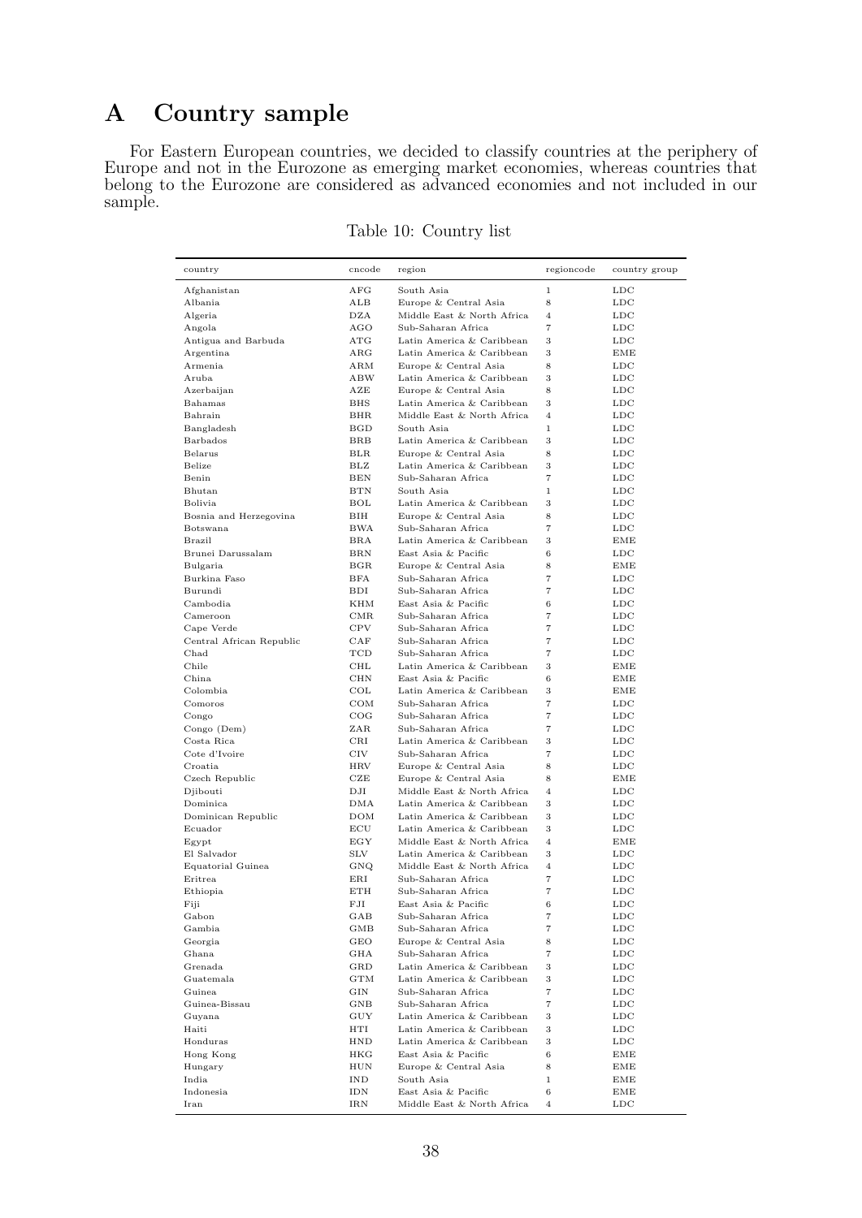# A Country sample

For Eastern European countries, we decided to classify countries at the periphery of Europe and not in the Eurozone as emerging market economies, whereas countries that belong to the Eurozone are considered as advanced economies and not included in our sample.

Table 10: Country list

| country | cncode | region | regioncode | country group |
|---|---|---|---|---|
| Afghanistan | AFG | South Asia | 1 | LDC |
| Albania | ALB | Europe & Central Asia | 8 | LDC |
| Algeria | DZA | Middle East & North Africa | 4 | LDC |
| Angola | AGO | Sub-Saharan Africa | 7 | LDC |
| Antigua and Barbuda | ATG | Latin America & Caribbean | 3 | LDC |
| Argentina | ARG | Latin America & Caribbean | 3 | EME |
| Armenia | ARM | Europe & Central Asia | 8 | LDC |
| Aruba | ABW | Latin America & Caribbean | 3 | LDC |
| Azerbaijan | AZE | Europe & Central Asia | 8 | LDC |
| Bahamas | BHS | Latin America & Caribbean | 3 | LDC |
| Bahrain | BHR | Middle East & North Africa | 4 | LDC |
| Bangladesh | BGD | South Asia | 1 | LDC |
| Barbados | BRB | Latin America & Caribbean | 3 | LDC |
| Belarus | BLR | Europe & Central Asia | 8 | LDC |
| Belize | BLZ | Latin America & Caribbean | 3 | LDC |
| Benin | BEN | Sub-Saharan Africa | 7 | LDC |
| Bhutan | BTN | South Asia | 1 | LDC |
| Bolivia | BOL | Latin America & Caribbean | 3 | LDC |
| Bosnia and Herzegovina | BIH | Europe & Central Asia | 8 | LDC |
| Botswana | BWA | Sub-Saharan Africa | 7 | LDC |
| Brazil | BRA | Latin America & Caribbean | 3 | EME |
| Brunei Darussalam | BRN | East Asia & Pacific | 6 | LDC |
| Bulgaria | BGR | Europe & Central Asia | 8 | EME |
| Burkina Faso | BFA | Sub-Saharan Africa | 7 | LDC |
| Burundi | BDI | Sub-Saharan Africa | 7 | LDC |
| Cambodia | KHM | East Asia & Pacific | 6 | LDC |
| Cameroon | CMR | Sub-Saharan Africa | 7 | LDC |
| Cape Verde | CPV | Sub-Saharan Africa | 7 | LDC |
| Central African Republic | CAF | Sub-Saharan Africa | 7 | LDC |
| Chad | TCD | Sub-Saharan Africa | 7 | LDC |
| Chile | CHL | Latin America & Caribbean | 3 | EME |
| China | CHN | East Asia & Pacific | 6 | EME |
| Colombia | COL | Latin America & Caribbean | 3 | EME |
| Comoros | COM | Sub-Saharan Africa | 7 | LDC |
| Congo | COG | Sub-Saharan Africa | 7 | LDC |
| Congo (Dem) | ZAR | Sub-Saharan Africa | 7 | LDC |
| Costa Rica | CRI | Latin America & Caribbean | 3 | LDC |
| Cote d'Ivoire | CIV | Sub-Saharan Africa | 7 | LDC |
| Croatia | HRV | Europe & Central Asia | 8 | LDC |
| Czech Republic | CZE | Europe & Central Asia | 8 | EME |
| Djibouti | DJI | Middle East & North Africa | 4 | LDC |
| Dominica | DMA | Latin America & Caribbean | 3 | LDC |
| Dominican Republic | DOM | Latin America & Caribbean | 3 | LDC |
| Ecuador | ECU | Latin America & Caribbean | 3 | LDC |
| Egypt | EGY | Middle East & North Africa | 4 | EME |
| El Salvador | SLV | Latin America & Caribbean | 3 | LDC |
| Equatorial Guinea | GNQ | Middle East & North Africa | 4 | LDC |
| Eritrea | ERI | Sub-Saharan Africa | 7 | LDC |
| Ethiopia | ETH | Sub-Saharan Africa | 7 | LDC |
| Fiji | FJI | East Asia & Pacific | 6 | LDC |
| Gabon | GAB | Sub-Saharan Africa | 7 | LDC |
| Gambia | GMB | Sub-Saharan Africa | 7 | LDC |
| Georgia | GEO | Europe & Central Asia | 8 | LDC |
| Ghana | GHA | Sub-Saharan Africa | 7 | LDC |
| Grenada | GRD | Latin America & Caribbean | 3 | LDC |
| Guatemala | GTM | Latin America & Caribbean | 3 | LDC |
| Guinea | GIN | Sub-Saharan Africa | 7 | LDC |
| Guinea-Bissau | GNB | Sub-Saharan Africa | 7 | LDC |
| Guyana | GUY | Latin America & Caribbean | 3 | LDC |
| Haiti | HTI | Latin America & Caribbean | 3 | LDC |
| Honduras | HND | Latin America & Caribbean | 3 | LDC |
| Hong Kong | HKG | East Asia & Pacific | 6 | EME |
| Hungary | HUN | Europe & Central Asia | 8 | EME |
| India | IND | South Asia | 1 | EME |
| Indonesia | IDN | East Asia & Pacific | 6 | EME |
| Iran | IRN | Middle East & North Africa | 4 | LDC |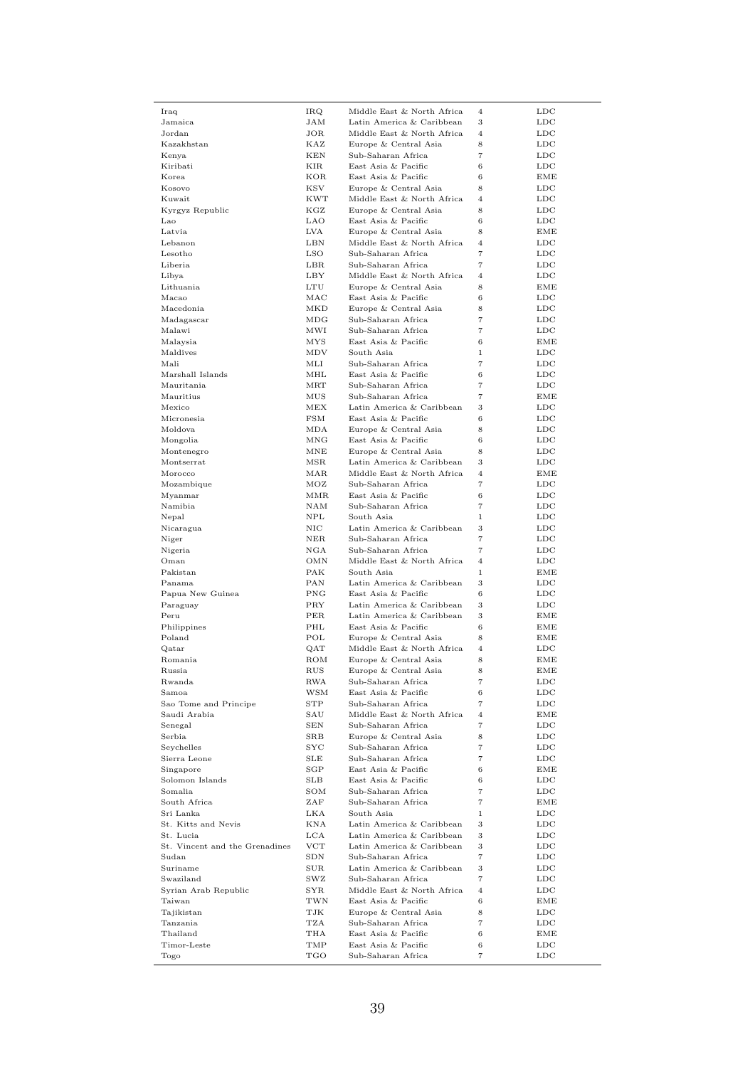| | | | | |
|---|---|---|---|---|
| Iraq | IRQ | Middle East & North Africa | 4 | LDC |
| Jamaica | JAM | Latin America & Caribbean | 3 | LDC |
| Jordan | JOR | Middle East & North Africa | 4 | LDC |
| Kazakhstan | KAZ | Europe & Central Asia | 8 | LDC |
| Kenya | KEN | Sub-Saharan Africa | 7 | LDC |
| Kiribati | KIR | East Asia & Pacific | 6 | LDC |
| Korea | KOR | East Asia & Pacific | 6 | EME |
| Kosovo | KSV | Europe & Central Asia | 8 | LDC |
| Kuwait | KWT | Middle East & North Africa | 4 | LDC |
| Kyrgyz Republic | KGZ | Europe & Central Asia | 8 | LDC |
| Lao | LAO | East Asia & Pacific | 6 | LDC |
| Latvia | LVA | Europe & Central Asia | 8 | EME |
| Lebanon | LBN | Middle East & North Africa | 4 | LDC |
| Lesotho | LSO | Sub-Saharan Africa | 7 | LDC |
| Liberia | LBR | Sub-Saharan Africa | 7 | LDC |
| Libya | LBY | Middle East & North Africa | 4 | LDC |
| Lithuania | LTU | Europe & Central Asia | 8 | EME |
| Macao | MAC | East Asia & Pacific | 6 | LDC |
| Macedonia | MKD | Europe & Central Asia | 8 | LDC |
| Madagascar | MDG | Sub-Saharan Africa | 7 | LDC |
| Malawi | MWI | Sub-Saharan Africa | 7 | LDC |
| Malaysia | MYS | East Asia & Pacific | 6 | EME |
| Maldives | MDV | South Asia | 1 | LDC |
| Mali | MLI | Sub-Saharan Africa | 7 | LDC |
| Marshall Islands | MHL | East Asia & Pacific | 6 | LDC |
| Mauritania | MRT | Sub-Saharan Africa | 7 | LDC |
| Mauritius | MUS | Sub-Saharan Africa | 7 | EME |
| Mexico | MEX | Latin America & Caribbean | 3 | LDC |
| Micronesia | FSM | East Asia & Pacific | 6 | LDC |
| Moldova | MDA | Europe & Central Asia | 8 | LDC |
| Mongolia | MNG | East Asia & Pacific | 6 | LDC |
| Montenegro | MNE | Europe & Central Asia | 8 | LDC |
| Montserrat | MSR | Latin America & Caribbean | 3 | LDC |
| Morocco | MAR | Middle East & North Africa | 4 | EME |
| Mozambique | MOZ | Sub-Saharan Africa | 7 | LDC |
| Myanmar | MMR | East Asia & Pacific | 6 | LDC |
| Namibia | NAM | Sub-Saharan Africa | 7 | LDC |
| Nepal | NPL | South Asia | 1 | LDC |
| Nicaragua | NIC | Latin America & Caribbean | 3 | LDC |
| Niger | NER | Sub-Saharan Africa | 7 | LDC |
| Nigeria | NGA | Sub-Saharan Africa | 7 | LDC |
| Oman | OMN | Middle East & North Africa | 4 | LDC |
| Pakistan | PAK | South Asia | 1 | EME |
| Panama | PAN | Latin America & Caribbean | 3 | LDC |
| Papua New Guinea | PNG | East Asia & Pacific | 6 | LDC |
| Paraguay | PRY | Latin America & Caribbean | 3 | LDC |
| Peru | PER | Latin America & Caribbean | 3 | EME |
| Philippines | PHL | East Asia & Pacific | 6 | EME |
| Poland | POL | Europe & Central Asia | 8 | EME |
| Qatar | QAT | Middle East & North Africa | 4 | LDC |
| Romania | ROM | Europe & Central Asia | 8 | EME |
| Russia | RUS | Europe & Central Asia | 8 | EME |
| Rwanda | RWA | Sub-Saharan Africa | 7 | LDC |
| Samoa | WSM | East Asia & Pacific | 6 | LDC |
| Sao Tome and Principe | STP | Sub-Saharan Africa | 7 | LDC |
| Saudi Arabia | SAU | Middle East & North Africa | 4 | EME |
| Senegal | SEN | Sub-Saharan Africa | 7 | LDC |
| Serbia | SRB | Europe & Central Asia | 8 | LDC |
| Seychelles | SYC | Sub-Saharan Africa | 7 | LDC |
| Sierra Leone | SLE | Sub-Saharan Africa | 7 | LDC |
| Singapore | SGP | East Asia & Pacific | 6 | EME |
| Solomon Islands | SLB | East Asia & Pacific | 6 | LDC |
| Somalia | SOM | Sub-Saharan Africa | 7 | LDC |
| South Africa | ZAF | Sub-Saharan Africa | 7 | EME |
| Sri Lanka | LKA | South Asia | 1 | LDC |
| St. Kitts and Nevis | KNA | Latin America & Caribbean | 3 | LDC |
| St. Lucia | LCA | Latin America & Caribbean | 3 | LDC |
| St. Vincent and the Grenadines | VCT | Latin America & Caribbean | 3 | LDC |
| Sudan | SDN | Sub-Saharan Africa | 7 | LDC |
| Suriname | SUR | Latin America & Caribbean | 3 | LDC |
| Swaziland | SWZ | Sub-Saharan Africa | 7 | LDC |
| Syrian Arab Republic | SYR | Middle East & North Africa | 4 | LDC |
| Taiwan | TWN | East Asia & Pacific | 6 | EME |
| Tajikistan | TJK | Europe & Central Asia | 8 | LDC |
| Tanzania | TZA | Sub-Saharan Africa | 7 | LDC |
| Thailand | THA | East Asia & Pacific | 6 | EME |
| Timor-Leste | TMP | East Asia & Pacific | 6 | LDC |
| Togo | TGO | Sub-Saharan Africa | 7 | LDC |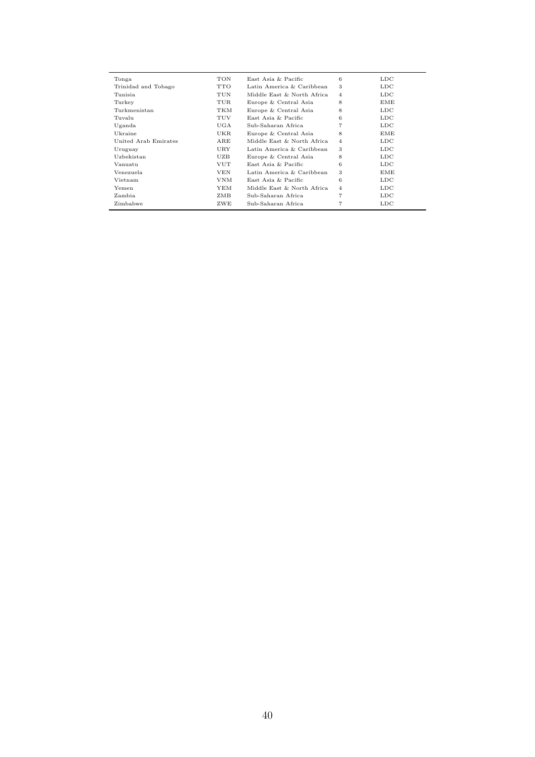| | | | | |
|---|---|---|---|---|
| Tonga | TON | East Asia & Pacific | 6 | LDC |
| Trinidad and Tobago | TTO | Latin America & Caribbean | 3 | LDC |
| Tunisia | TUN | Middle East & North Africa | 4 | LDC |
| Turkey | TUR | Europe & Central Asia | 8 | EME |
| Turkmenistan | TKM | Europe & Central Asia | 8 | LDC |
| Tuvalu | TUV | East Asia & Pacific | 6 | LDC |
| Uganda | UGA | Sub-Saharan Africa | 7 | LDC |
| Ukraine | UKR | Europe & Central Asia | 8 | EME |
| United Arab Emirates | ARE | Middle East & North Africa | 4 | LDC |
| Uruguay | URY | Latin America & Caribbean | 3 | LDC |
| Uzbekistan | UZB | Europe & Central Asia | 8 | LDC |
| Vanuatu | VUT | East Asia & Pacific | 6 | LDC |
| Venezuela | VEN | Latin America & Caribbean | 3 | EME |
| Vietnam | VNM | East Asia & Pacific | 6 | LDC |
| Yemen | YEM | Middle East & North Africa | 4 | LDC |
| Zambia | ZMB | Sub-Saharan Africa | 7 | LDC |
| Zimbabwe | ZWE | Sub-Saharan Africa | 7 | LDC |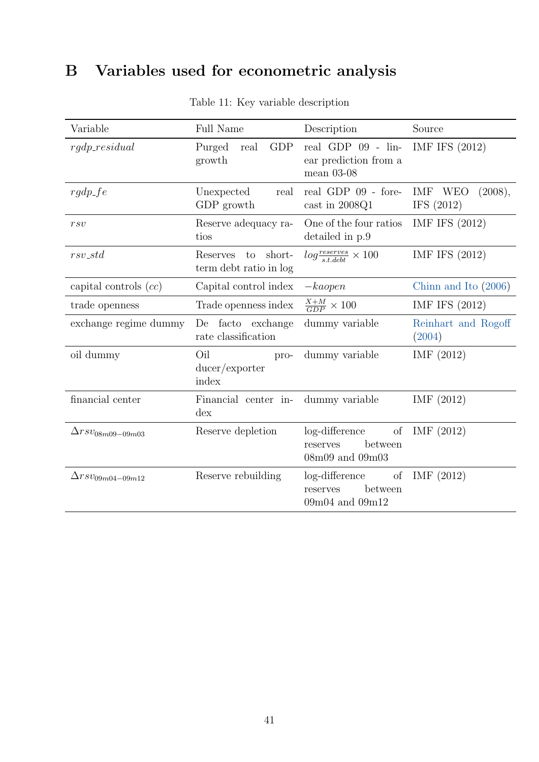# B Variables used for econometric analysis

Table 11: Key variable description

| Variable | Full Name | Description | Source |
|---|---|---|---|
| *rgdp_residual* | Purged real GDP growth | real GDP 09 - linear prediction from a mean 03-08 | IMF IFS (2012) |
| *rgdp_fe* | Unexpected real GDP growth | real GDP 09 - forecast in 2008Q1 | IMF WEO (2008), IFS (2012) |
| *rsv* | Reserve adequacy ratios | One of the four ratios detailed in p.9 | IMF IFS (2012) |
| *rsv_std* | Reserves to short-term debt ratio in log | $log\frac{reserves}{s.t.debt} \times 100$ | IMF IFS (2012) |
| capital controls (*cc*) | Capital control index | $-kaopen$ | Chinn and Ito (2006) |
| trade openness | Trade openness index | $\frac{X+M}{GDP} \times 100$ | IMF IFS (2012) |
| exchange regime dummy | De facto exchange rate classification | dummy variable | Reinhart and Rogoff (2004) |
| oil dummy | Oil producer/exporter index | dummy variable | IMF (2012) |
| financial center | Financial center index | dummy variable | IMF (2012) |
| $\Delta rsv_{08m09-09m03}$ | Reserve depletion | log-difference of reserves between 08m09 and 09m03 | IMF (2012) |
| $\Delta rsv_{09m04-09m12}$ | Reserve rebuilding | log-difference of reserves between 09m04 and 09m12 | IMF (2012) |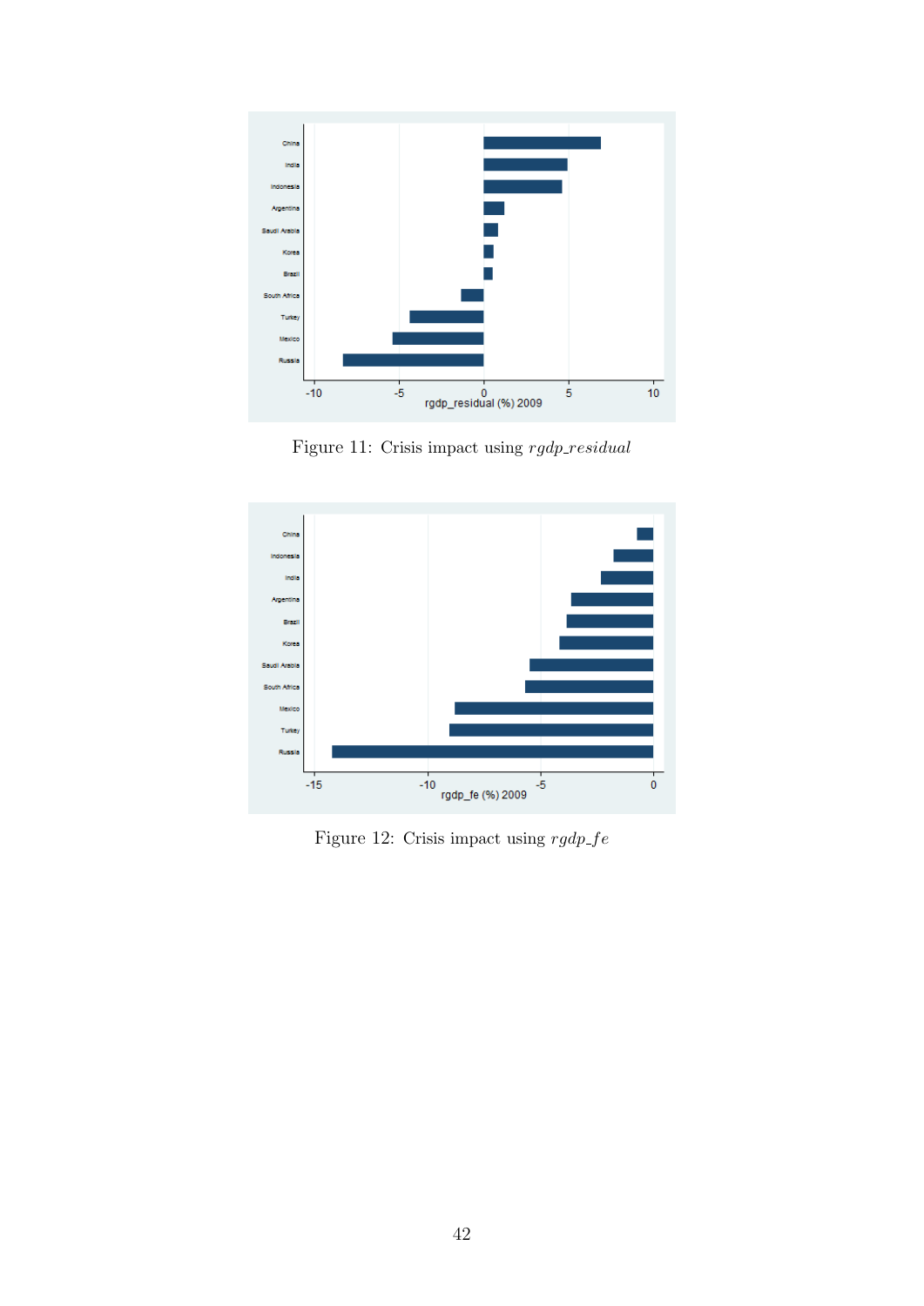Figure 11: Crisis impact using *rgdp_residual*

Figure 12: Crisis impact using *rgdp_fe*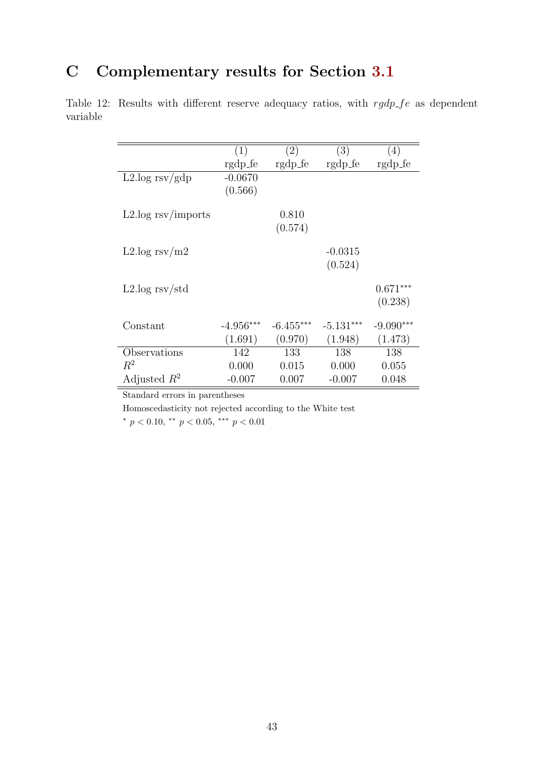# C Complementary results for Section 3.1

Table 12: Results with different reserve adequacy ratios, with *rgdp_fe* as dependent variable

| | (1) | (2) | (3) | (4) |
|---|---|---|---|---|
| | rgdp_fe | rgdp_fe | rgdp_fe | rgdp_fe |
| L2.log rsv/gdp | -0.0670 | | | |
| | (0.566) | | | |
| L2.log rsv/imports | | 0.810 | | |
| | | (0.574) | | |
| L2.log rsv/m2 | | | -0.0315 | |
| | | | (0.524) | |
| L2.log rsv/std | | | | 0.671$^{***}$ |
| | | | | (0.238) |
| Constant | -4.956$^{***}$ | -6.455$^{***}$ | -5.131$^{***}$ | -9.090$^{***}$ |
| | (1.691) | (0.970) | (1.948) | (1.473) |
| Observations | 142 | 133 | 138 | 138 |
| $R^2$ | 0.000 | 0.015 | 0.000 | 0.055 |
| Adjusted $R^2$ | -0.007 | 0.007 | -0.007 | 0.048 |

Standard errors in parentheses

Homoscedasticity not rejected according to the White test

$^{*}$ $p < 0.10$, $^{**}$ $p < 0.05$, $^{***}$ $p < 0.01$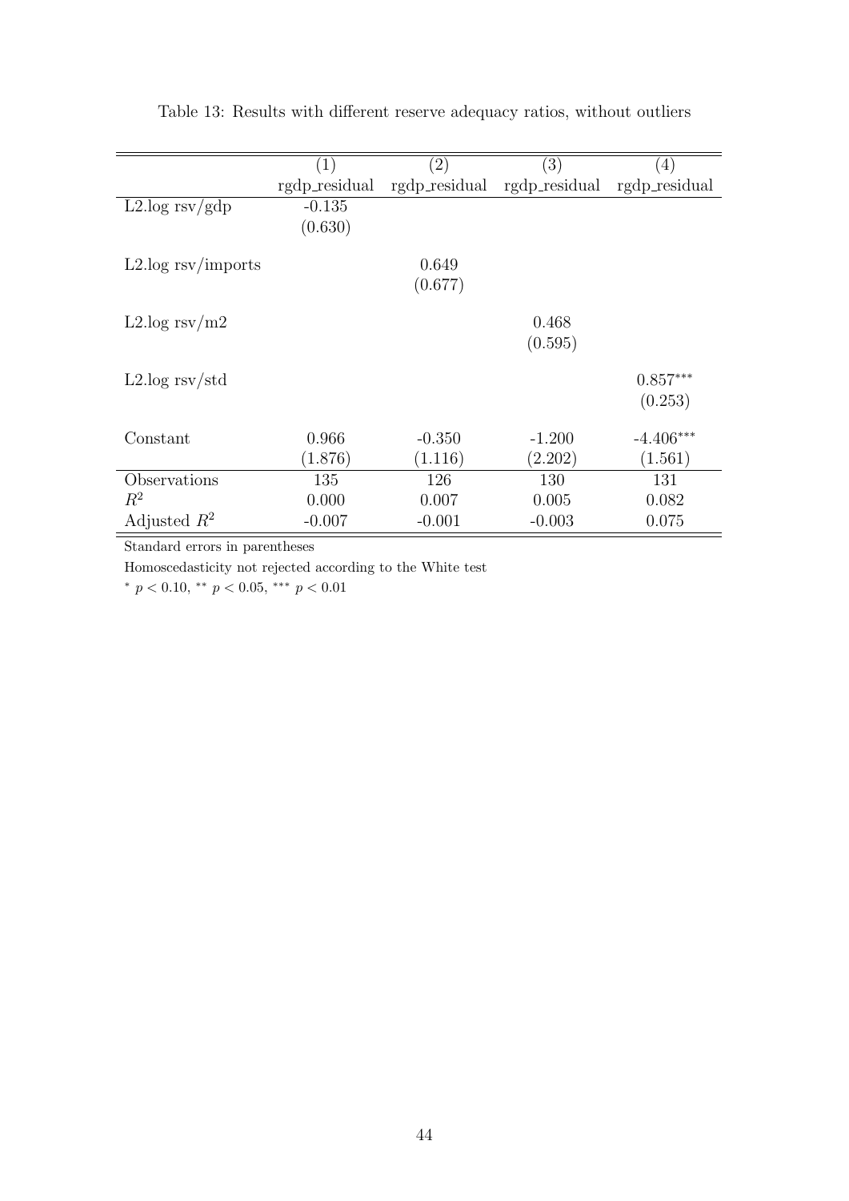Table 13: Results with different reserve adequacy ratios, without outliers

| | (1) | (2) | (3) | (4) |
|---|---|---|---|---|
| | rgdp_residual | rgdp_residual | rgdp_residual | rgdp_residual |
| L2.log rsv/gdp | -0.135 | | | |
| | (0.630) | | | |
| L2.log rsv/imports | | 0.649 | | |
| | | (0.677) | | |
| L2.log rsv/m2 | | | 0.468 | |
| | | | (0.595) | |
| L2.log rsv/std | | | | $0.857^{***}$ |
| | | | | (0.253) |
| Constant | 0.966 | -0.350 | -1.200 | $-4.406^{***}$ |
| | (1.876) | (1.116) | (2.202) | (1.561) |
| Observations | 135 | 126 | 130 | 131 |
| $R^2$ | 0.000 | 0.007 | 0.005 | 0.082 |
| Adjusted $R^2$ | -0.007 | -0.001 | -0.003 | 0.075 |

Standard errors in parentheses

Homoscedasticity not rejected according to the White test

$^{*}$ $p < 0.10$, $^{**}$ $p < 0.05$, $^{***}$ $p < 0.01$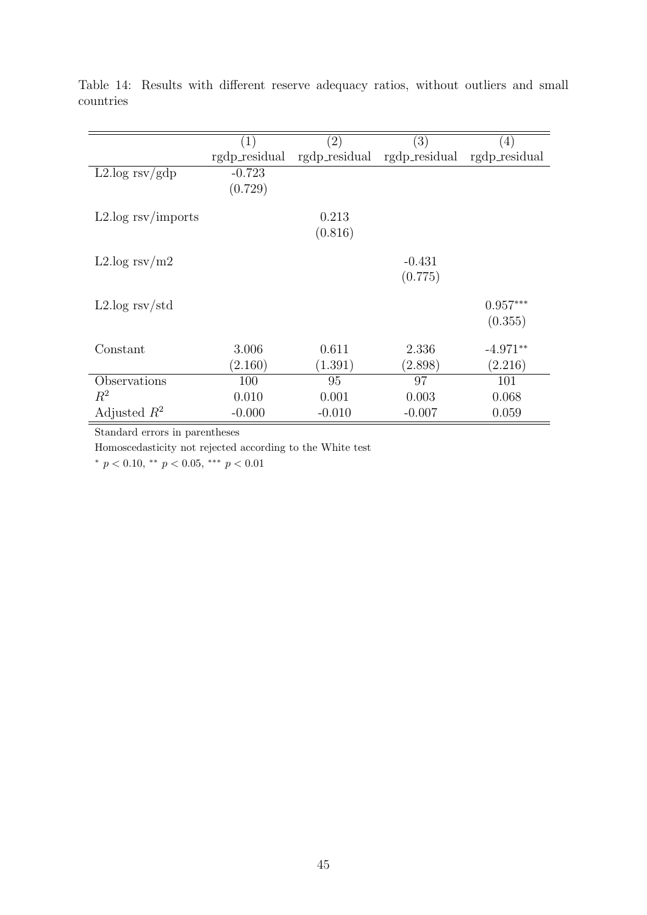Table 14: Results with different reserve adequacy ratios, without outliers and small countries

| | (1) | (2) | (3) | (4) |
|---|---|---|---|---|
| | rgdp_residual | rgdp_residual | rgdp_residual | rgdp_residual |
| L2.log rsv/gdp | -0.723 | | | |
| | (0.729) | | | |
| L2.log rsv/imports | | 0.213 | | |
| | | (0.816) | | |
| L2.log rsv/m2 | | | -0.431 | |
| | | | (0.775) | |
| L2.log rsv/std | | | | $0.957^{***}$ |
| | | | | (0.355) |
| Constant | 3.006 | 0.611 | 2.336 | $-4.971^{**}$ |
| | (2.160) | (1.391) | (2.898) | (2.216) |
| Observations | 100 | 95 | 97 | 101 |
| $R^2$ | 0.010 | 0.001 | 0.003 | 0.068 |
| Adjusted $R^2$ | -0.000 | -0.010 | -0.007 | 0.059 |

Standard errors in parentheses

Homoscedasticity not rejected according to the White test

$^{*}$ $p < 0.10$, $^{**}$ $p < 0.05$, $^{***}$ $p < 0.01$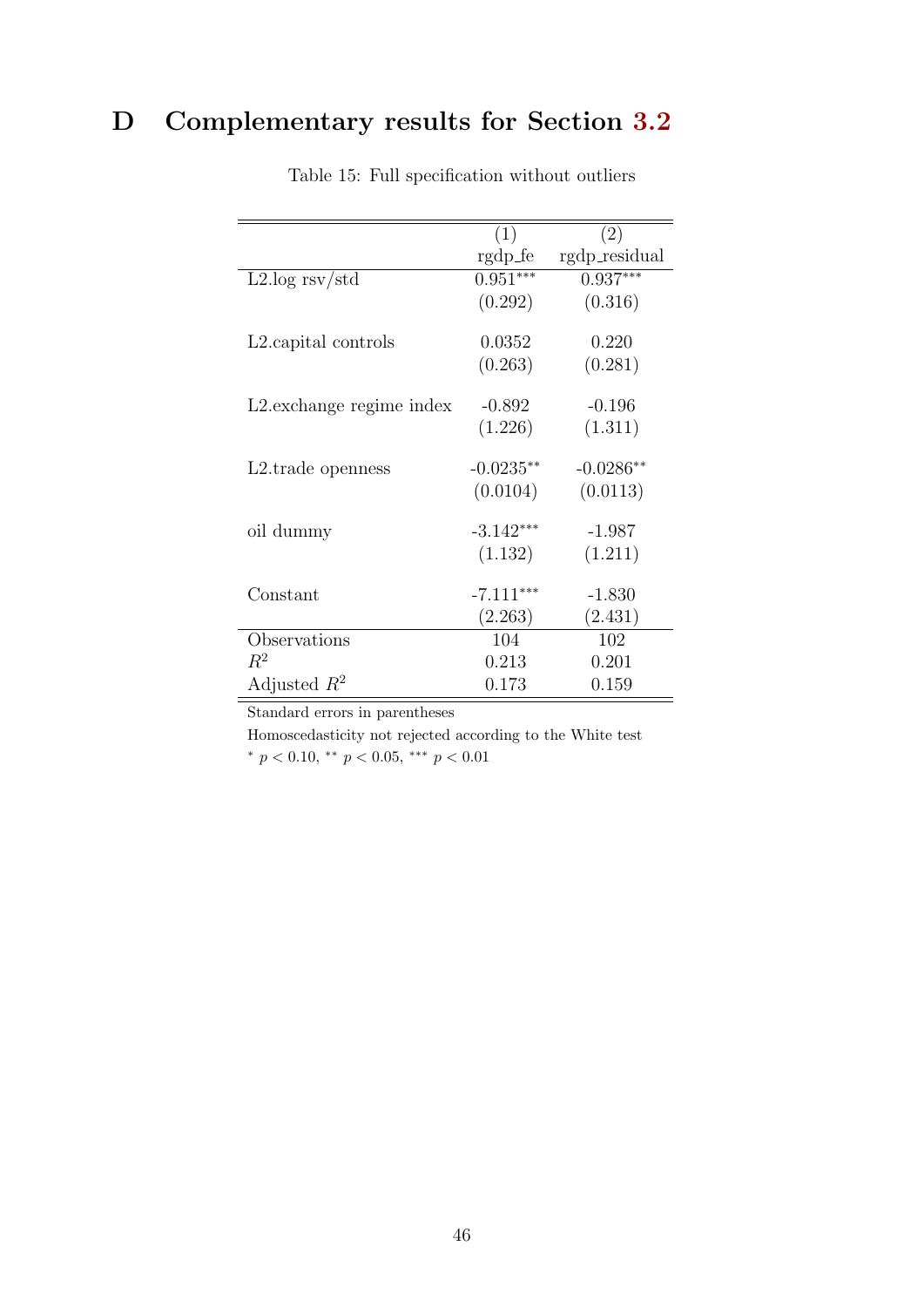# D Complementary results for Section 3.2

Table 15: Full specification without outliers

| | (1) | (2) |
|---|---|---|
| | rgdp_fe | rgdp_residual |
| L2.log rsv/std | 0.951*** | 0.937*** |
| | (0.292) | (0.316) |
| L2.capital controls | 0.0352 | 0.220 |
| | (0.263) | (0.281) |
| L2.exchange regime index | -0.892 | -0.196 |
| | (1.226) | (1.311) |
| L2.trade openness | -0.0235** | -0.0286** |
| | (0.0104) | (0.0113) |
| oil dummy | -3.142*** | -1.987 |
| | (1.132) | (1.211) |
| Constant | -7.111*** | -1.830 |
| | (2.263) | (2.431) |
| Observations | 104 | 102 |
| $R^2$ | 0.213 | 0.201 |
| Adjusted $R^2$ | 0.173 | 0.159 |

Standard errors in parentheses

Homoscedasticity not rejected according to the White test

* $p < 0.10$, ** $p < 0.05$, *** $p < 0.01$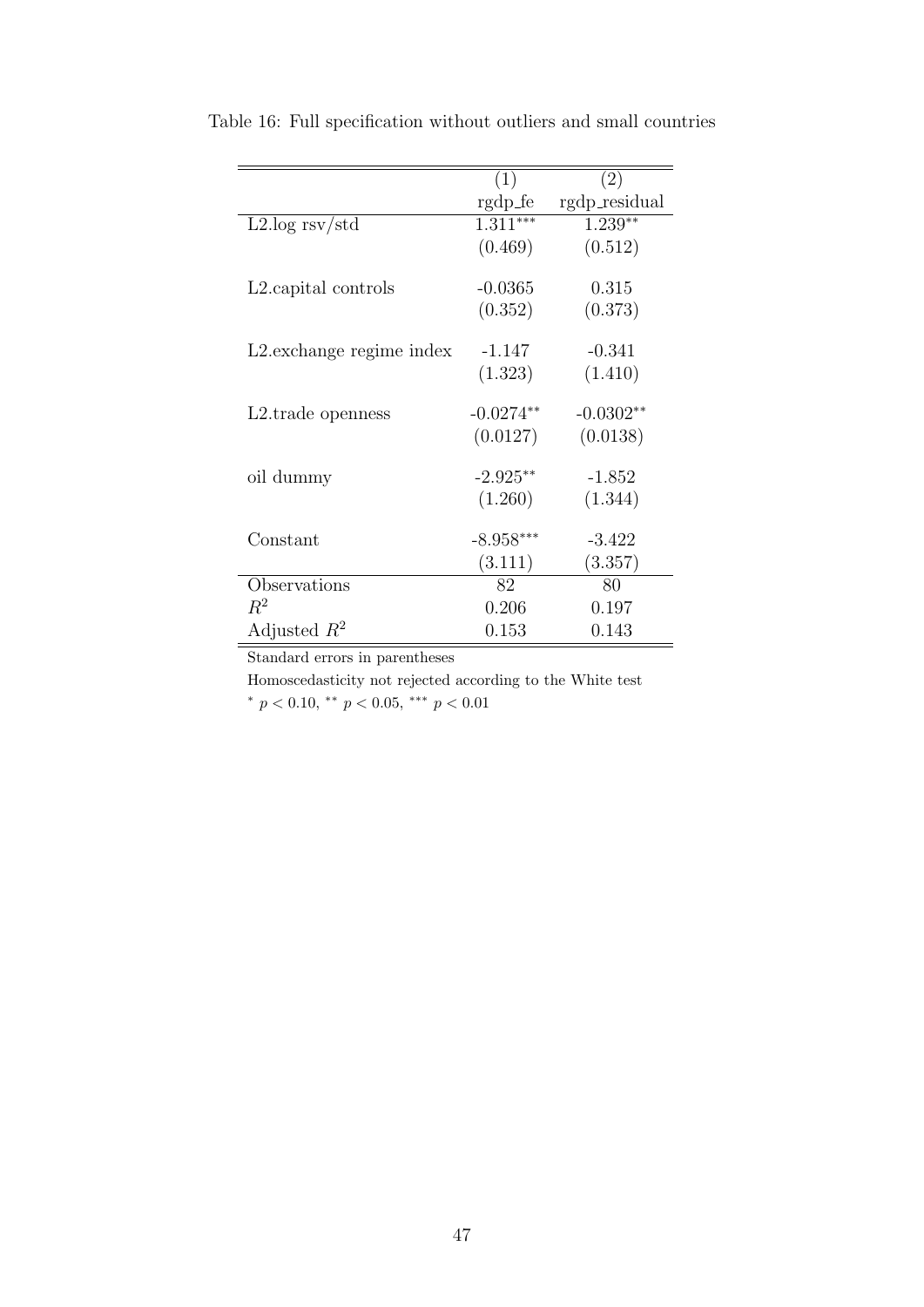Table 16: Full specification without outliers and small countries

| | (1) | (2) |
|---|---|---|
| | rgdp_fe | rgdp_residual |
| L2.log rsv/std | 1.311*** | 1.239** |
| | (0.469) | (0.512) |
| L2.capital controls | -0.0365 | 0.315 |
| | (0.352) | (0.373) |
| L2.exchange regime index | -1.147 | -0.341 |
| | (1.323) | (1.410) |
| L2.trade openness | -0.0274** | -0.0302** |
| | (0.0127) | (0.0138) |
| oil dummy | -2.925** | -1.852 |
| | (1.260) | (1.344) |
| Constant | -8.958*** | -3.422 |
| | (3.111) | (3.357) |
| Observations | 82 | 80 |
| $R^2$ | 0.206 | 0.197 |
| Adjusted $R^2$ | 0.153 | 0.143 |

Standard errors in parentheses

Homoscedasticity not rejected according to the White test

\* $p < 0.10$, ** $p < 0.05$, *** $p < 0.01$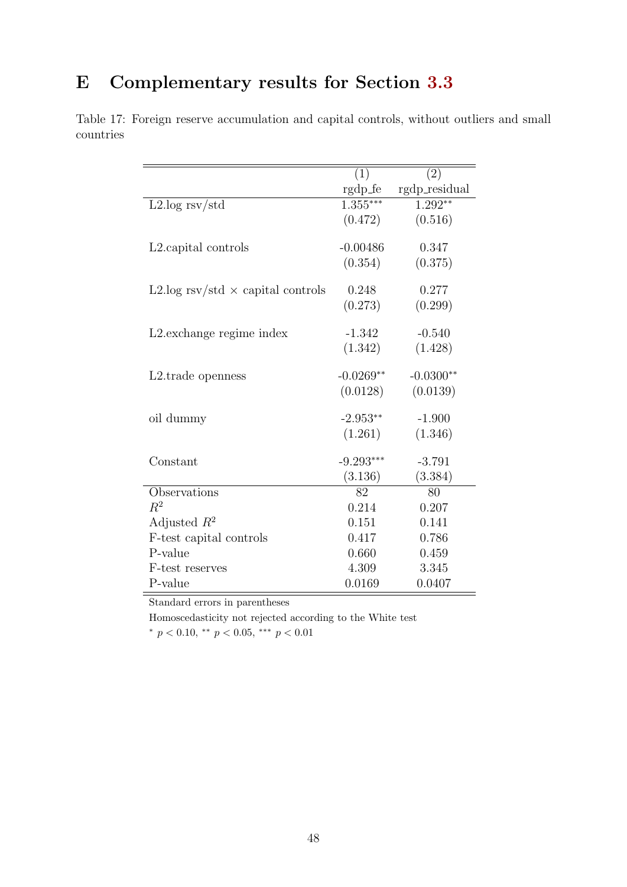# E Complementary results for Section 3.3

Table 17: Foreign reserve accumulation and capital controls, without outliers and small countries

| | (1) | (2) |
|---|---|---|
| | rgdp_fe | rgdp_residual |
| L2.log rsv/std | 1.355*** | 1.292** |
| | (0.472) | (0.516) |
| L2.capital controls | -0.00486 | 0.347 |
| | (0.354) | (0.375) |
| L2.log rsv/std × capital controls | 0.248 | 0.277 |
| | (0.273) | (0.299) |
| L2.exchange regime index | -1.342 | -0.540 |
| | (1.342) | (1.428) |
| L2.trade openness | -0.0269** | -0.0300** |
| | (0.0128) | (0.0139) |
| oil dummy | -2.953** | -1.900 |
| | (1.261) | (1.346) |
| Constant | -9.293*** | -3.791 |
| | (3.136) | (3.384) |
| Observations | 82 | 80 |
| $R^2$ | 0.214 | 0.207 |
| Adjusted $R^2$ | 0.151 | 0.141 |
| F-test capital controls | 0.417 | 0.786 |
| P-value | 0.660 | 0.459 |
| F-test reserves | 4.309 | 3.345 |
| P-value | 0.0169 | 0.0407 |

Standard errors in parentheses

Homoscedasticity not rejected according to the White test

* $p < 0.10$, ** $p < 0.05$, *** $p < 0.01$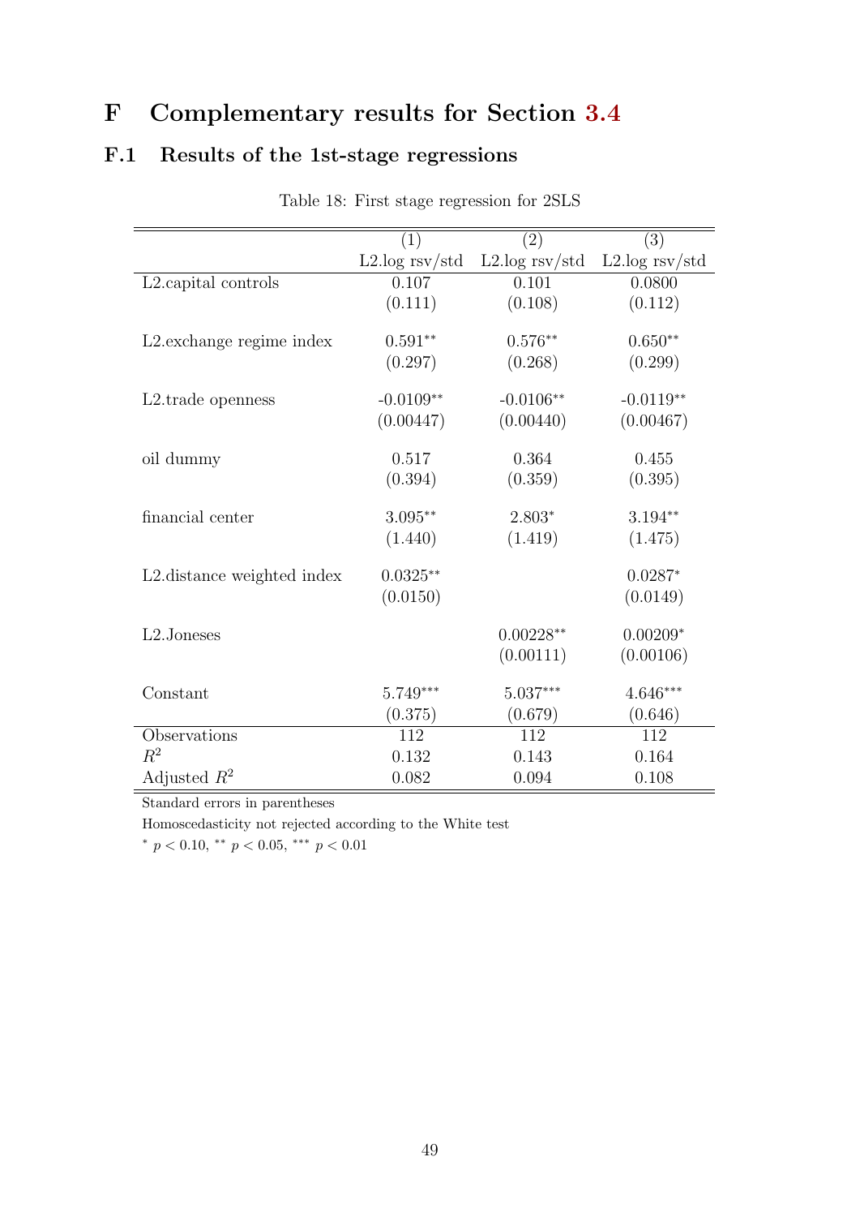# F Complementary results for Section 3.4

## F.1 Results of the 1st-stage regressions

Table 18: First stage regression for 2SLS

| | (1) | (2) | (3) |
|---|---|---|---|
| | L2.log rsv/std | L2.log rsv/std | L2.log rsv/std |
| L2.capital controls | 0.107 | 0.101 | 0.0800 |
| | (0.111) | (0.108) | (0.112) |
| L2.exchange regime index | $0.591^{**}$ | $0.576^{**}$ | $0.650^{**}$ |
| | (0.297) | (0.268) | (0.299) |
| L2.trade openness | $-0.0109^{**}$ | $-0.0106^{**}$ | $-0.0119^{**}$ |
| | (0.00447) | (0.00440) | (0.00467) |
| oil dummy | 0.517 | 0.364 | 0.455 |
| | (0.394) | (0.359) | (0.395) |
| financial center | $3.095^{**}$ | $2.803^{*}$ | $3.194^{**}$ |
| | (1.440) | (1.419) | (1.475) |
| L2.distance weighted index | $0.0325^{**}$ | | $0.0287^{*}$ |
| | (0.0150) | | (0.0149) |
| L2.Joneses | | $0.00228^{**}$ | $0.00209^{*}$ |
| | | (0.00111) | (0.00106) |
| Constant | $5.749^{***}$ | $5.037^{***}$ | $4.646^{***}$ |
| | (0.375) | (0.679) | (0.646) |
| Observations | 112 | 112 | 112 |
| $R^2$ | 0.132 | 0.143 | 0.164 |
| Adjusted $R^2$ | 0.082 | 0.094 | 0.108 |

Standard errors in parentheses

Homoscedasticity not rejected according to the White test

$^{*}$ $p < 0.10$, $^{**}$ $p < 0.05$, $^{***}$ $p < 0.01$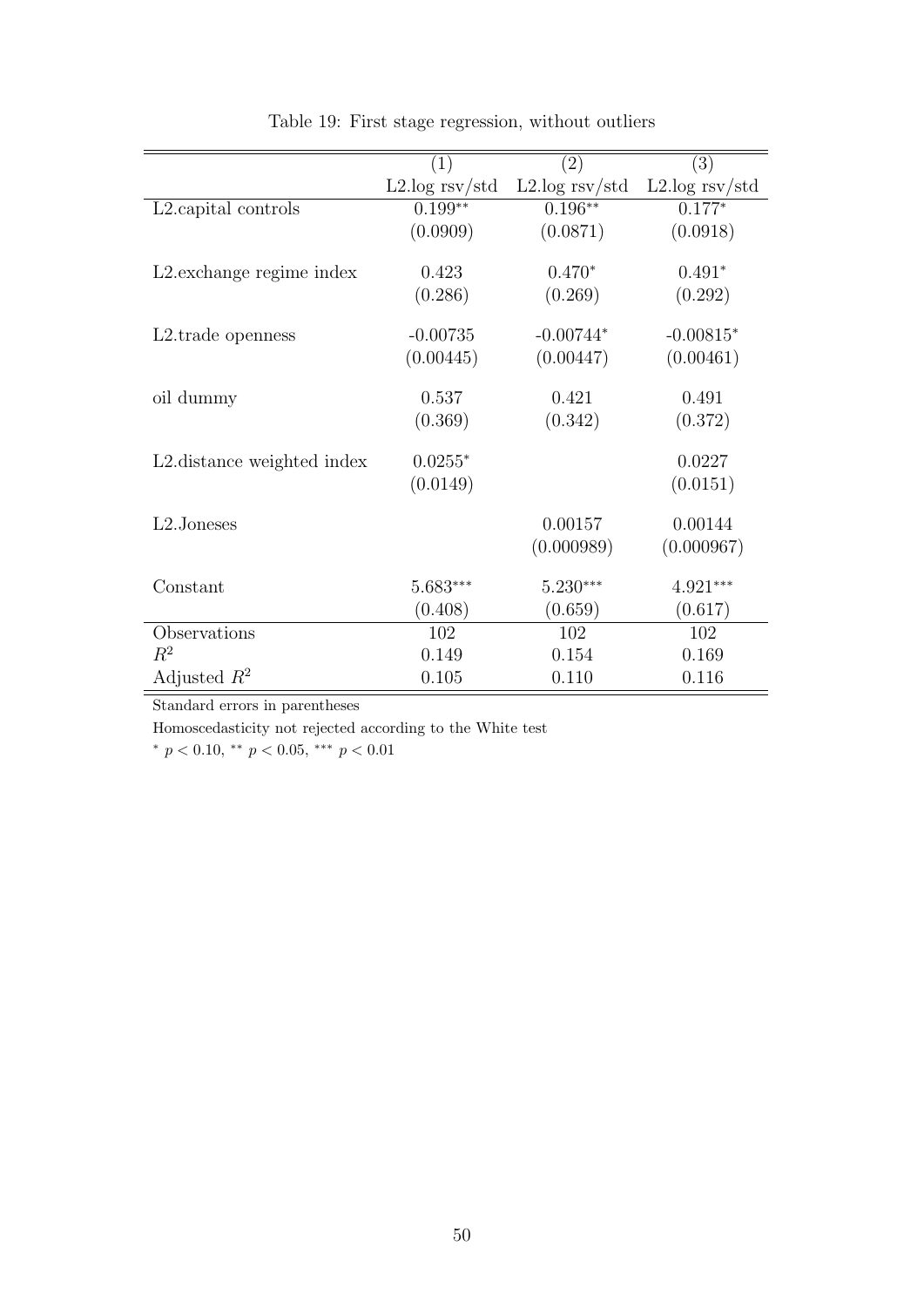Table 19: First stage regression, without outliers

| | (1) | (2) | (3) |
|---|---|---|---|
| | L2.log rsv/std | L2.log rsv/std | L2.log rsv/std |
| L2.capital controls | 0.199** | 0.196** | 0.177* |
| | (0.0909) | (0.0871) | (0.0918) |
| L2.exchange regime index | 0.423 | 0.470* | 0.491* |
| | (0.286) | (0.269) | (0.292) |
| L2.trade openness | -0.00735 | -0.00744* | -0.00815* |
| | (0.00445) | (0.00447) | (0.00461) |
| oil dummy | 0.537 | 0.421 | 0.491 |
| | (0.369) | (0.342) | (0.372) |
| L2.distance weighted index | 0.0255* | | 0.0227 |
| | (0.0149) | | (0.0151) |
| L2.Joneses | | 0.00157 | 0.00144 |
| | | (0.000989) | (0.000967) |
| Constant | 5.683*** | 5.230*** | 4.921*** |
| | (0.408) | (0.659) | (0.617) |
| Observations | 102 | 102 | 102 |
| $R^2$ | 0.149 | 0.154 | 0.169 |
| Adjusted $R^2$ | 0.105 | 0.110 | 0.116 |

Standard errors in parentheses

Homoscedasticity not rejected according to the White test

* $p < 0.10$, ** $p < 0.05$, *** $p < 0.01$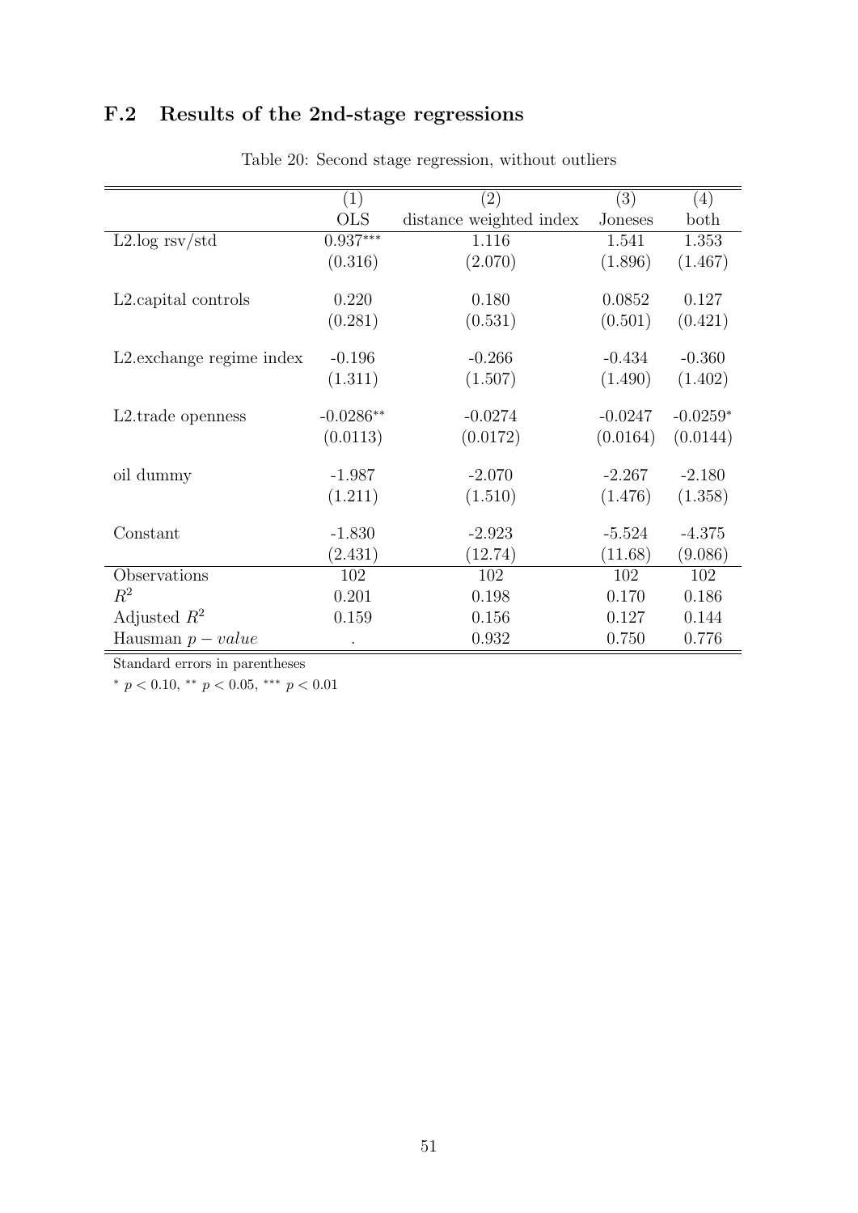## F.2 Results of the 2nd-stage regressions

Table 20: Second stage regression, without outliers

| | (1) | (2) | (3) | (4) |
|---|---|---|---|---|
| | OLS | distance weighted index | Joneses | both |
| L2.log rsv/std | 0.937*** | 1.116 | 1.541 | 1.353 |
| | (0.316) | (2.070) | (1.896) | (1.467) |
| L2.capital controls | 0.220 | 0.180 | 0.0852 | 0.127 |
| | (0.281) | (0.531) | (0.501) | (0.421) |
| L2.exchange regime index | -0.196 | -0.266 | -0.434 | -0.360 |
| | (1.311) | (1.507) | (1.490) | (1.402) |
| L2.trade openness | -0.0286** | -0.0274 | -0.0247 | -0.0259* |
| | (0.0113) | (0.0172) | (0.0164) | (0.0144) |
| oil dummy | -1.987 | -2.070 | -2.267 | -2.180 |
| | (1.211) | (1.510) | (1.476) | (1.358) |
| Constant | -1.830 | -2.923 | -5.524 | -4.375 |
| | (2.431) | (12.74) | (11.68) | (9.086) |
| Observations | 102 | 102 | 102 | 102 |
| $R^2$ | 0.201 | 0.198 | 0.170 | 0.186 |
| Adjusted $R^2$ | 0.159 | 0.156 | 0.127 | 0.144 |
| Hausman $p-value$ | . | 0.932 | 0.750 | 0.776 |

Standard errors in parentheses

$^{*}$ $p < 0.10$, $^{**}$ $p < 0.05$, $^{***}$ $p < 0.01$